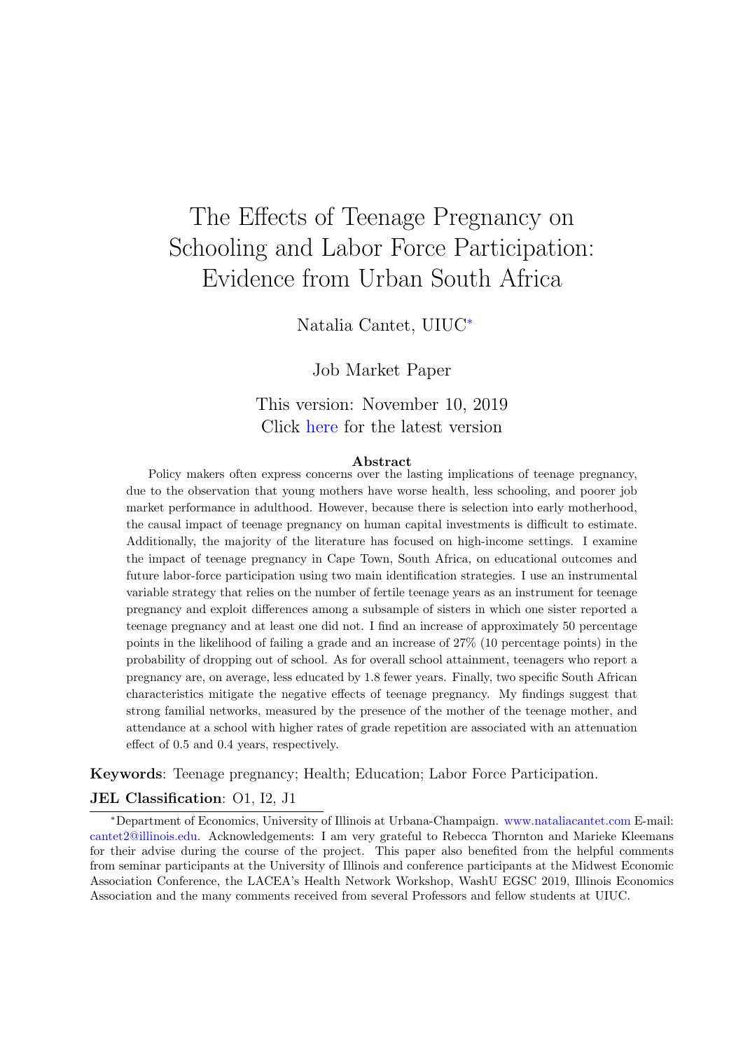# The Effects of Teenage Pregnancy on Schooling and Labor Force Participation: Evidence from Urban South Africa

Natalia Cantet, UIUC*

Job Market Paper

This version: November 10, 2019
Click here for the latest version

**Abstract**

Policy makers often express concerns over the lasting implications of teenage pregnancy, due to the observation that young mothers have worse health, less schooling, and poorer job market performance in adulthood. However, because there is selection into early motherhood, the causal impact of teenage pregnancy on human capital investments is difficult to estimate. Additionally, the majority of the literature has focused on high-income settings. I examine the impact of teenage pregnancy in Cape Town, South Africa, on educational outcomes and future labor-force participation using two main identification strategies. I use an instrumental variable strategy that relies on the number of fertile teenage years as an instrument for teenage pregnancy and exploit differences among a subsample of sisters in which one sister reported a teenage pregnancy and at least one did not. I find an increase of approximately 50 percentage points in the likelihood of failing a grade and an increase of 27% (10 percentage points) in the probability of dropping out of school. As for overall school attainment, teenagers who report a pregnancy are, on average, less educated by 1.8 fewer years. Finally, two specific South African characteristics mitigate the negative effects of teenage pregnancy. My findings suggest that strong familial networks, measured by the presence of the mother of the teenage mother, and attendance at a school with higher rates of grade repetition are associated with an attenuation effect of 0.5 and 0.4 years, respectively.

**Keywords**: Teenage pregnancy; Health; Education; Labor Force Participation.

**JEL Classification**: O1, I2, J1

*Department of Economics, University of Illinois at Urbana-Champaign. www.nataliacantet.com E-mail: cantet2@illinois.edu. Acknowledgements: I am very grateful to Rebecca Thornton and Marieke Kleemans for their advise during the course of the project. This paper also benefited from the helpful comments from seminar participants at the University of Illinois and conference participants at the Midwest Economic Association Conference, the LACEA's Health Network Workshop, WashU EGSC 2019, Illinois Economics Association and the many comments received from several Professors and fellow students at UIUC.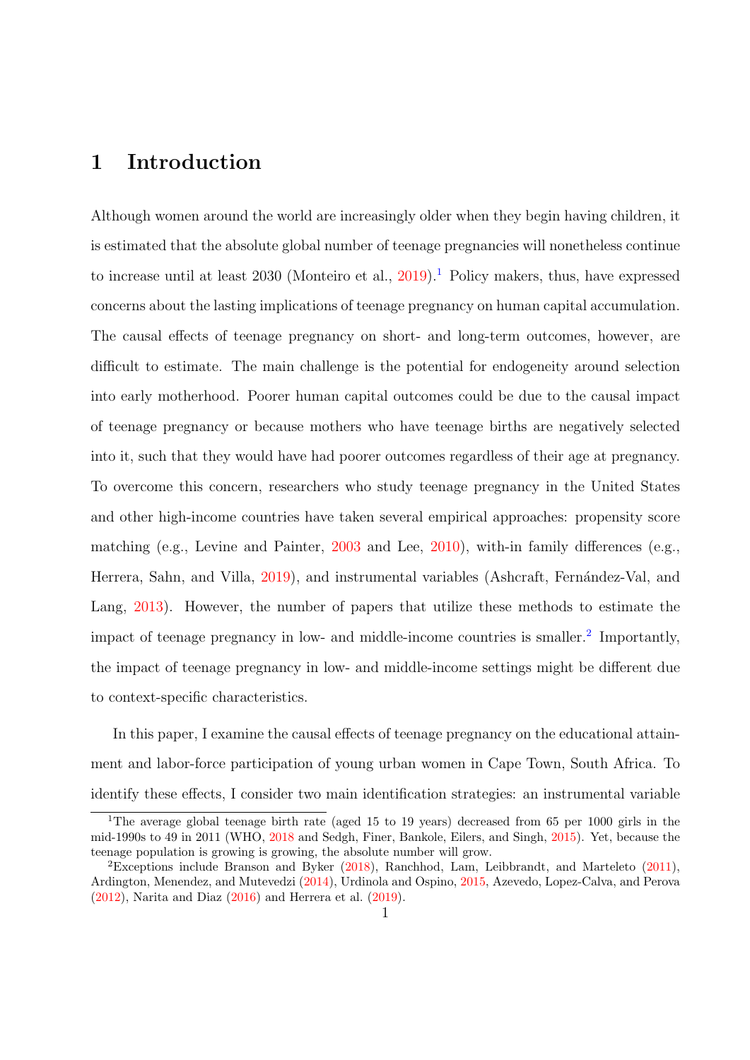# 1 Introduction

Although women around the world are increasingly older when they begin having children, it is estimated that the absolute global number of teenage pregnancies will nonetheless continue to increase until at least 2030 (Monteiro et al., 2019).[1] Policy makers, thus, have expressed concerns about the lasting implications of teenage pregnancy on human capital accumulation. The causal effects of teenage pregnancy on short- and long-term outcomes, however, are difficult to estimate. The main challenge is the potential for endogeneity around selection into early motherhood. Poorer human capital outcomes could be due to the causal impact of teenage pregnancy or because mothers who have teenage births are negatively selected into it, such that they would have had poorer outcomes regardless of their age at pregnancy. To overcome this concern, researchers who study teenage pregnancy in the United States and other high-income countries have taken several empirical approaches: propensity score matching (e.g., Levine and Painter, 2003 and Lee, 2010), with-in family differences (e.g., Herrera, Sahn, and Villa, 2019), and instrumental variables (Ashcraft, Fernández-Val, and Lang, 2013). However, the number of papers that utilize these methods to estimate the impact of teenage pregnancy in low- and middle-income countries is smaller.[2] Importantly, the impact of teenage pregnancy in low- and middle-income settings might be different due to context-specific characteristics.

In this paper, I examine the causal effects of teenage pregnancy on the educational attainment and labor-force participation of young urban women in Cape Town, South Africa. To identify these effects, I consider two main identification strategies: an instrumental variable

[1] The average global teenage birth rate (aged 15 to 19 years) decreased from 65 per 1000 girls in the mid-1990s to 49 in 2011 (WHO, 2018 and Sedgh, Finer, Bankole, Eilers, and Singh, 2015). Yet, because the teenage population is growing is growing, the absolute number will grow.

[2] Exceptions include Branson and Byker (2018), Ranchhod, Lam, Leibbrandt, and Marteleto (2011), Ardington, Menendez, and Mutevedzi (2014), Urdinola and Ospino, 2015, Azevedo, Lopez-Calva, and Perova (2012), Narita and Diaz (2016) and Herrera et al. (2019).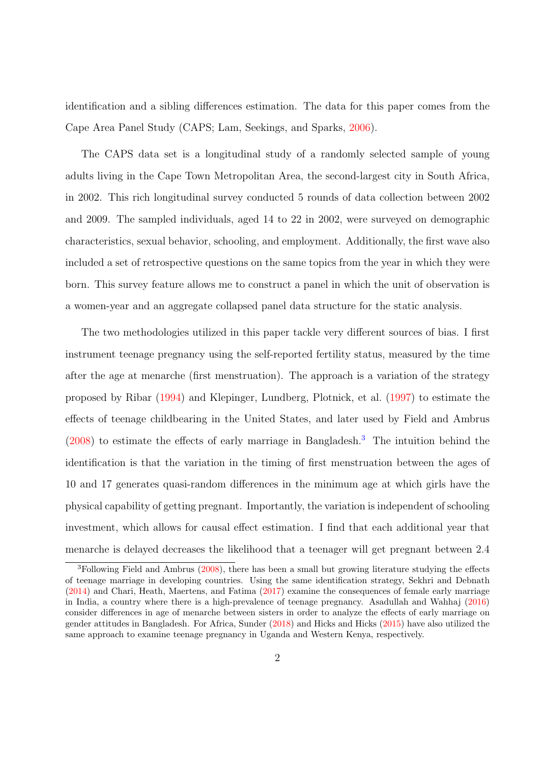identification and a sibling differences estimation. The data for this paper comes from the Cape Area Panel Study (CAPS; Lam, Seekings, and Sparks, 2006).

The CAPS data set is a longitudinal study of a randomly selected sample of young adults living in the Cape Town Metropolitan Area, the second-largest city in South Africa, in 2002. This rich longitudinal survey conducted 5 rounds of data collection between 2002 and 2009. The sampled individuals, aged 14 to 22 in 2002, were surveyed on demographic characteristics, sexual behavior, schooling, and employment. Additionally, the first wave also included a set of retrospective questions on the same topics from the year in which they were born. This survey feature allows me to construct a panel in which the unit of observation is a women-year and an aggregate collapsed panel data structure for the static analysis.

The two methodologies utilized in this paper tackle very different sources of bias. I first instrument teenage pregnancy using the self-reported fertility status, measured by the time after the age at menarche (first menstruation). The approach is a variation of the strategy proposed by Ribar (1994) and Klepinger, Lundberg, Plotnick, et al. (1997) to estimate the effects of teenage childbearing in the United States, and later used by Field and Ambrus (2008) to estimate the effects of early marriage in Bangladesh.[3] The intuition behind the identification is that the variation in the timing of first menstruation between the ages of 10 and 17 generates quasi-random differences in the minimum age at which girls have the physical capability of getting pregnant. Importantly, the variation is independent of schooling investment, which allows for causal effect estimation. I find that each additional year that menarche is delayed decreases the likelihood that a teenager will get pregnant between 2.4

[3]Following Field and Ambrus (2008), there has been a small but growing literature studying the effects of teenage marriage in developing countries. Using the same identification strategy, Sekhri and Debnath (2014) and Chari, Heath, Maertens, and Fatima (2017) examine the consequences of female early marriage in India, a country where there is a high-prevalence of teenage pregnancy. Asadullah and Wahhaj (2016) consider differences in age of menarche between sisters in order to analyze the effects of early marriage on gender attitudes in Bangladesh. For Africa, Sunder (2018) and Hicks and Hicks (2015) have also utilized the same approach to examine teenage pregnancy in Uganda and Western Kenya, respectively.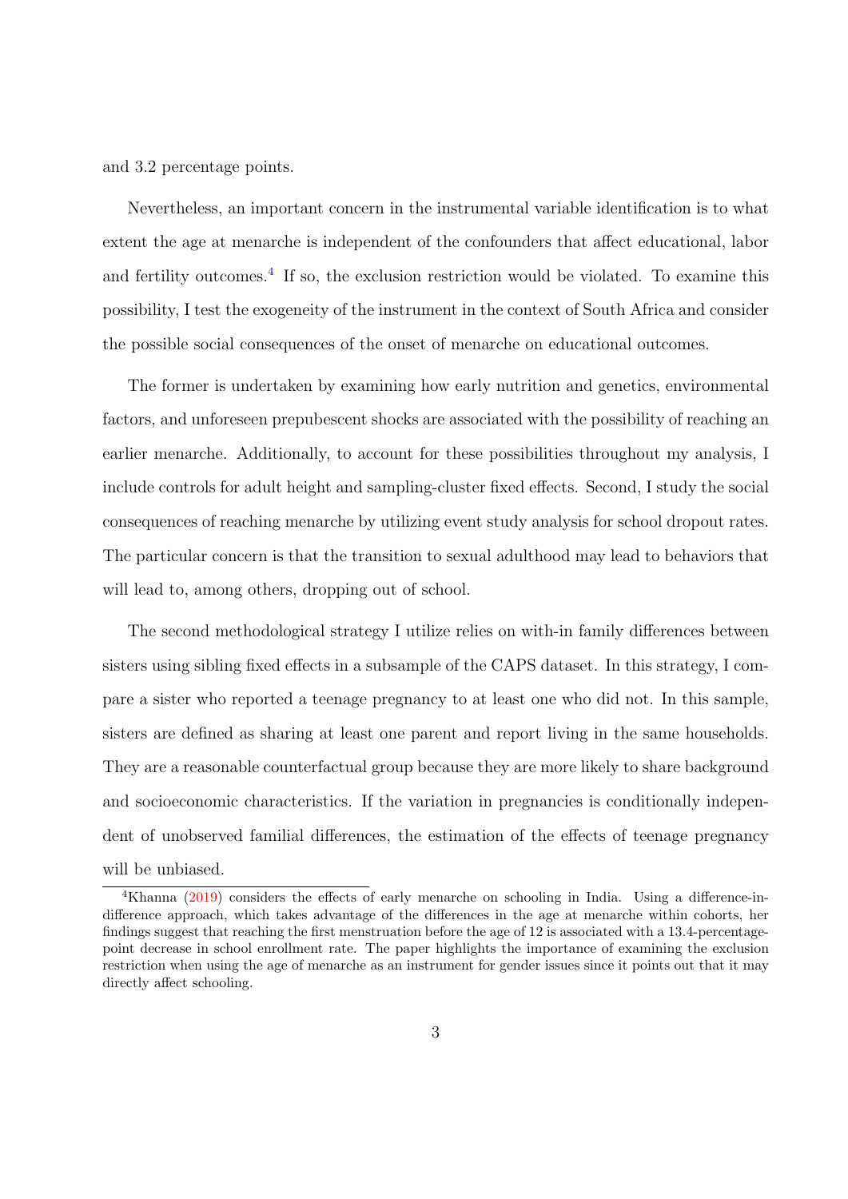and 3.2 percentage points.

Nevertheless, an important concern in the instrumental variable identification is to what extent the age at menarche is independent of the confounders that affect educational, labor and fertility outcomes.[4] If so, the exclusion restriction would be violated. To examine this possibility, I test the exogeneity of the instrument in the context of South Africa and consider the possible social consequences of the onset of menarche on educational outcomes.

The former is undertaken by examining how early nutrition and genetics, environmental factors, and unforeseen prepubescent shocks are associated with the possibility of reaching an earlier menarche. Additionally, to account for these possibilities throughout my analysis, I include controls for adult height and sampling-cluster fixed effects. Second, I study the social consequences of reaching menarche by utilizing event study analysis for school dropout rates. The particular concern is that the transition to sexual adulthood may lead to behaviors that will lead to, among others, dropping out of school.

The second methodological strategy I utilize relies on with-in family differences between sisters using sibling fixed effects in a subsample of the CAPS dataset. In this strategy, I compare a sister who reported a teenage pregnancy to at least one who did not. In this sample, sisters are defined as sharing at least one parent and report living in the same households. They are a reasonable counterfactual group because they are more likely to share background and socioeconomic characteristics. If the variation in pregnancies is conditionally independent of unobserved familial differences, the estimation of the effects of teenage pregnancy will be unbiased.

[4]Khanna (2019) considers the effects of early menarche on schooling in India. Using a difference-in-difference approach, which takes advantage of the differences in the age at menarche within cohorts, her findings suggest that reaching the first menstruation before the age of 12 is associated with a 13.4-percentage-point decrease in school enrollment rate. The paper highlights the importance of examining the exclusion restriction when using the age of menarche as an instrument for gender issues since it points out that it may directly affect schooling.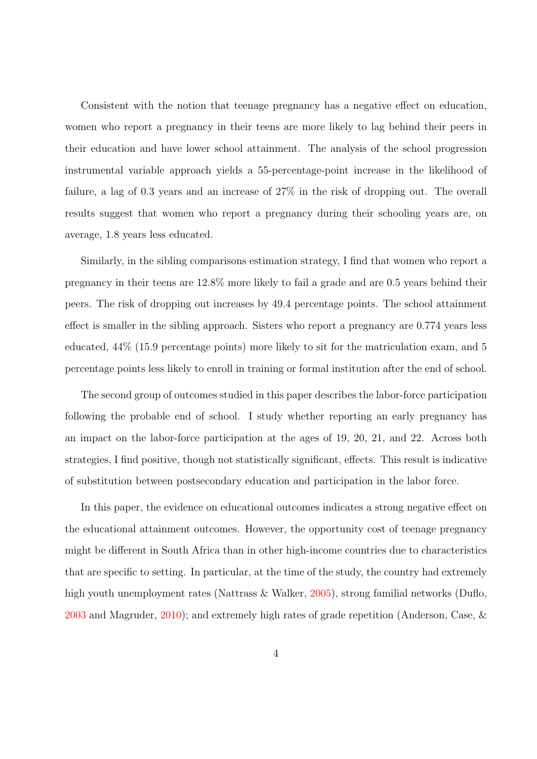Consistent with the notion that teenage pregnancy has a negative effect on education, women who report a pregnancy in their teens are more likely to lag behind their peers in their education and have lower school attainment. The analysis of the school progression instrumental variable approach yields a 55-percentage-point increase in the likelihood of failure, a lag of 0.3 years and an increase of 27% in the risk of dropping out. The overall results suggest that women who report a pregnancy during their schooling years are, on average, 1.8 years less educated.

Similarly, in the sibling comparisons estimation strategy, I find that women who report a pregnancy in their teens are 12.8% more likely to fail a grade and are 0.5 years behind their peers. The risk of dropping out increases by 49.4 percentage points. The school attainment effect is smaller in the sibling approach. Sisters who report a pregnancy are 0.774 years less educated, 44% (15.9 percentage points) more likely to sit for the matriculation exam, and 5 percentage points less likely to enroll in training or formal institution after the end of school.

The second group of outcomes studied in this paper describes the labor-force participation following the probable end of school. I study whether reporting an early pregnancy has an impact on the labor-force participation at the ages of 19, 20, 21, and 22. Across both strategies, I find positive, though not statistically significant, effects. This result is indicative of substitution between postsecondary education and participation in the labor force.

In this paper, the evidence on educational outcomes indicates a strong negative effect on the educational attainment outcomes. However, the opportunity cost of teenage pregnancy might be different in South Africa than in other high-income countries due to characteristics that are specific to setting. In particular, at the time of the study, the country had extremely high youth unemployment rates (Nattrass & Walker, 2005), strong familial networks (Duflo, 2003 and Magruder, 2010); and extremely high rates of grade repetition (Anderson, Case, &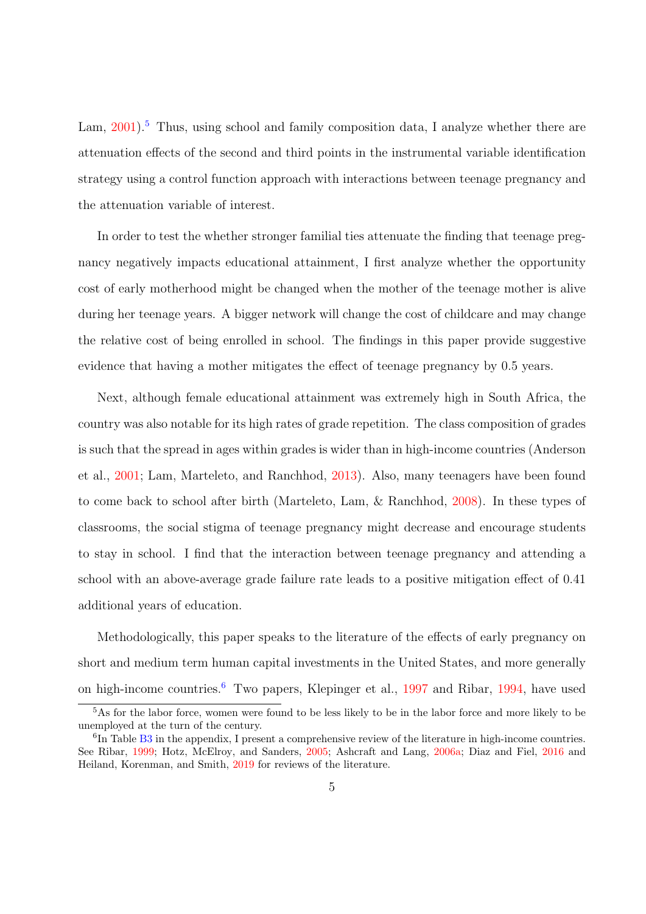Lam, 2001).[5] Thus, using school and family composition data, I analyze whether there are attenuation effects of the second and third points in the instrumental variable identification strategy using a control function approach with interactions between teenage pregnancy and the attenuation variable of interest.

In order to test the whether stronger familial ties attenuate the finding that teenage pregnancy negatively impacts educational attainment, I first analyze whether the opportunity cost of early motherhood might be changed when the mother of the teenage mother is alive during her teenage years. A bigger network will change the cost of childcare and may change the relative cost of being enrolled in school. The findings in this paper provide suggestive evidence that having a mother mitigates the effect of teenage pregnancy by 0.5 years.

Next, although female educational attainment was extremely high in South Africa, the country was also notable for its high rates of grade repetition. The class composition of grades is such that the spread in ages within grades is wider than in high-income countries (Anderson et al., 2001; Lam, Marteleto, and Ranchhod, 2013). Also, many teenagers have been found to come back to school after birth (Marteleto, Lam, & Ranchhod, 2008). In these types of classrooms, the social stigma of teenage pregnancy might decrease and encourage students to stay in school. I find that the interaction between teenage pregnancy and attending a school with an above-average grade failure rate leads to a positive mitigation effect of 0.41 additional years of education.

Methodologically, this paper speaks to the literature of the effects of early pregnancy on short and medium term human capital investments in the United States, and more generally on high-income countries.[6] Two papers, Klepinger et al., 1997 and Ribar, 1994, have used

[5] As for the labor force, women were found to be less likely to be in the labor force and more likely to be unemployed at the turn of the century.

[6] In Table B3 in the appendix, I present a comprehensive review of the literature in high-income countries. See Ribar, 1999; Hotz, McElroy, and Sanders, 2005; Ashcraft and Lang, 2006a; Diaz and Fiel, 2016 and Heiland, Korenman, and Smith, 2019 for reviews of the literature.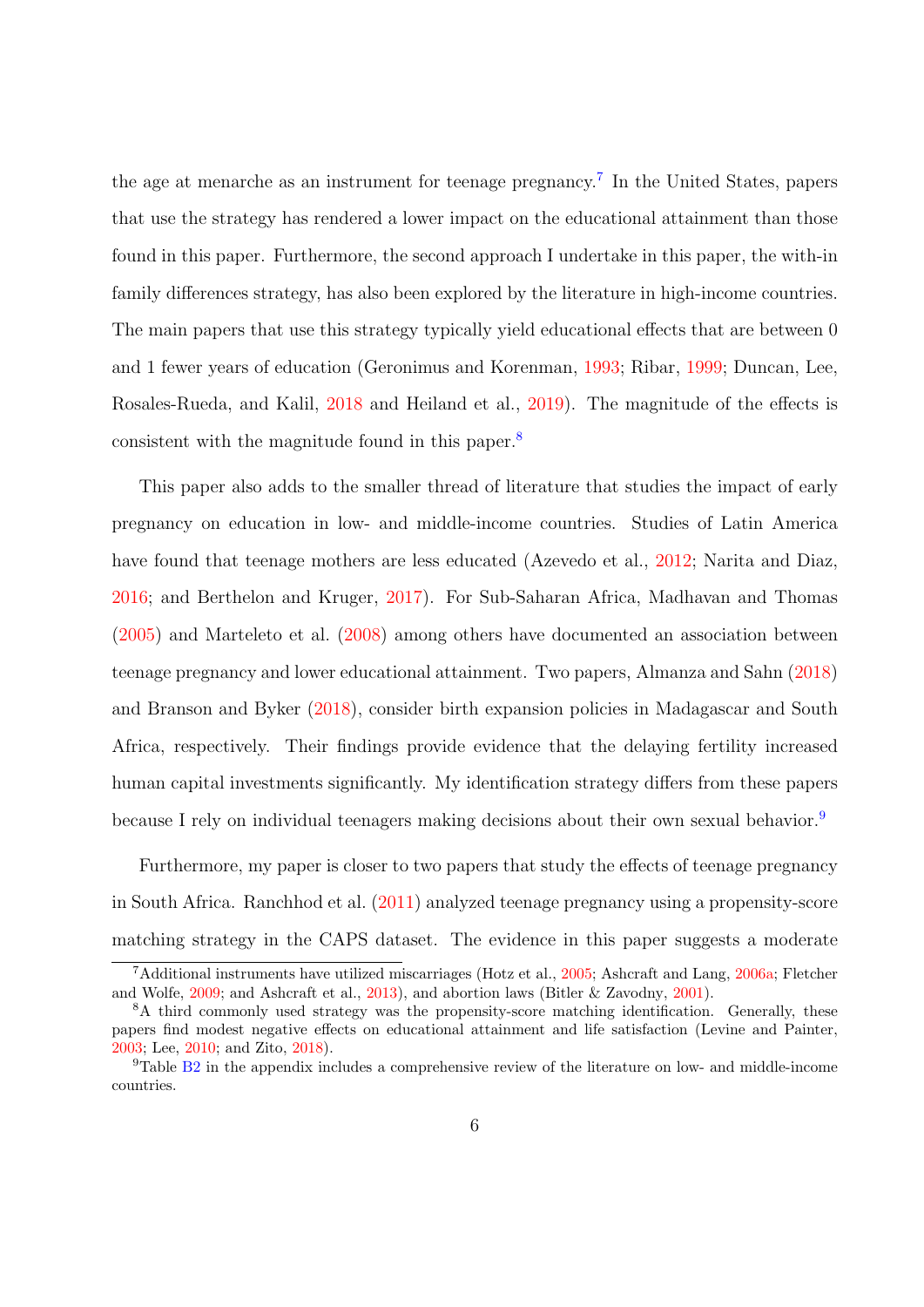the age at menarche as an instrument for teenage pregnancy.[7] In the United States, papers that use the strategy has rendered a lower impact on the educational attainment than those found in this paper. Furthermore, the second approach I undertake in this paper, the with-in family differences strategy, has also been explored by the literature in high-income countries. The main papers that use this strategy typically yield educational effects that are between 0 and 1 fewer years of education (Geronimus and Korenman, 1993; Ribar, 1999; Duncan, Lee, Rosales-Rueda, and Kalil, 2018 and Heiland et al., 2019). The magnitude of the effects is consistent with the magnitude found in this paper.[8]

This paper also adds to the smaller thread of literature that studies the impact of early pregnancy on education in low- and middle-income countries. Studies of Latin America have found that teenage mothers are less educated (Azevedo et al., 2012; Narita and Diaz, 2016; and Berthelon and Kruger, 2017). For Sub-Saharan Africa, Madhavan and Thomas (2005) and Marteleto et al. (2008) among others have documented an association between teenage pregnancy and lower educational attainment. Two papers, Almanza and Sahn (2018) and Branson and Byker (2018), consider birth expansion policies in Madagascar and South Africa, respectively. Their findings provide evidence that the delaying fertility increased human capital investments significantly. My identification strategy differs from these papers because I rely on individual teenagers making decisions about their own sexual behavior.[9]

Furthermore, my paper is closer to two papers that study the effects of teenage pregnancy in South Africa. Ranchhod et al. (2011) analyzed teenage pregnancy using a propensity-score matching strategy in the CAPS dataset. The evidence in this paper suggests a moderate

---

[7] Additional instruments have utilized miscarriages (Hotz et al., 2005; Ashcraft and Lang, 2006a; Fletcher and Wolfe, 2009; and Ashcraft et al., 2013), and abortion laws (Bitler & Zavodny, 2001).

[8] A third commonly used strategy was the propensity-score matching identification. Generally, these papers find modest negative effects on educational attainment and life satisfaction (Levine and Painter, 2003; Lee, 2010; and Zito, 2018).

[9] Table B2 in the appendix includes a comprehensive review of the literature on low- and middle-income countries.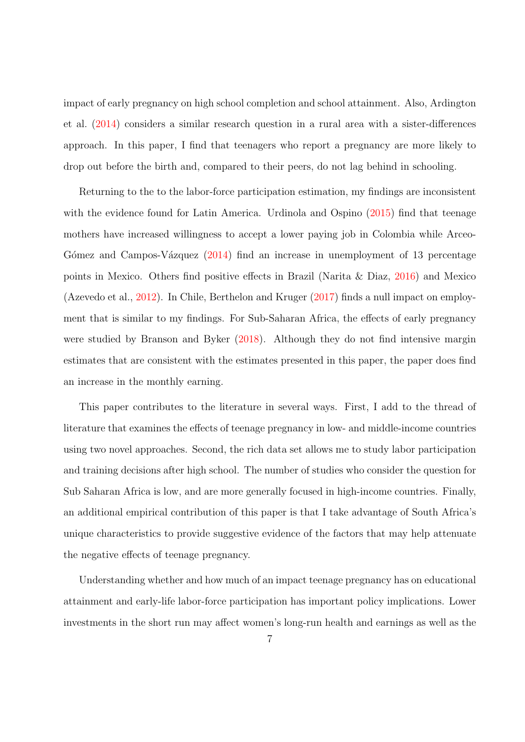impact of early pregnancy on high school completion and school attainment. Also, Ardington et al. (2014) considers a similar research question in a rural area with a sister-differences approach. In this paper, I find that teenagers who report a pregnancy are more likely to drop out before the birth and, compared to their peers, do not lag behind in schooling.

Returning to the to the labor-force participation estimation, my findings are inconsistent with the evidence found for Latin America. Urdinola and Ospino (2015) find that teenage mothers have increased willingness to accept a lower paying job in Colombia while Arceo-Gómez and Campos-Vázquez (2014) find an increase in unemployment of 13 percentage points in Mexico. Others find positive effects in Brazil (Narita & Diaz, 2016) and Mexico (Azevedo et al., 2012). In Chile, Berthelon and Kruger (2017) finds a null impact on employment that is similar to my findings. For Sub-Saharan Africa, the effects of early pregnancy were studied by Branson and Byker (2018). Although they do not find intensive margin estimates that are consistent with the estimates presented in this paper, the paper does find an increase in the monthly earning.

This paper contributes to the literature in several ways. First, I add to the thread of literature that examines the effects of teenage pregnancy in low- and middle-income countries using two novel approaches. Second, the rich data set allows me to study labor participation and training decisions after high school. The number of studies who consider the question for Sub Saharan Africa is low, and are more generally focused in high-income countries. Finally, an additional empirical contribution of this paper is that I take advantage of South Africa's unique characteristics to provide suggestive evidence of the factors that may help attenuate the negative effects of teenage pregnancy.

Understanding whether and how much of an impact teenage pregnancy has on educational attainment and early-life labor-force participation has important policy implications. Lower investments in the short run may affect women's long-run health and earnings as well as the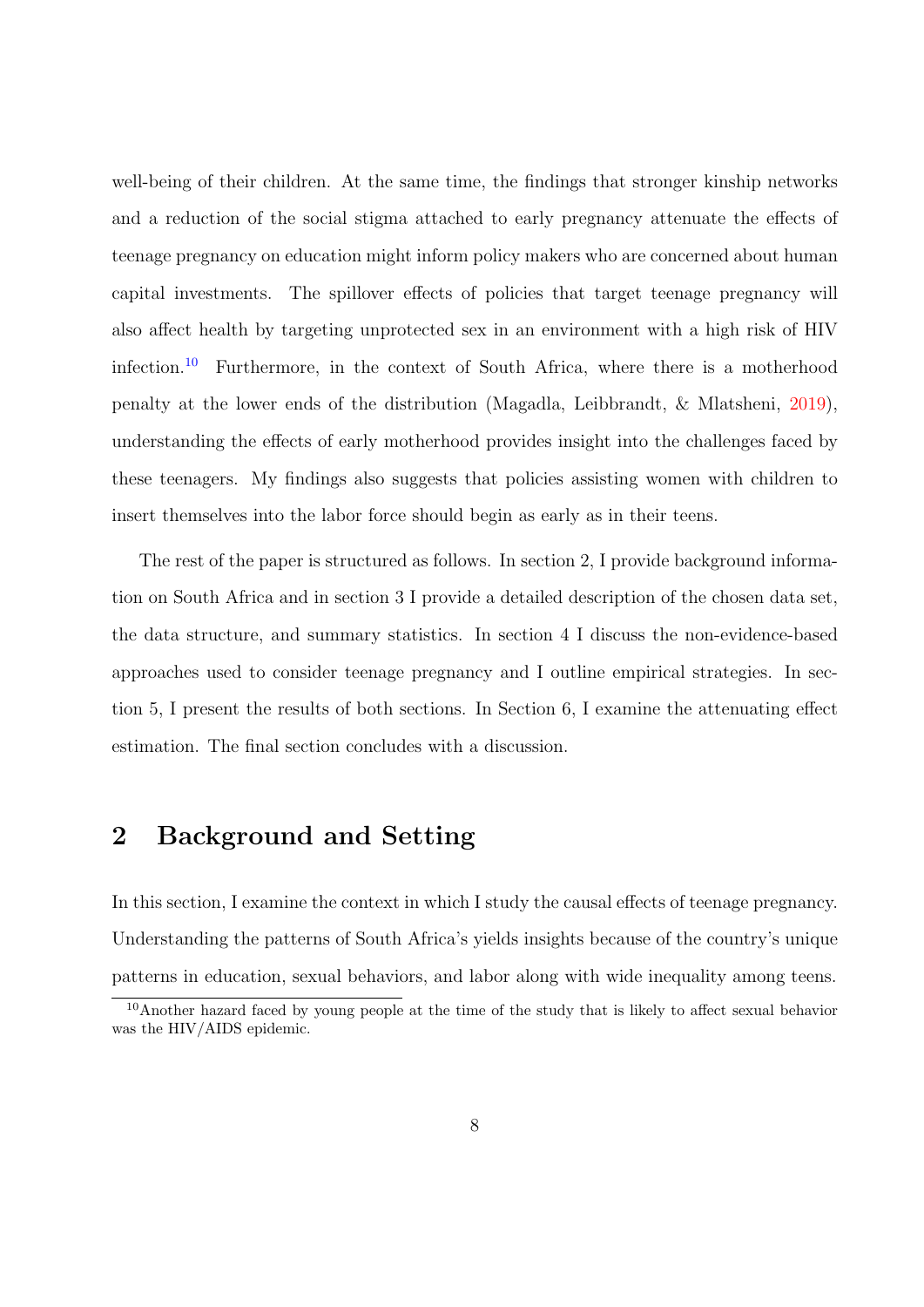well-being of their children. At the same time, the findings that stronger kinship networks and a reduction of the social stigma attached to early pregnancy attenuate the effects of teenage pregnancy on education might inform policy makers who are concerned about human capital investments. The spillover effects of policies that target teenage pregnancy will also affect health by targeting unprotected sex in an environment with a high risk of HIV infection.[10] Furthermore, in the context of South Africa, where there is a motherhood penalty at the lower ends of the distribution (Magadla, Leibbrandt, & Mlatsheni, 2019), understanding the effects of early motherhood provides insight into the challenges faced by these teenagers. My findings also suggests that policies assisting women with children to insert themselves into the labor force should begin as early as in their teens.

The rest of the paper is structured as follows. In section 2, I provide background information on South Africa and in section 3 I provide a detailed description of the chosen data set, the data structure, and summary statistics. In section 4 I discuss the non-evidence-based approaches used to consider teenage pregnancy and I outline empirical strategies. In section 5, I present the results of both sections. In Section 6, I examine the attenuating effect estimation. The final section concludes with a discussion.

## 2 Background and Setting

In this section, I examine the context in which I study the causal effects of teenage pregnancy. Understanding the patterns of South Africa's yields insights because of the country's unique patterns in education, sexual behaviors, and labor along with wide inequality among teens.

[10] Another hazard faced by young people at the time of the study that is likely to affect sexual behavior was the HIV/AIDS epidemic.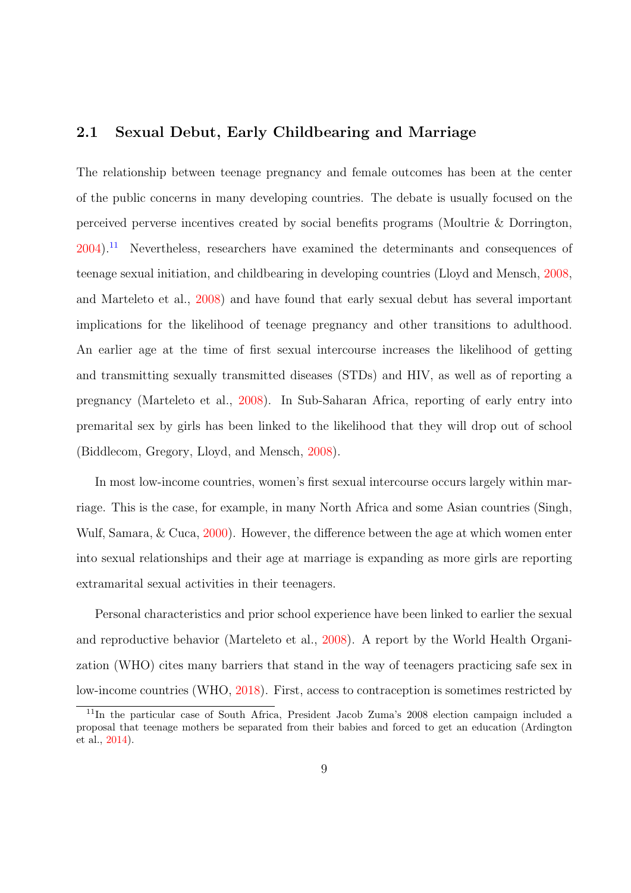## 2.1 Sexual Debut, Early Childbearing and Marriage

The relationship between teenage pregnancy and female outcomes has been at the center of the public concerns in many developing countries. The debate is usually focused on the perceived perverse incentives created by social benefits programs (Moultrie & Dorrington, 2004).[11] Nevertheless, researchers have examined the determinants and consequences of teenage sexual initiation, and childbearing in developing countries (Lloyd and Mensch, 2008, and Marteleto et al., 2008) and have found that early sexual debut has several important implications for the likelihood of teenage pregnancy and other transitions to adulthood. An earlier age at the time of first sexual intercourse increases the likelihood of getting and transmitting sexually transmitted diseases (STDs) and HIV, as well as of reporting a pregnancy (Marteleto et al., 2008). In Sub-Saharan Africa, reporting of early entry into premarital sex by girls has been linked to the likelihood that they will drop out of school (Biddlecom, Gregory, Lloyd, and Mensch, 2008).

In most low-income countries, women's first sexual intercourse occurs largely within marriage. This is the case, for example, in many North Africa and some Asian countries (Singh, Wulf, Samara, & Cuca, 2000). However, the difference between the age at which women enter into sexual relationships and their age at marriage is expanding as more girls are reporting extramarital sexual activities in their teenagers.

Personal characteristics and prior school experience have been linked to earlier the sexual and reproductive behavior (Marteleto et al., 2008). A report by the World Health Organization (WHO) cites many barriers that stand in the way of teenagers practicing safe sex in low-income countries (WHO, 2018). First, access to contraception is sometimes restricted by

[11] In the particular case of South Africa, President Jacob Zuma's 2008 election campaign included a proposal that teenage mothers be separated from their babies and forced to get an education (Ardington et al., 2014).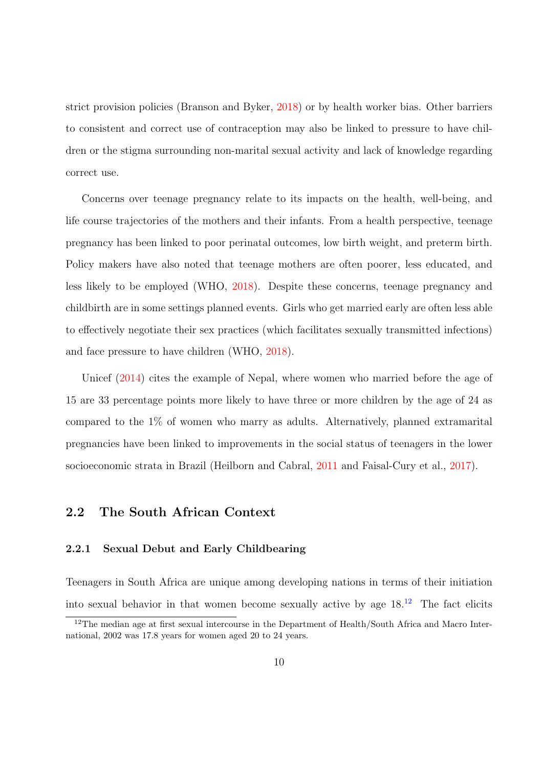strict provision policies (Branson and Byker, 2018) or by health worker bias. Other barriers to consistent and correct use of contraception may also be linked to pressure to have children or the stigma surrounding non-marital sexual activity and lack of knowledge regarding correct use.

Concerns over teenage pregnancy relate to its impacts on the health, well-being, and life course trajectories of the mothers and their infants. From a health perspective, teenage pregnancy has been linked to poor perinatal outcomes, low birth weight, and preterm birth. Policy makers have also noted that teenage mothers are often poorer, less educated, and less likely to be employed (WHO, 2018). Despite these concerns, teenage pregnancy and childbirth are in some settings planned events. Girls who get married early are often less able to effectively negotiate their sex practices (which facilitates sexually transmitted infections) and face pressure to have children (WHO, 2018).

Unicef (2014) cites the example of Nepal, where women who married before the age of 15 are 33 percentage points more likely to have three or more children by the age of 24 as compared to the 1% of women who marry as adults. Alternatively, planned extramarital pregnancies have been linked to improvements in the social status of teenagers in the lower socioeconomic strata in Brazil (Heilborn and Cabral, 2011 and Faisal-Cury et al., 2017).

## 2.2 The South African Context

### 2.2.1 Sexual Debut and Early Childbearing

Teenagers in South Africa are unique among developing nations in terms of their initiation into sexual behavior in that women become sexually active by age 18.[12] The fact elicits

[12] The median age at first sexual intercourse in the Department of Health/South Africa and Macro International, 2002 was 17.8 years for women aged 20 to 24 years.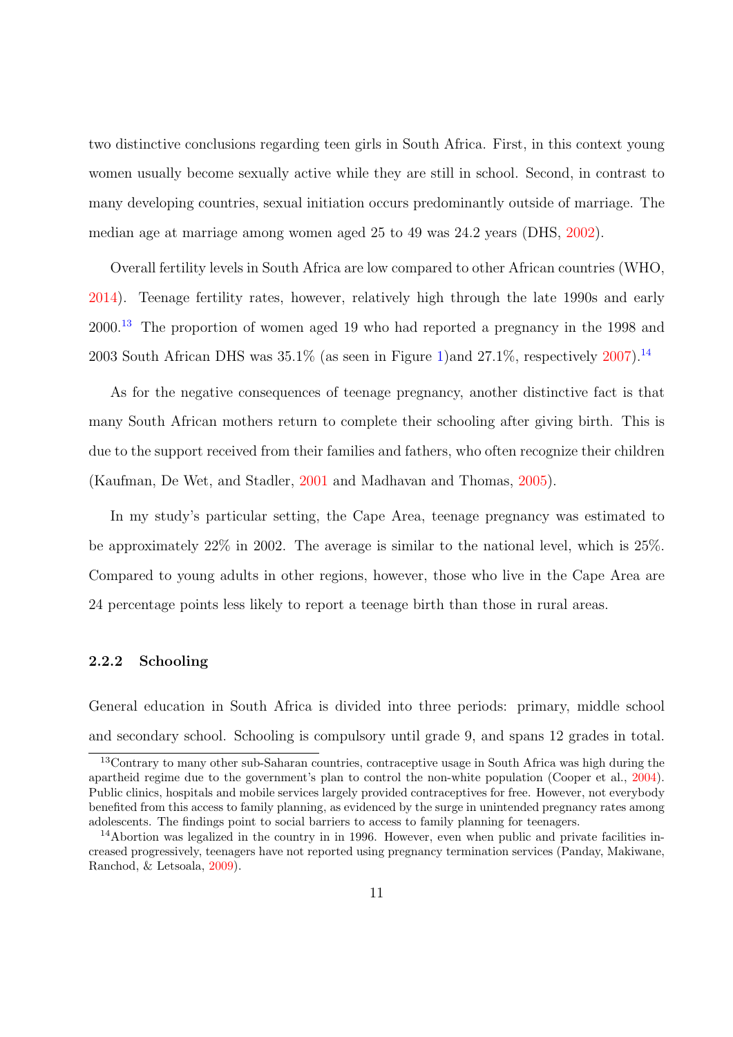two distinctive conclusions regarding teen girls in South Africa. First, in this context young women usually become sexually active while they are still in school. Second, in contrast to many developing countries, sexual initiation occurs predominantly outside of marriage. The median age at marriage among women aged 25 to 49 was 24.2 years (DHS, 2002).

Overall fertility levels in South Africa are low compared to other African countries (WHO, 2014). Teenage fertility rates, however, relatively high through the late 1990s and early 2000.[13] The proportion of women aged 19 who had reported a pregnancy in the 1998 and 2003 South African DHS was 35.1% (as seen in Figure 1)and 27.1%, respectively 2007).[14]

As for the negative consequences of teenage pregnancy, another distinctive fact is that many South African mothers return to complete their schooling after giving birth. This is due to the support received from their families and fathers, who often recognize their children (Kaufman, De Wet, and Stadler, 2001 and Madhavan and Thomas, 2005).

In my study's particular setting, the Cape Area, teenage pregnancy was estimated to be approximately 22% in 2002. The average is similar to the national level, which is 25%. Compared to young adults in other regions, however, those who live in the Cape Area are 24 percentage points less likely to report a teenage birth than those in rural areas.

### 2.2.2 Schooling

General education in South Africa is divided into three periods: primary, middle school and secondary school. Schooling is compulsory until grade 9, and spans 12 grades in total.

[13] Contrary to many other sub-Saharan countries, contraceptive usage in South Africa was high during the apartheid regime due to the government's plan to control the non-white population (Cooper et al., 2004). Public clinics, hospitals and mobile services largely provided contraceptives for free. However, not everybody benefited from this access to family planning, as evidenced by the surge in unintended pregnancy rates among adolescents. The findings point to social barriers to access to family planning for teenagers.

[14] Abortion was legalized in the country in in 1996. However, even when public and private facilities increased progressively, teenagers have not reported using pregnancy termination services (Panday, Makiwane, Ranchod, & Letsoala, 2009).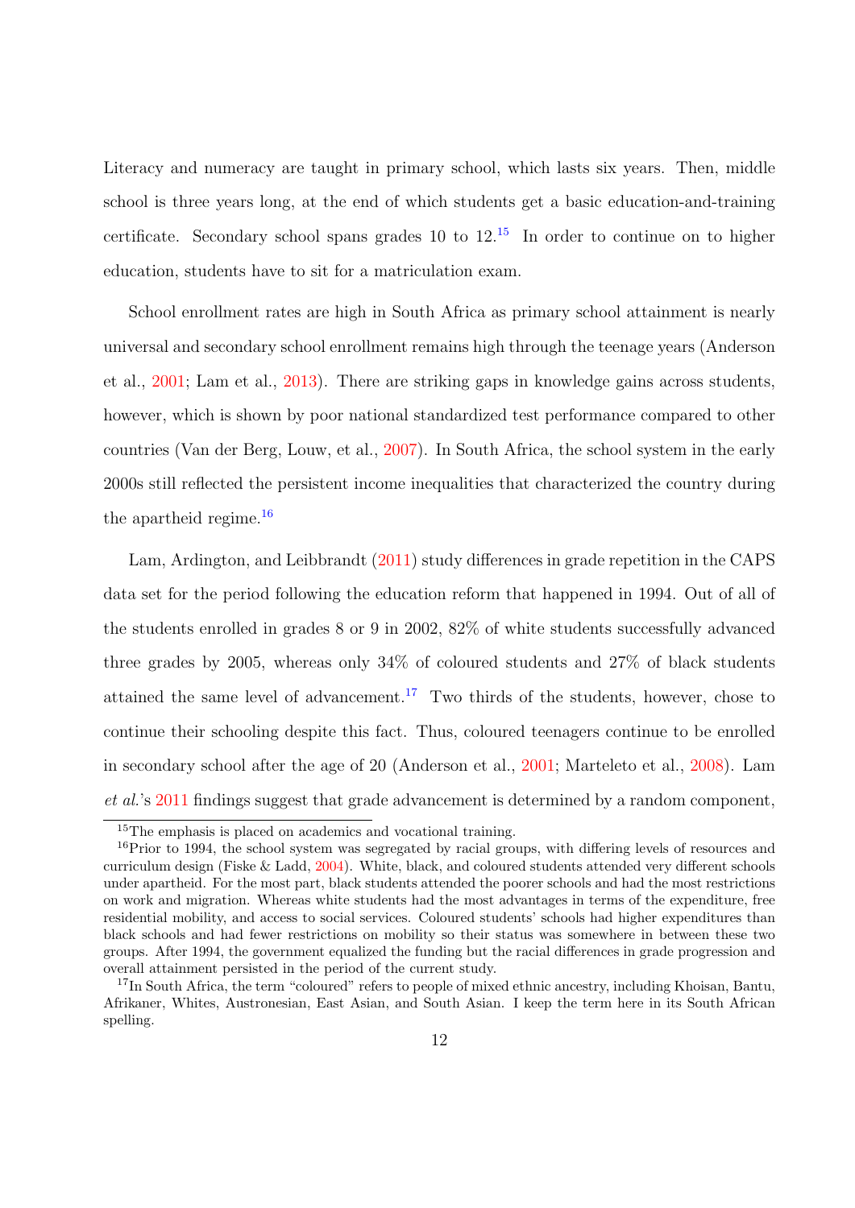Literacy and numeracy are taught in primary school, which lasts six years. Then, middle school is three years long, at the end of which students get a basic education-and-training certificate. Secondary school spans grades 10 to 12.[15] In order to continue on to higher education, students have to sit for a matriculation exam.

School enrollment rates are high in South Africa as primary school attainment is nearly universal and secondary school enrollment remains high through the teenage years (Anderson et al., 2001; Lam et al., 2013). There are striking gaps in knowledge gains across students, however, which is shown by poor national standardized test performance compared to other countries (Van der Berg, Louw, et al., 2007). In South Africa, the school system in the early 2000s still reflected the persistent income inequalities that characterized the country during the apartheid regime.[16]

Lam, Ardington, and Leibbrandt (2011) study differences in grade repetition in the CAPS data set for the period following the education reform that happened in 1994. Out of all of the students enrolled in grades 8 or 9 in 2002, 82% of white students successfully advanced three grades by 2005, whereas only 34% of coloured students and 27% of black students attained the same level of advancement.[17] Two thirds of the students, however, chose to continue their schooling despite this fact. Thus, coloured teenagers continue to be enrolled in secondary school after the age of 20 (Anderson et al., 2001; Marteleto et al., 2008). Lam *et al.*'s 2011 findings suggest that grade advancement is determined by a random component,

[15] The emphasis is placed on academics and vocational training.

[16] Prior to 1994, the school system was segregated by racial groups, with differing levels of resources and curriculum design (Fiske & Ladd, 2004). White, black, and coloured students attended very different schools under apartheid. For the most part, black students attended the poorer schools and had the most restrictions on work and migration. Whereas white students had the most advantages in terms of the expenditure, free residential mobility, and access to social services. Coloured students' schools had higher expenditures than black schools and had fewer restrictions on mobility so their status was somewhere in between these two groups. After 1994, the government equalized the funding but the racial differences in grade progression and overall attainment persisted in the period of the current study.

[17] In South Africa, the term "coloured" refers to people of mixed ethnic ancestry, including Khoisan, Bantu, Afrikaner, Whites, Austronesian, East Asian, and South Asian. I keep the term here in its South African spelling.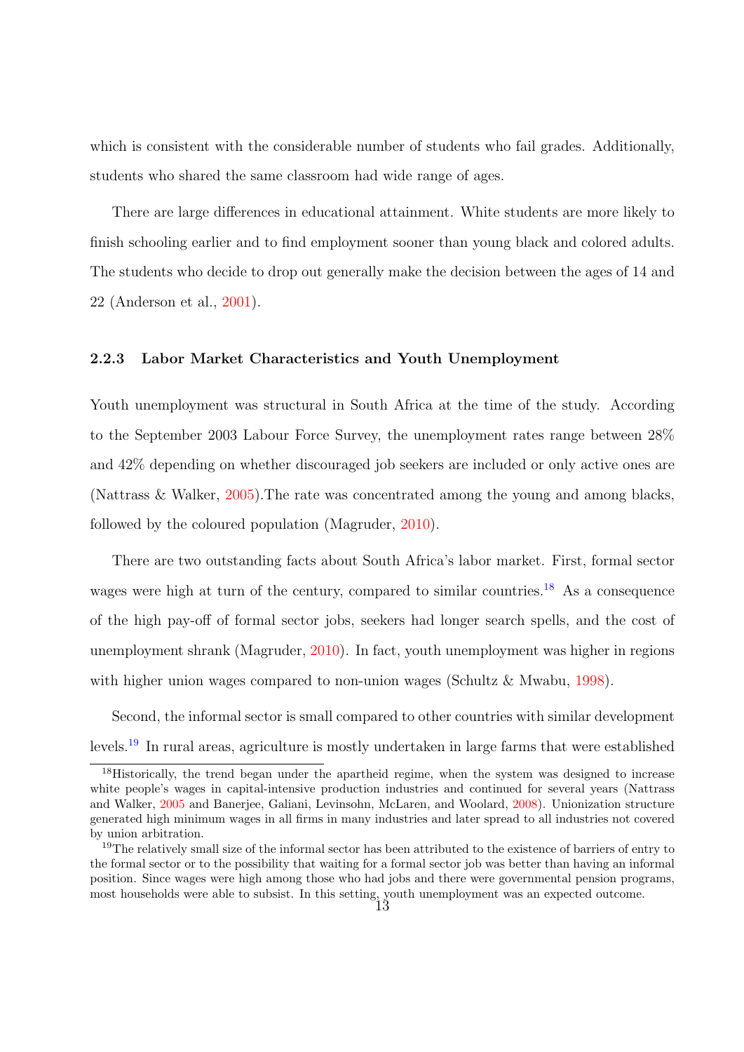which is consistent with the considerable number of students who fail grades. Additionally, students who shared the same classroom had wide range of ages.

There are large differences in educational attainment. White students are more likely to finish schooling earlier and to find employment sooner than young black and colored adults. The students who decide to drop out generally make the decision between the ages of 14 and 22 (Anderson et al., 2001).

### 2.2.3 Labor Market Characteristics and Youth Unemployment

Youth unemployment was structural in South Africa at the time of the study. According to the September 2003 Labour Force Survey, the unemployment rates range between 28% and 42% depending on whether discouraged job seekers are included or only active ones are (Nattrass & Walker, 2005).The rate was concentrated among the young and among blacks, followed by the coloured population (Magruder, 2010).

There are two outstanding facts about South Africa's labor market. First, formal sector wages were high at turn of the century, compared to similar countries.[18] As a consequence of the high pay-off of formal sector jobs, seekers had longer search spells, and the cost of unemployment shrank (Magruder, 2010). In fact, youth unemployment was higher in regions with higher union wages compared to non-union wages (Schultz & Mwabu, 1998).

Second, the informal sector is small compared to other countries with similar development levels.[19] In rural areas, agriculture is mostly undertaken in large farms that were established

[18] Historically, the trend began under the apartheid regime, when the system was designed to increase white people's wages in capital-intensive production industries and continued for several years (Nattrass and Walker, 2005 and Banerjee, Galiani, Levinsohn, McLaren, and Woolard, 2008). Unionization structure generated high minimum wages in all firms in many industries and later spread to all industries not covered by union arbitration.

[19] The relatively small size of the informal sector has been attributed to the existence of barriers of entry to the formal sector or to the possibility that waiting for a formal sector job was better than having an informal position. Since wages were high among those who had jobs and there were governmental pension programs, most households were able to subsist. In this setting, youth unemployment was an expected outcome.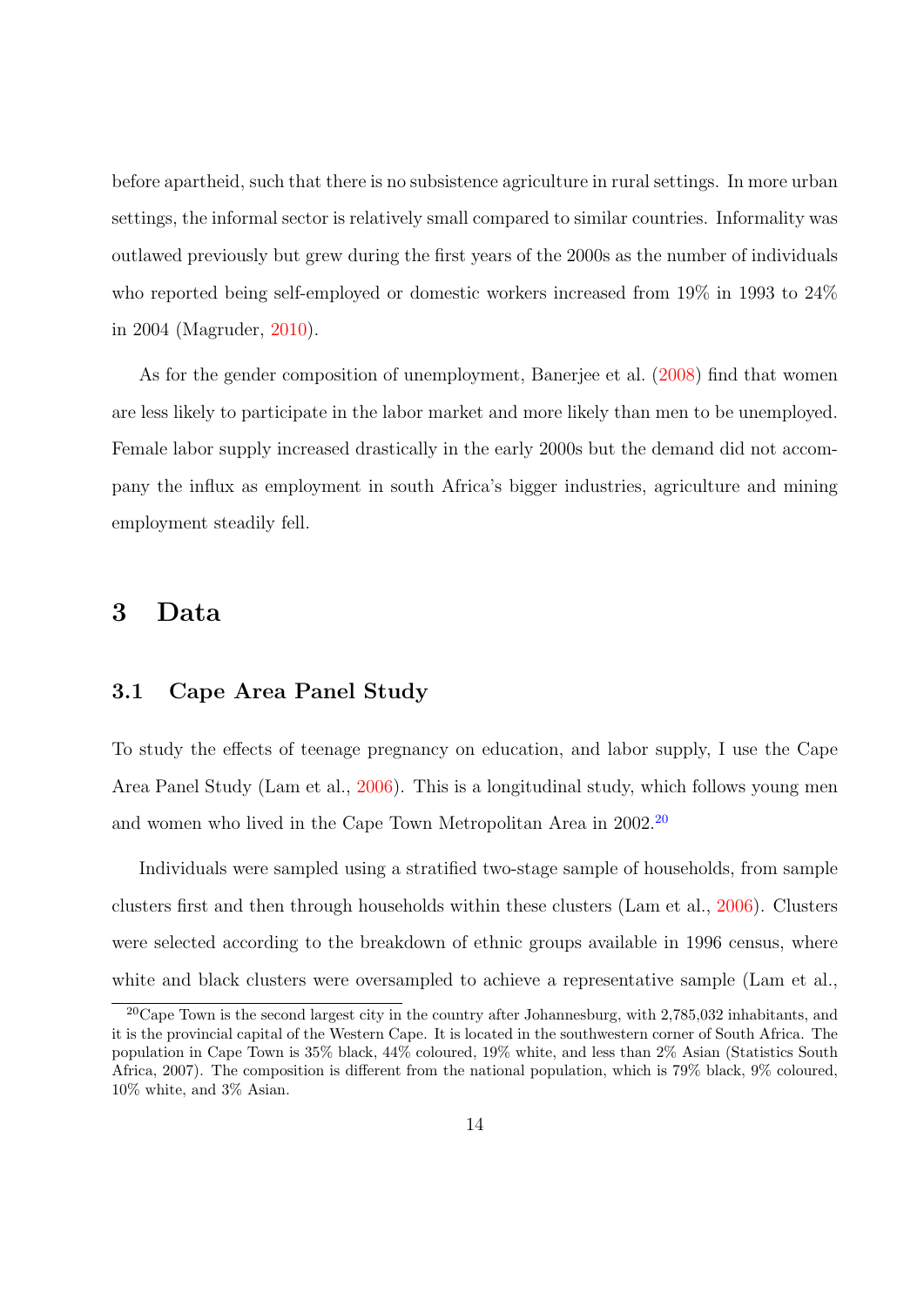before apartheid, such that there is no subsistence agriculture in rural settings. In more urban settings, the informal sector is relatively small compared to similar countries. Informality was outlawed previously but grew during the first years of the 2000s as the number of individuals who reported being self-employed or domestic workers increased from 19% in 1993 to 24% in 2004 (Magruder, 2010).

As for the gender composition of unemployment, Banerjee et al. (2008) find that women are less likely to participate in the labor market and more likely than men to be unemployed. Female labor supply increased drastically in the early 2000s but the demand did not accompany the influx as employment in south Africa's bigger industries, agriculture and mining employment steadily fell.

# 3 Data

## 3.1 Cape Area Panel Study

To study the effects of teenage pregnancy on education, and labor supply, I use the Cape Area Panel Study (Lam et al., 2006). This is a longitudinal study, which follows young men and women who lived in the Cape Town Metropolitan Area in 2002.[20]

Individuals were sampled using a stratified two-stage sample of households, from sample clusters first and then through households within these clusters (Lam et al., 2006). Clusters were selected according to the breakdown of ethnic groups available in 1996 census, where white and black clusters were oversampled to achieve a representative sample (Lam et al.,

[20] Cape Town is the second largest city in the country after Johannesburg, with 2,785,032 inhabitants, and it is the provincial capital of the Western Cape. It is located in the southwestern corner of South Africa. The population in Cape Town is 35% black, 44% coloured, 19% white, and less than 2% Asian (Statistics South Africa, 2007). The composition is different from the national population, which is 79% black, 9% coloured, 10% white, and 3% Asian.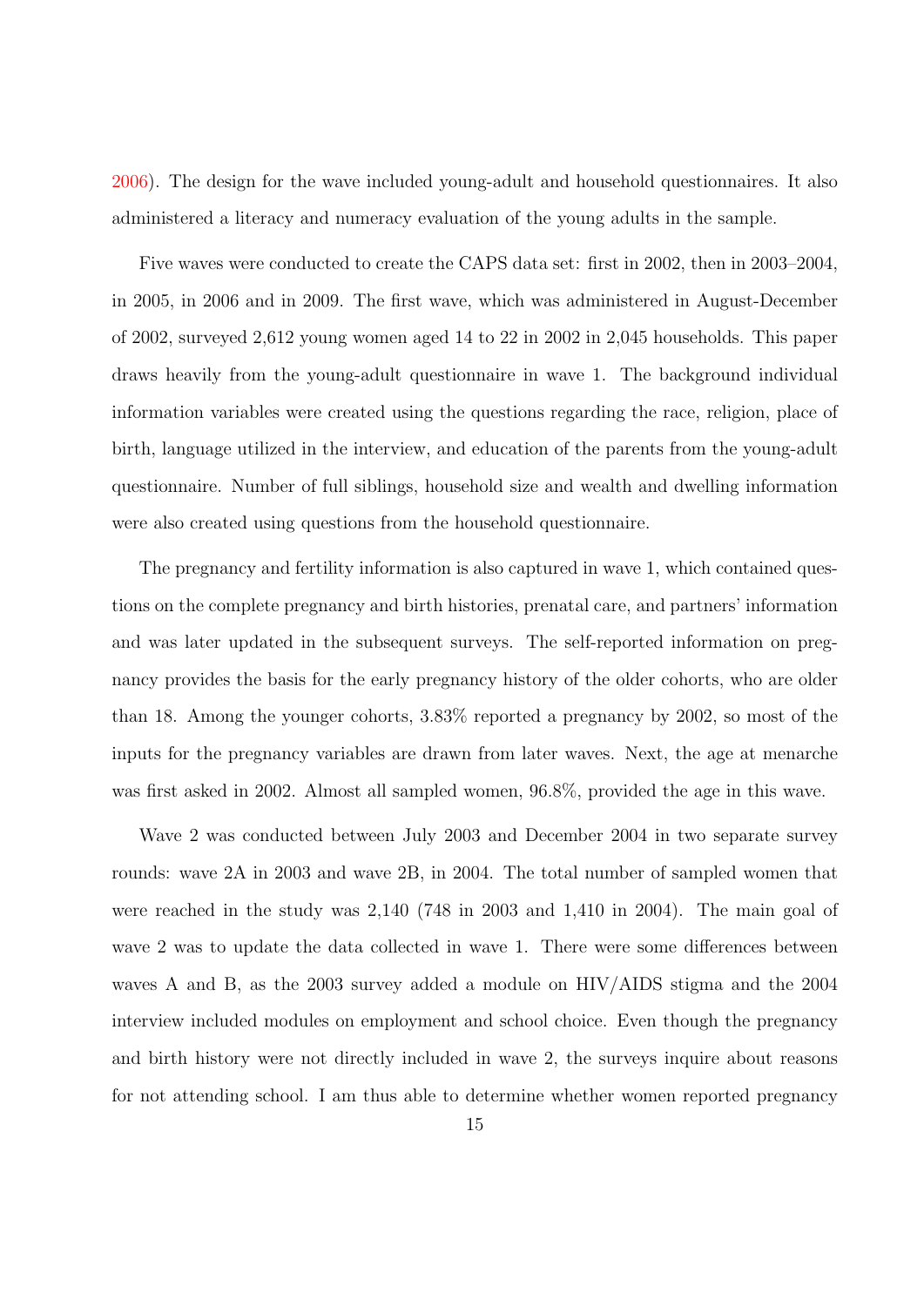2006). The design for the wave included young-adult and household questionnaires. It also administered a literacy and numeracy evaluation of the young adults in the sample.

Five waves were conducted to create the CAPS data set: first in 2002, then in 2003–2004, in 2005, in 2006 and in 2009. The first wave, which was administered in August-December of 2002, surveyed 2,612 young women aged 14 to 22 in 2002 in 2,045 households. This paper draws heavily from the young-adult questionnaire in wave 1. The background individual information variables were created using the questions regarding the race, religion, place of birth, language utilized in the interview, and education of the parents from the young-adult questionnaire. Number of full siblings, household size and wealth and dwelling information were also created using questions from the household questionnaire.

The pregnancy and fertility information is also captured in wave 1, which contained questions on the complete pregnancy and birth histories, prenatal care, and partners' information and was later updated in the subsequent surveys. The self-reported information on pregnancy provides the basis for the early pregnancy history of the older cohorts, who are older than 18. Among the younger cohorts, 3.83% reported a pregnancy by 2002, so most of the inputs for the pregnancy variables are drawn from later waves. Next, the age at menarche was first asked in 2002. Almost all sampled women, 96.8%, provided the age in this wave.

Wave 2 was conducted between July 2003 and December 2004 in two separate survey rounds: wave 2A in 2003 and wave 2B, in 2004. The total number of sampled women that were reached in the study was 2,140 (748 in 2003 and 1,410 in 2004). The main goal of wave 2 was to update the data collected in wave 1. There were some differences between waves A and B, as the 2003 survey added a module on HIV/AIDS stigma and the 2004 interview included modules on employment and school choice. Even though the pregnancy and birth history were not directly included in wave 2, the surveys inquire about reasons for not attending school. I am thus able to determine whether women reported pregnancy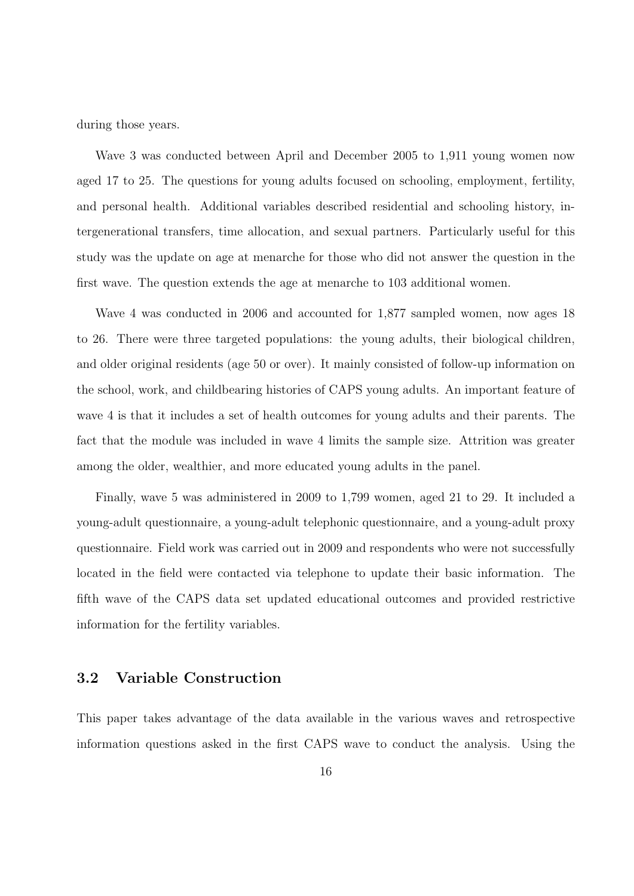during those years.

Wave 3 was conducted between April and December 2005 to 1,911 young women now aged 17 to 25. The questions for young adults focused on schooling, employment, fertility, and personal health. Additional variables described residential and schooling history, intergenerational transfers, time allocation, and sexual partners. Particularly useful for this study was the update on age at menarche for those who did not answer the question in the first wave. The question extends the age at menarche to 103 additional women.

Wave 4 was conducted in 2006 and accounted for 1,877 sampled women, now ages 18 to 26. There were three targeted populations: the young adults, their biological children, and older original residents (age 50 or over). It mainly consisted of follow-up information on the school, work, and childbearing histories of CAPS young adults. An important feature of wave 4 is that it includes a set of health outcomes for young adults and their parents. The fact that the module was included in wave 4 limits the sample size. Attrition was greater among the older, wealthier, and more educated young adults in the panel.

Finally, wave 5 was administered in 2009 to 1,799 women, aged 21 to 29. It included a young-adult questionnaire, a young-adult telephonic questionnaire, and a young-adult proxy questionnaire. Field work was carried out in 2009 and respondents who were not successfully located in the field were contacted via telephone to update their basic information. The fifth wave of the CAPS data set updated educational outcomes and provided restrictive information for the fertility variables.

### 3.2 Variable Construction

This paper takes advantage of the data available in the various waves and retrospective information questions asked in the first CAPS wave to conduct the analysis. Using the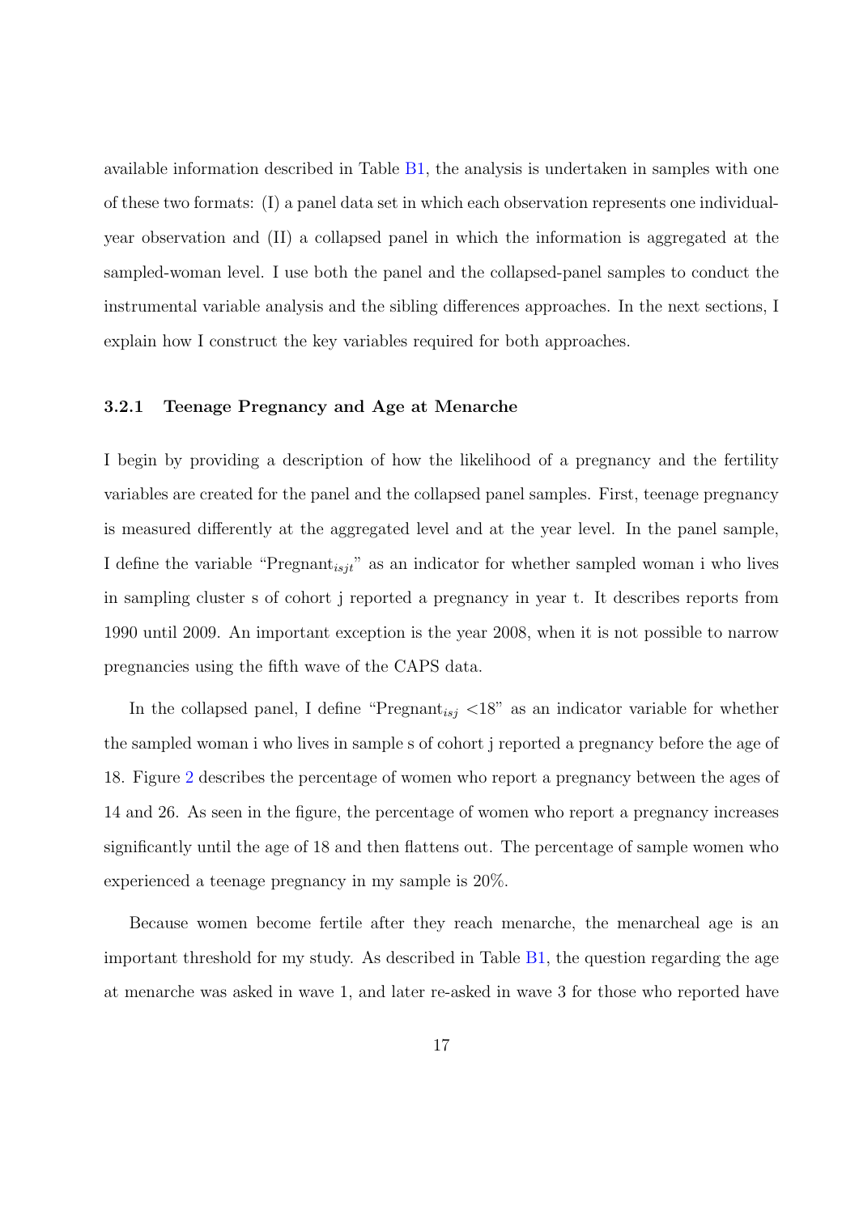available information described in Table B1, the analysis is undertaken in samples with one of these two formats: (I) a panel data set in which each observation represents one individual-year observation and (II) a collapsed panel in which the information is aggregated at the sampled-woman level. I use both the panel and the collapsed-panel samples to conduct the instrumental variable analysis and the sibling differences approaches. In the next sections, I explain how I construct the key variables required for both approaches.

### 3.2.1 Teenage Pregnancy and Age at Menarche

I begin by providing a description of how the likelihood of a pregnancy and the fertility variables are created for the panel and the collapsed panel samples. First, teenage pregnancy is measured differently at the aggregated level and at the year level. In the panel sample, I define the variable "$\text{Pregnant}_{isjt}$" as an indicator for whether sampled woman i who lives in sampling cluster s of cohort j reported a pregnancy in year t. It describes reports from 1990 until 2009. An important exception is the year 2008, when it is not possible to narrow pregnancies using the fifth wave of the CAPS data.

In the collapsed panel, I define "$\text{Pregnant}_{isj}$ <18" as an indicator variable for whether the sampled woman i who lives in sample s of cohort j reported a pregnancy before the age of 18. Figure 2 describes the percentage of women who report a pregnancy between the ages of 14 and 26. As seen in the figure, the percentage of women who report a pregnancy increases significantly until the age of 18 and then flattens out. The percentage of sample women who experienced a teenage pregnancy in my sample is 20%.

Because women become fertile after they reach menarche, the menarcheal age is an important threshold for my study. As described in Table B1, the question regarding the age at menarche was asked in wave 1, and later re-asked in wave 3 for those who reported have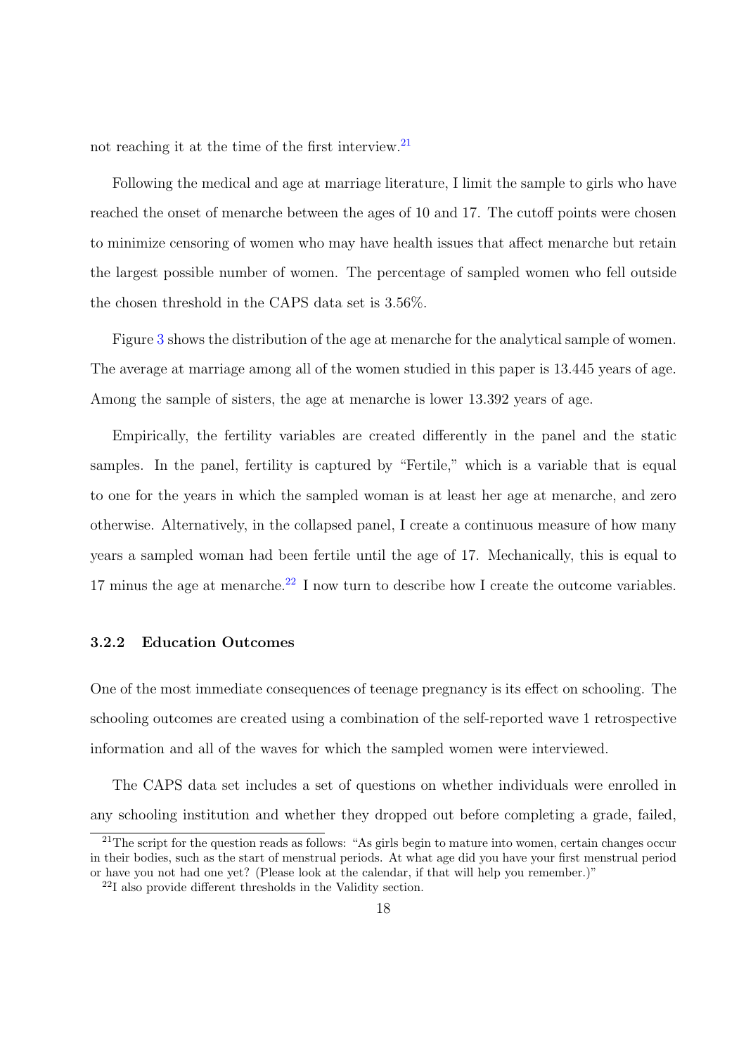not reaching it at the time of the first interview.[21]

Following the medical and age at marriage literature, I limit the sample to girls who have reached the onset of menarche between the ages of 10 and 17. The cutoff points were chosen to minimize censoring of women who may have health issues that affect menarche but retain the largest possible number of women. The percentage of sampled women who fell outside the chosen threshold in the CAPS data set is 3.56%.

Figure 3 shows the distribution of the age at menarche for the analytical sample of women. The average at marriage among all of the women studied in this paper is 13.445 years of age. Among the sample of sisters, the age at menarche is lower 13.392 years of age.

Empirically, the fertility variables are created differently in the panel and the static samples. In the panel, fertility is captured by "Fertile," which is a variable that is equal to one for the years in which the sampled woman is at least her age at menarche, and zero otherwise. Alternatively, in the collapsed panel, I create a continuous measure of how many years a sampled woman had been fertile until the age of 17. Mechanically, this is equal to 17 minus the age at menarche.[22] I now turn to describe how I create the outcome variables.

### 3.2.2 Education Outcomes

One of the most immediate consequences of teenage pregnancy is its effect on schooling. The schooling outcomes are created using a combination of the self-reported wave 1 retrospective information and all of the waves for which the sampled women were interviewed.

The CAPS data set includes a set of questions on whether individuals were enrolled in any schooling institution and whether they dropped out before completing a grade, failed,

[21] The script for the question reads as follows: "As girls begin to mature into women, certain changes occur in their bodies, such as the start of menstrual periods. At what age did you have your first menstrual period or have you not had one yet? (Please look at the calendar, if that will help you remember.)"

[22] I also provide different thresholds in the Validity section.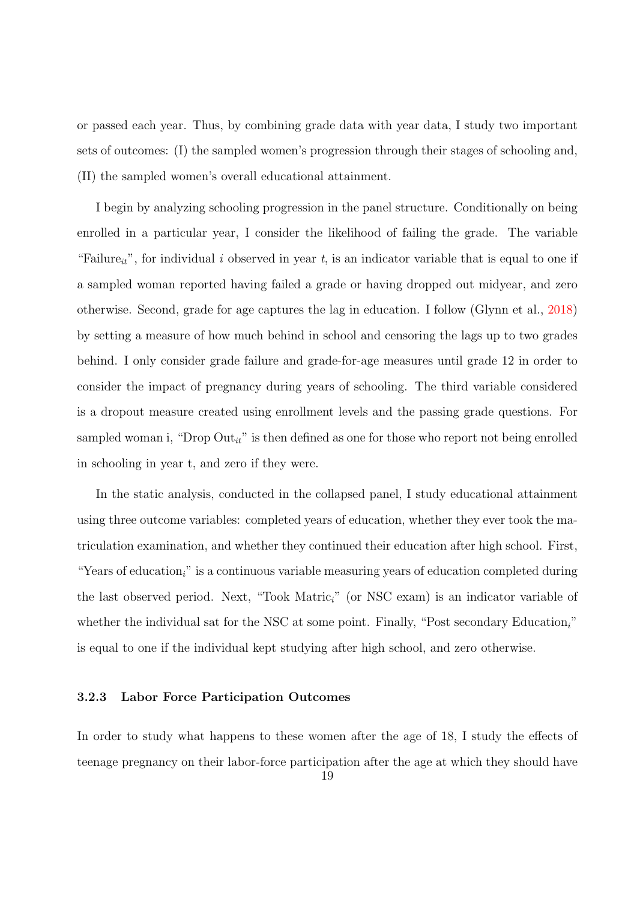or passed each year. Thus, by combining grade data with year data, I study two important sets of outcomes: (I) the sampled women's progression through their stages of schooling and, (II) the sampled women's overall educational attainment.

I begin by analyzing schooling progression in the panel structure. Conditionally on being enrolled in a particular year, I consider the likelihood of failing the grade. The variable "Failure$_{it}$", for individual $i$ observed in year $t$, is an indicator variable that is equal to one if a sampled woman reported having failed a grade or having dropped out midyear, and zero otherwise. Second, grade for age captures the lag in education. I follow (Glynn et al., 2018) by setting a measure of how much behind in school and censoring the lags up to two grades behind. I only consider grade failure and grade-for-age measures until grade 12 in order to consider the impact of pregnancy during years of schooling. The third variable considered is a dropout measure created using enrollment levels and the passing grade questions. For sampled woman i, "Drop Out$_{it}$" is then defined as one for those who report not being enrolled in schooling in year t, and zero if they were.

In the static analysis, conducted in the collapsed panel, I study educational attainment using three outcome variables: completed years of education, whether they ever took the matriculation examination, and whether they continued their education after high school. First, "Years of education$_i$" is a continuous variable measuring years of education completed during the last observed period. Next, "Took Matric$_i$" (or NSC exam) is an indicator variable of whether the individual sat for the NSC at some point. Finally, "Post secondary Education$_i$" is equal to one if the individual kept studying after high school, and zero otherwise.

### 3.2.3 Labor Force Participation Outcomes

In order to study what happens to these women after the age of 18, I study the effects of teenage pregnancy on their labor-force participation after the age at which they should have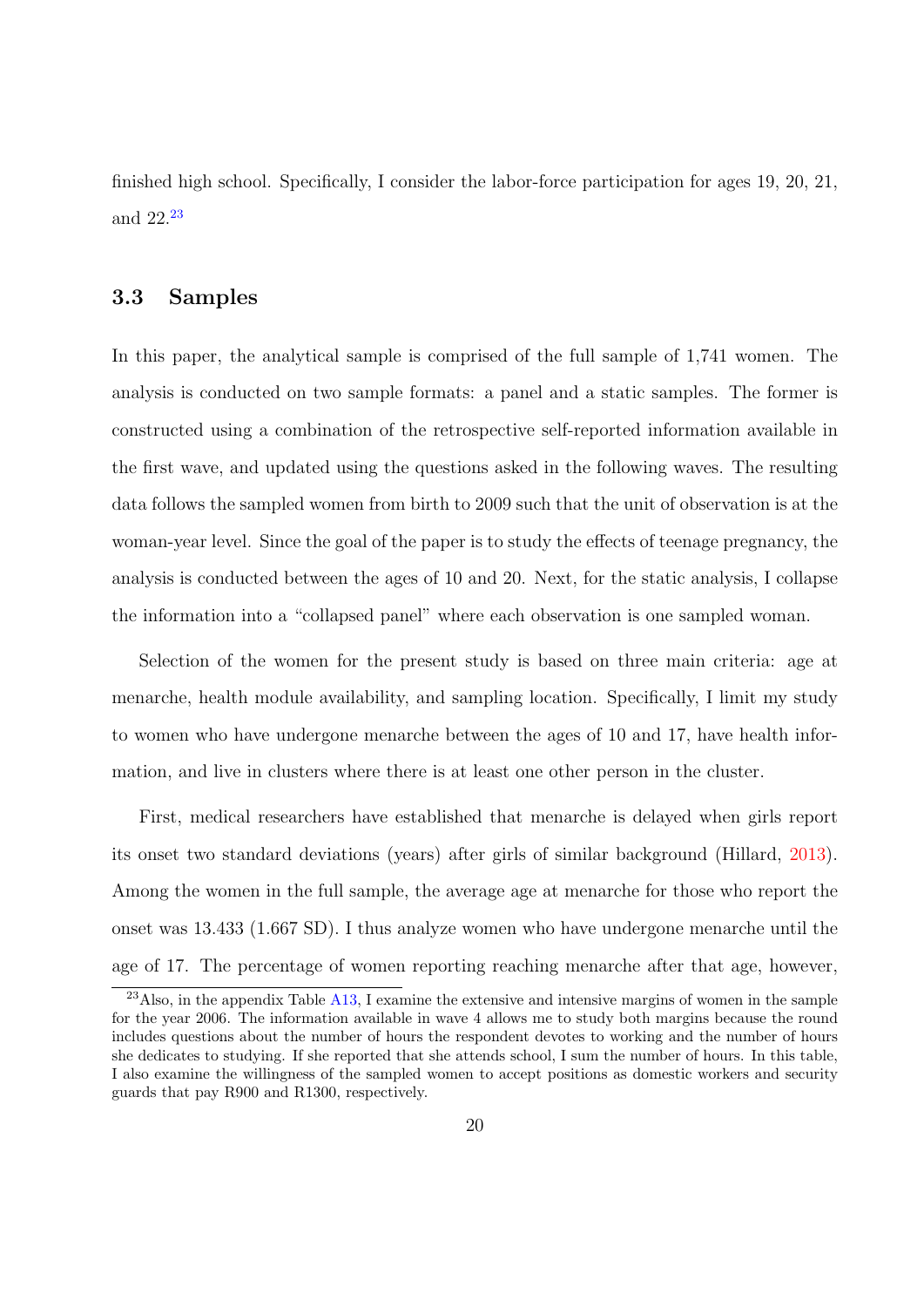finished high school. Specifically, I consider the labor-force participation for ages 19, 20, 21, and 22.[23]

### 3.3 Samples

In this paper, the analytical sample is comprised of the full sample of 1,741 women. The analysis is conducted on two sample formats: a panel and a static samples. The former is constructed using a combination of the retrospective self-reported information available in the first wave, and updated using the questions asked in the following waves. The resulting data follows the sampled women from birth to 2009 such that the unit of observation is at the woman-year level. Since the goal of the paper is to study the effects of teenage pregnancy, the analysis is conducted between the ages of 10 and 20. Next, for the static analysis, I collapse the information into a "collapsed panel" where each observation is one sampled woman.

Selection of the women for the present study is based on three main criteria: age at menarche, health module availability, and sampling location. Specifically, I limit my study to women who have undergone menarche between the ages of 10 and 17, have health information, and live in clusters where there is at least one other person in the cluster.

First, medical researchers have established that menarche is delayed when girls report its onset two standard deviations (years) after girls of similar background (Hillard, 2013). Among the women in the full sample, the average age at menarche for those who report the onset was 13.433 (1.667 SD). I thus analyze women who have undergone menarche until the age of 17. The percentage of women reporting reaching menarche after that age, however,

[23] Also, in the appendix Table A13, I examine the extensive and intensive margins of women in the sample for the year 2006. The information available in wave 4 allows me to study both margins because the round includes questions about the number of hours the respondent devotes to working and the number of hours she dedicates to studying. If she reported that she attends school, I sum the number of hours. In this table, I also examine the willingness of the sampled women to accept positions as domestic workers and security guards that pay R900 and R1300, respectively.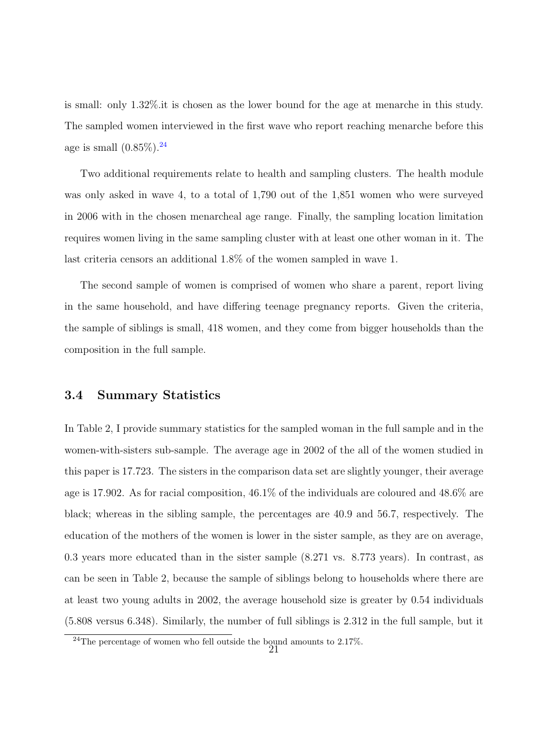is small: only 1.32%.it is chosen as the lower bound for the age at menarche in this study. The sampled women interviewed in the first wave who report reaching menarche before this age is small (0.85%).[24]

Two additional requirements relate to health and sampling clusters. The health module was only asked in wave 4, to a total of 1,790 out of the 1,851 women who were surveyed in 2006 with in the chosen menarcheal age range. Finally, the sampling location limitation requires women living in the same sampling cluster with at least one other woman in it. The last criteria censors an additional 1.8% of the women sampled in wave 1.

The second sample of women is comprised of women who share a parent, report living in the same household, and have differing teenage pregnancy reports. Given the criteria, the sample of siblings is small, 418 women, and they come from bigger households than the composition in the full sample.

### 3.4 Summary Statistics

In Table 2, I provide summary statistics for the sampled woman in the full sample and in the women-with-sisters sub-sample. The average age in 2002 of the all of the women studied in this paper is 17.723. The sisters in the comparison data set are slightly younger, their average age is 17.902. As for racial composition, 46.1% of the individuals are coloured and 48.6% are black; whereas in the sibling sample, the percentages are 40.9 and 56.7, respectively. The education of the mothers of the women is lower in the sister sample, as they are on average, 0.3 years more educated than in the sister sample (8.271 vs. 8.773 years). In contrast, as can be seen in Table 2, because the sample of siblings belong to households where there are at least two young adults in 2002, the average household size is greater by 0.54 individuals (5.808 versus 6.348). Similarly, the number of full siblings is 2.312 in the full sample, but it

[24]The percentage of women who fell outside the bound amounts to 2.17%.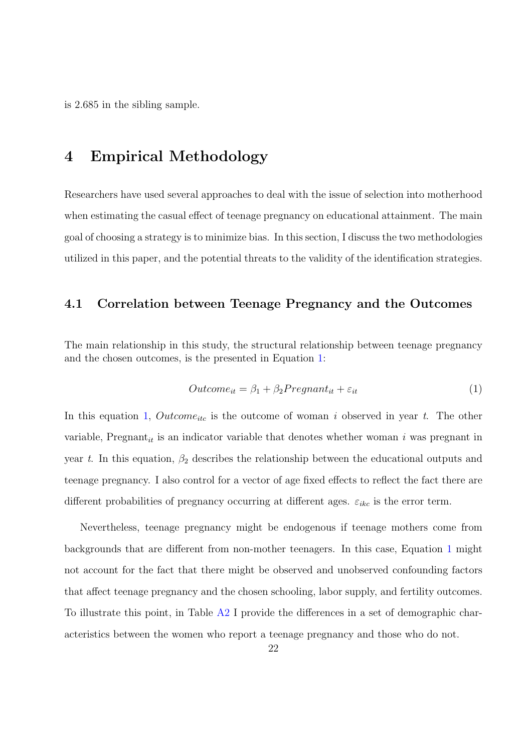is 2.685 in the sibling sample.

# 4 Empirical Methodology

Researchers have used several approaches to deal with the issue of selection into motherhood when estimating the casual effect of teenage pregnancy on educational attainment. The main goal of choosing a strategy is to minimize bias. In this section, I discuss the two methodologies utilized in this paper, and the potential threats to the validity of the identification strategies.

## 4.1 Correlation between Teenage Pregnancy and the Outcomes

The main relationship in this study, the structural relationship between teenage pregnancy and the chosen outcomes, is the presented in Equation 1:

$$Outcome_{it} = \beta_1 + \beta_2 Pregnant_{it} + \varepsilon_{it} \tag{1}$$

In this equation 1, $Outcome_{itc}$ is the outcome of woman $i$ observed in year $t$. The other variable, $\text{Pregnant}_{it}$ is an indicator variable that denotes whether woman $i$ was pregnant in year $t$. In this equation, $\beta_2$ describes the relationship between the educational outputs and teenage pregnancy. I also control for a vector of age fixed effects to reflect the fact there are different probabilities of pregnancy occurring at different ages. $\varepsilon_{ikc}$ is the error term.

Nevertheless, teenage pregnancy might be endogenous if teenage mothers come from backgrounds that are different from non-mother teenagers. In this case, Equation 1 might not account for the fact that there might be observed and unobserved confounding factors that affect teenage pregnancy and the chosen schooling, labor supply, and fertility outcomes. To illustrate this point, in Table A2 I provide the differences in a set of demographic characteristics between the women who report a teenage pregnancy and those who do not.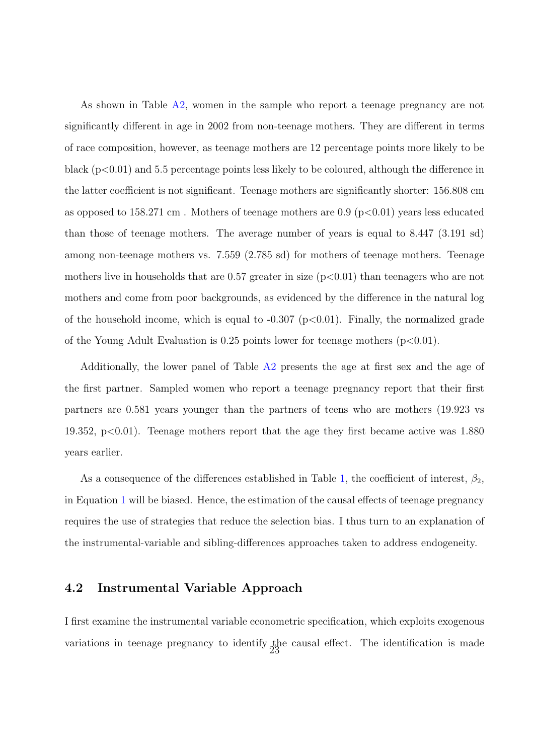As shown in Table A2, women in the sample who report a teenage pregnancy are not significantly different in age in 2002 from non-teenage mothers. They are different in terms of race composition, however, as teenage mothers are 12 percentage points more likely to be black ($p<0.01$) and 5.5 percentage points less likely to be coloured, although the difference in the latter coefficient is not significant. Teenage mothers are significantly shorter: 156.808 cm as opposed to 158.271 cm . Mothers of teenage mothers are 0.9 ($p<0.01$) years less educated than those of teenage mothers. The average number of years is equal to 8.447 (3.191 sd) among non-teenage mothers vs. 7.559 (2.785 sd) for mothers of teenage mothers. Teenage mothers live in households that are 0.57 greater in size ($p<0.01$) than teenagers who are not mothers and come from poor backgrounds, as evidenced by the difference in the natural log of the household income, which is equal to -0.307 ($p<0.01$). Finally, the normalized grade of the Young Adult Evaluation is 0.25 points lower for teenage mothers ($p<0.01$).

Additionally, the lower panel of Table A2 presents the age at first sex and the age of the first partner. Sampled women who report a teenage pregnancy report that their first partners are 0.581 years younger than the partners of teens who are mothers (19.923 vs 19.352, $p<0.01$). Teenage mothers report that the age they first became active was 1.880 years earlier.

As a consequence of the differences established in Table 1, the coefficient of interest, $\beta_2$, in Equation 1 will be biased. Hence, the estimation of the causal effects of teenage pregnancy requires the use of strategies that reduce the selection bias. I thus turn to an explanation of the instrumental-variable and sibling-differences approaches taken to address endogeneity.

## 4.2 Instrumental Variable Approach

I first examine the instrumental variable econometric specification, which exploits exogenous variations in teenage pregnancy to identify the causal effect. The identification is made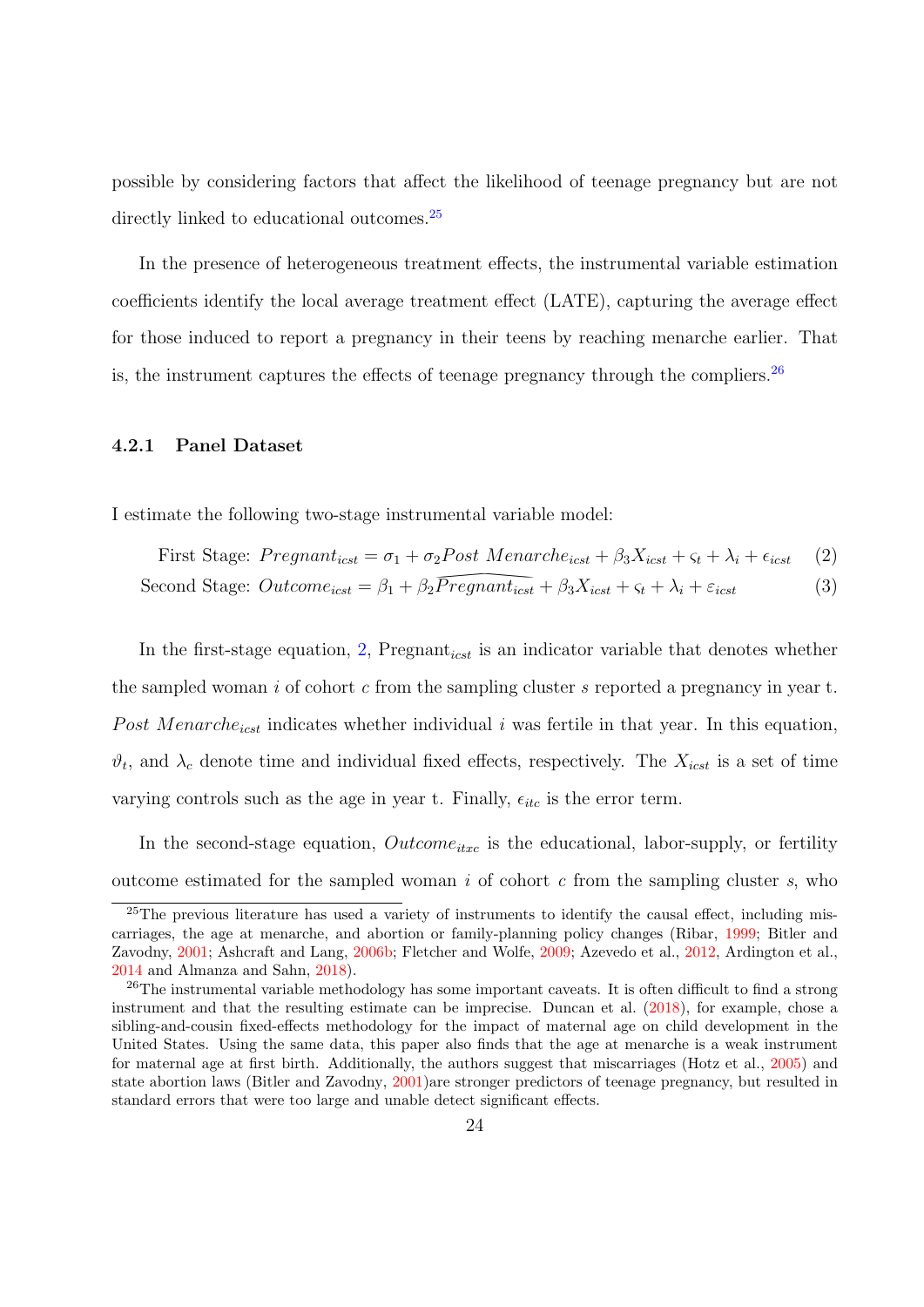possible by considering factors that affect the likelihood of teenage pregnancy but are not directly linked to educational outcomes.[25]

In the presence of heterogeneous treatment effects, the instrumental variable estimation coefficients identify the local average treatment effect (LATE), capturing the average effect for those induced to report a pregnancy in their teens by reaching menarche earlier. That is, the instrument captures the effects of teenage pregnancy through the compliers.[26]

### 4.2.1 Panel Dataset

I estimate the following two-stage instrumental variable model:

$$\text{First Stage: } Pregnant_{icst} = \sigma_1 + \sigma_2 Post\ Menarche_{icst} + \beta_3 X_{icst} + \varsigma_t + \lambda_i + \epsilon_{icst} \quad (2)$$

$$\text{Second Stage: } Outcome_{icst} = \beta_1 + \beta_2 \widehat{Pregnant_{icst}} + \beta_3 X_{icst} + \varsigma_t + \lambda_i + \varepsilon_{icst} \quad (3)$$

In the first-stage equation, 2, Pregnant$_{icst}$ is an indicator variable that denotes whether the sampled woman $i$ of cohort $c$ from the sampling cluster $s$ reported a pregnancy in year t. $Post\ Menarche_{icst}$ indicates whether individual $i$ was fertile in that year. In this equation, $\vartheta_t$, and $\lambda_c$ denote time and individual fixed effects, respectively. The $X_{icst}$ is a set of time varying controls such as the age in year t. Finally, $\epsilon_{itc}$ is the error term.

In the second-stage equation, $Outcome_{itxc}$ is the educational, labor-supply, or fertility outcome estimated for the sampled woman $i$ of cohort $c$ from the sampling cluster $s$, who

---

[25] The previous literature has used a variety of instruments to identify the causal effect, including miscarriages, the age at menarche, and abortion or family-planning policy changes (Ribar, 1999; Bitler and Zavodny, 2001; Ashcraft and Lang, 2006b; Fletcher and Wolfe, 2009; Azevedo et al., 2012, Ardington et al., 2014 and Almanza and Sahn, 2018).

[26] The instrumental variable methodology has some important caveats. It is often difficult to find a strong instrument and that the resulting estimate can be imprecise. Duncan et al. (2018), for example, chose a sibling-and-cousin fixed-effects methodology for the impact of maternal age on child development in the United States. Using the same data, this paper also finds that the age at menarche is a weak instrument for maternal age at first birth. Additionally, the authors suggest that miscarriages (Hotz et al., 2005) and state abortion laws (Bitler and Zavodny, 2001)are stronger predictors of teenage pregnancy, but resulted in standard errors that were too large and unable detect significant effects.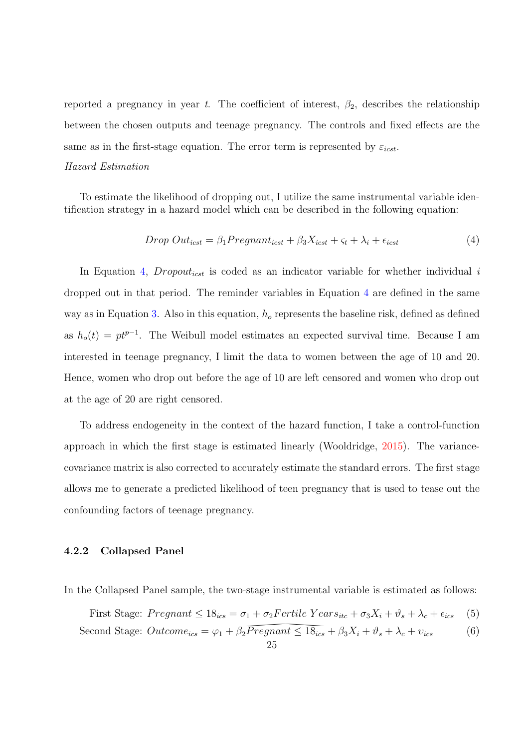reported a pregnancy in year $t$. The coefficient of interest, $\beta_2$, describes the relationship between the chosen outputs and teenage pregnancy. The controls and fixed effects are the same as in the first-stage equation. The error term is represented by $\varepsilon_{icst}$.

*Hazard Estimation*

To estimate the likelihood of dropping out, I utilize the same instrumental variable identification strategy in a hazard model which can be described in the following equation:

$$Drop\ Out_{icst} = \beta_1 Pregnant_{icst} + \beta_3 X_{icst} + \varsigma_t + \lambda_i + \epsilon_{icst} \tag{4}$$

In Equation 4, $Dropout_{icst}$ is coded as an indicator variable for whether individual $i$ dropped out in that period. The reminder variables in Equation 4 are defined in the same way as in Equation 3. Also in this equation, $h_o$ represents the baseline risk, defined as defined as $h_o(t) = pt^{p-1}$. The Weibull model estimates an expected survival time. Because I am interested in teenage pregnancy, I limit the data to women between the age of 10 and 20. Hence, women who drop out before the age of 10 are left censored and women who drop out at the age of 20 are right censored.

To address endogeneity in the context of the hazard function, I take a control-function approach in which the first stage is estimated linearly (Wooldridge, 2015). The variance-covariance matrix is also corrected to accurately estimate the standard errors. The first stage allows me to generate a predicted likelihood of teen pregnancy that is used to tease out the confounding factors of teenage pregnancy.

#### 4.2.2 Collapsed Panel

In the Collapsed Panel sample, the two-stage instrumental variable is estimated as follows:

$$\text{First Stage: } Pregnant \leq 18_{ics} = \sigma_1 + \sigma_2 Fertile\ Years_{itc} + \sigma_3 X_i + \vartheta_s + \lambda_c + \epsilon_{ics} \tag{5}$$

$$\text{Second Stage: } Outcome_{ics} = \varphi_1 + \beta_2 \widehat{Pregnant \leq 18}_{ics} + \beta_3 X_i + \vartheta_s + \lambda_c + \upsilon_{ics} \tag{6}$$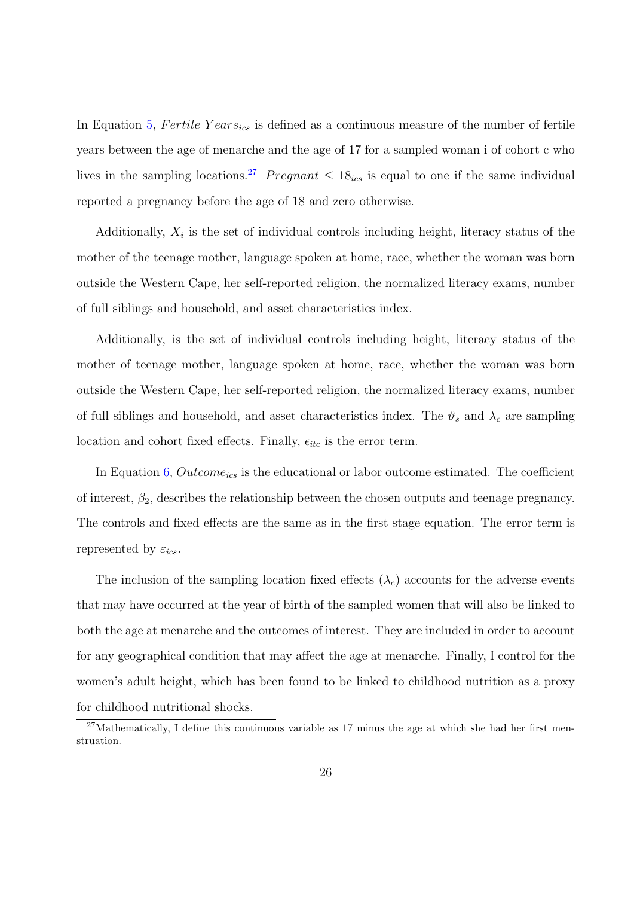In Equation 5, $Fertile\ Years_{ics}$ is defined as a continuous measure of the number of fertile years between the age of menarche and the age of 17 for a sampled woman i of cohort c who lives in the sampling locations.[27] $Pregnant \leq 18_{ics}$ is equal to one if the same individual reported a pregnancy before the age of 18 and zero otherwise.

Additionally, $X_i$ is the set of individual controls including height, literacy status of the mother of the teenage mother, language spoken at home, race, whether the woman was born outside the Western Cape, her self-reported religion, the normalized literacy exams, number of full siblings and household, and asset characteristics index.

Additionally, is the set of individual controls including height, literacy status of the mother of teenage mother, language spoken at home, race, whether the woman was born outside the Western Cape, her self-reported religion, the normalized literacy exams, number of full siblings and household, and asset characteristics index. The $\vartheta_s$ and $\lambda_c$ are sampling location and cohort fixed effects. Finally, $\epsilon_{itc}$ is the error term.

In Equation 6, $Outcome_{ics}$ is the educational or labor outcome estimated. The coefficient of interest, $\beta_2$, describes the relationship between the chosen outputs and teenage pregnancy. The controls and fixed effects are the same as in the first stage equation. The error term is represented by $\varepsilon_{ics}$.

The inclusion of the sampling location fixed effects ($\lambda_c$) accounts for the adverse events that may have occurred at the year of birth of the sampled women that will also be linked to both the age at menarche and the outcomes of interest. They are included in order to account for any geographical condition that may affect the age at menarche. Finally, I control for the women's adult height, which has been found to be linked to childhood nutrition as a proxy for childhood nutritional shocks.

[27] Mathematically, I define this continuous variable as 17 minus the age at which she had her first menstruation.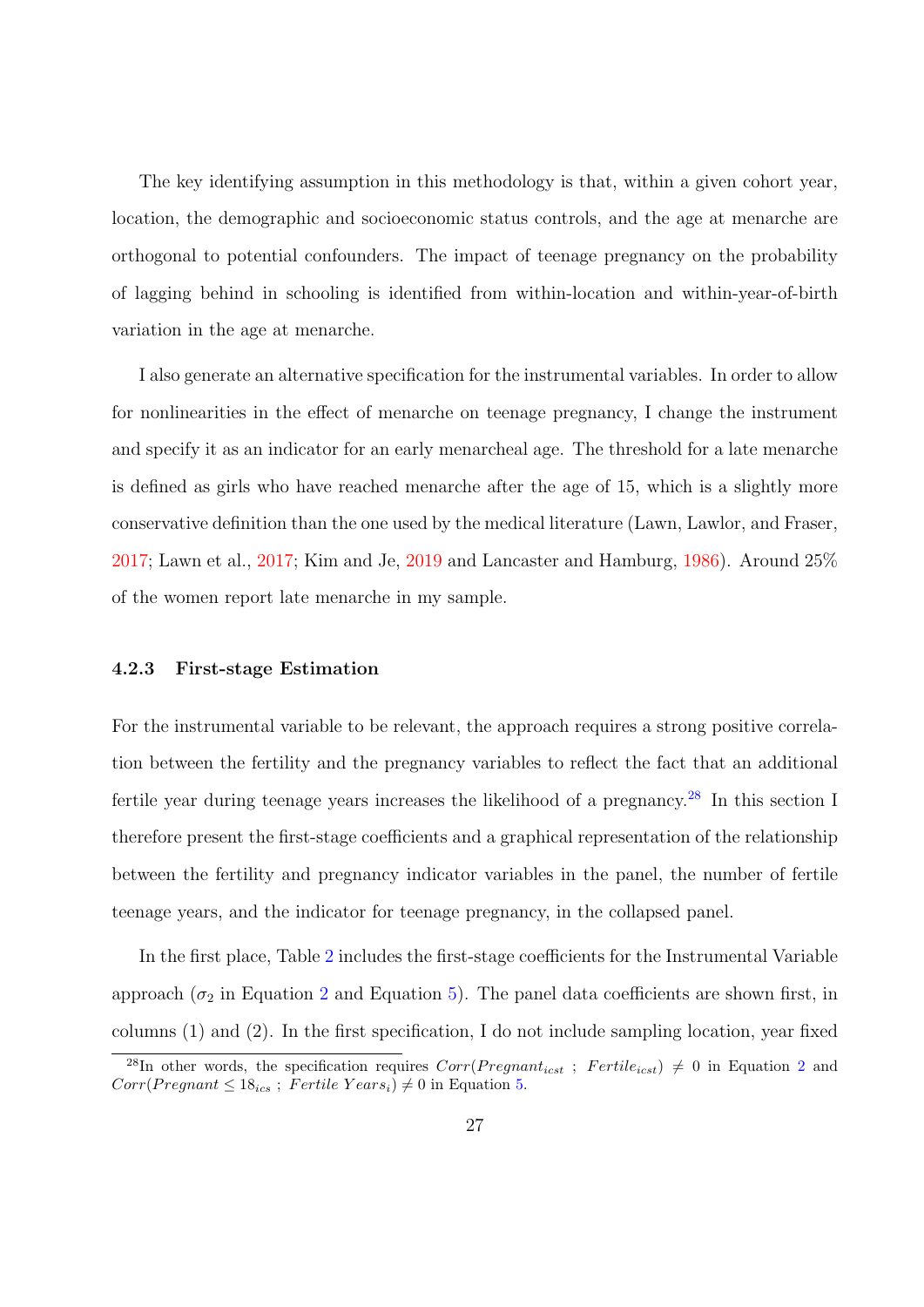The key identifying assumption in this methodology is that, within a given cohort year, location, the demographic and socioeconomic status controls, and the age at menarche are orthogonal to potential confounders. The impact of teenage pregnancy on the probability of lagging behind in schooling is identified from within-location and within-year-of-birth variation in the age at menarche.

I also generate an alternative specification for the instrumental variables. In order to allow for nonlinearities in the effect of menarche on teenage pregnancy, I change the instrument and specify it as an indicator for an early menarcheal age. The threshold for a late menarche is defined as girls who have reached menarche after the age of 15, which is a slightly more conservative definition than the one used by the medical literature (Lawn, Lawlor, and Fraser, 2017; Lawn et al., 2017; Kim and Je, 2019 and Lancaster and Hamburg, 1986). Around 25% of the women report late menarche in my sample.

#### 4.2.3 First-stage Estimation

For the instrumental variable to be relevant, the approach requires a strong positive correlation between the fertility and the pregnancy variables to reflect the fact that an additional fertile year during teenage years increases the likelihood of a pregnancy.[28] In this section I therefore present the first-stage coefficients and a graphical representation of the relationship between the fertility and pregnancy indicator variables in the panel, the number of fertile teenage years, and the indicator for teenage pregnancy, in the collapsed panel.

In the first place, Table 2 includes the first-stage coefficients for the Instrumental Variable approach ($\sigma_2$ in Equation 2 and Equation 5). The panel data coefficients are shown first, in columns (1) and (2). In the first specification, I do not include sampling location, year fixed

[28] In other words, the specification requires $Corr(Pregnant_{icst}\ ;\ Fertile_{icst}) \neq 0$ in Equation 2 and $Corr(Pregnant \leq 18_{ics}\ ;\ Fertile\ Years_i) \neq 0$ in Equation 5.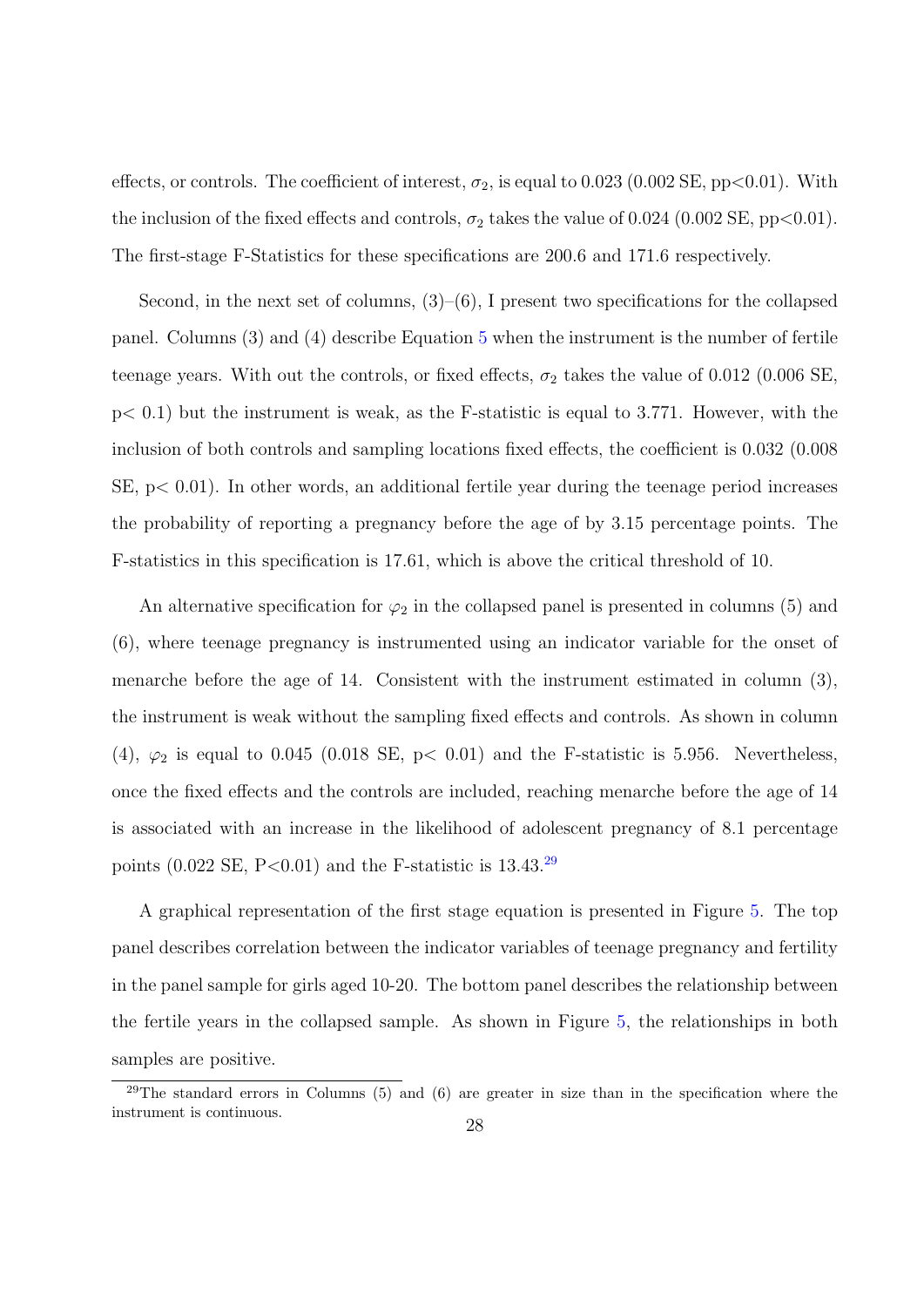effects, or controls. The coefficient of interest, $\sigma_2$, is equal to 0.023 (0.002 SE, pp<0.01). With the inclusion of the fixed effects and controls, $\sigma_2$ takes the value of 0.024 (0.002 SE, pp<0.01). The first-stage F-Statistics for these specifications are 200.6 and 171.6 respectively.

Second, in the next set of columns, (3)–(6), I present two specifications for the collapsed panel. Columns (3) and (4) describe Equation 5 when the instrument is the number of fertile teenage years. With out the controls, or fixed effects, $\sigma_2$ takes the value of 0.012 (0.006 SE, $p < 0.1$) but the instrument is weak, as the F-statistic is equal to 3.771. However, with the inclusion of both controls and sampling locations fixed effects, the coefficient is 0.032 (0.008 SE, $p < 0.01$). In other words, an additional fertile year during the teenage period increases the probability of reporting a pregnancy before the age of by 3.15 percentage points. The F-statistics in this specification is 17.61, which is above the critical threshold of 10.

An alternative specification for $\varphi_2$ in the collapsed panel is presented in columns (5) and (6), where teenage pregnancy is instrumented using an indicator variable for the onset of menarche before the age of 14. Consistent with the instrument estimated in column (3), the instrument is weak without the sampling fixed effects and controls. As shown in column (4), $\varphi_2$ is equal to 0.045 (0.018 SE, $p < 0.01$) and the F-statistic is 5.956. Nevertheless, once the fixed effects and the controls are included, reaching menarche before the age of 14 is associated with an increase in the likelihood of adolescent pregnancy of 8.1 percentage points (0.022 SE, $P<0.01$) and the F-statistic is 13.43.[29]

A graphical representation of the first stage equation is presented in Figure 5. The top panel describes correlation between the indicator variables of teenage pregnancy and fertility in the panel sample for girls aged 10-20. The bottom panel describes the relationship between the fertile years in the collapsed sample. As shown in Figure 5, the relationships in both samples are positive.

[29]The standard errors in Columns (5) and (6) are greater in size than in the specification where the instrument is continuous.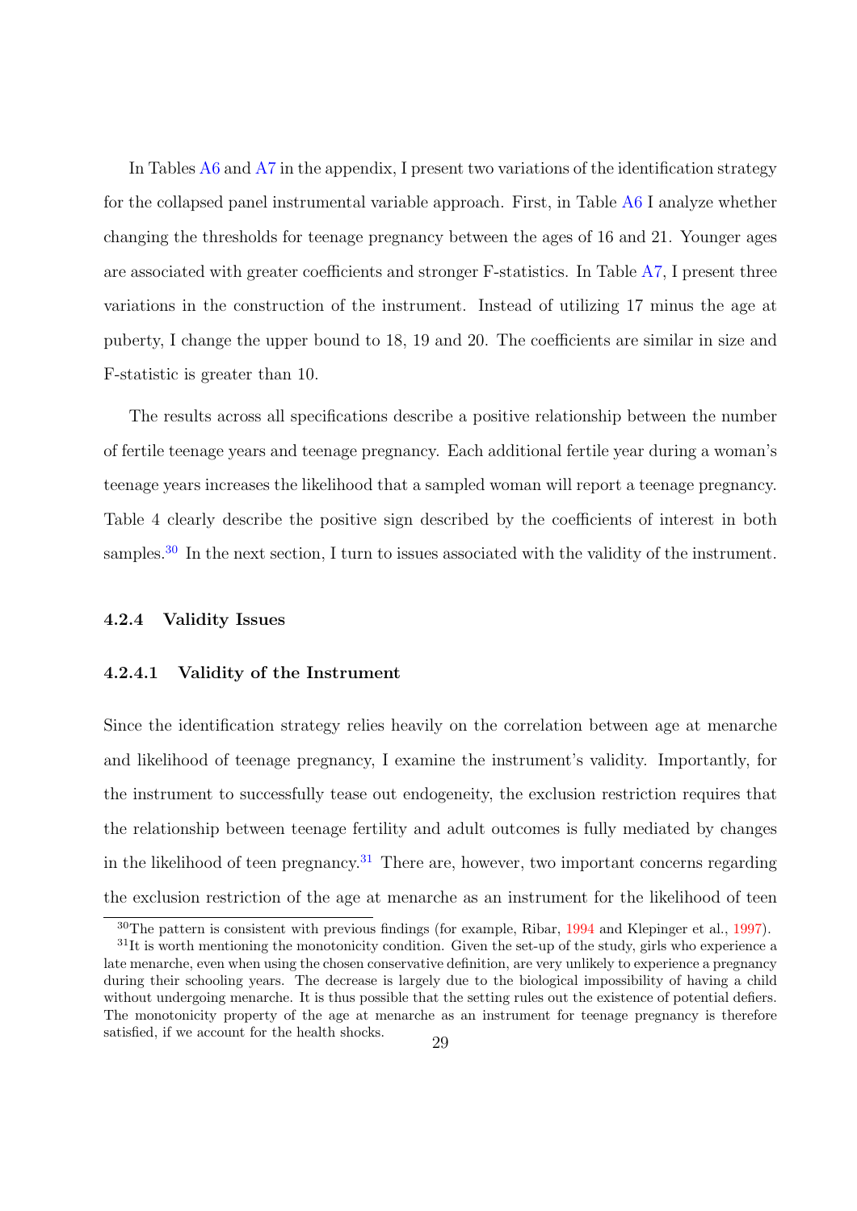In Tables A6 and A7 in the appendix, I present two variations of the identification strategy for the collapsed panel instrumental variable approach. First, in Table A6 I analyze whether changing the thresholds for teenage pregnancy between the ages of 16 and 21. Younger ages are associated with greater coefficients and stronger F-statistics. In Table A7, I present three variations in the construction of the instrument. Instead of utilizing 17 minus the age at puberty, I change the upper bound to 18, 19 and 20. The coefficients are similar in size and F-statistic is greater than 10.

The results across all specifications describe a positive relationship between the number of fertile teenage years and teenage pregnancy. Each additional fertile year during a woman's teenage years increases the likelihood that a sampled woman will report a teenage pregnancy. Table 4 clearly describe the positive sign described by the coefficients of interest in both samples.[30] In the next section, I turn to issues associated with the validity of the instrument.

#### 4.2.4 Validity Issues

##### 4.2.4.1 Validity of the Instrument

Since the identification strategy relies heavily on the correlation between age at menarche and likelihood of teenage pregnancy, I examine the instrument's validity. Importantly, for the instrument to successfully tease out endogeneity, the exclusion restriction requires that the relationship between teenage fertility and adult outcomes is fully mediated by changes in the likelihood of teen pregnancy.[31] There are, however, two important concerns regarding the exclusion restriction of the age at menarche as an instrument for the likelihood of teen

[30] The pattern is consistent with previous findings (for example, Ribar, 1994 and Klepinger et al., 1997).

[31] It is worth mentioning the monotonicity condition. Given the set-up of the study, girls who experience a late menarche, even when using the chosen conservative definition, are very unlikely to experience a pregnancy during their schooling years. The decrease is largely due to the biological impossibility of having a child without undergoing menarche. It is thus possible that the setting rules out the existence of potential defiers. The monotonicity property of the age at menarche as an instrument for teenage pregnancy is therefore satisfied, if we account for the health shocks.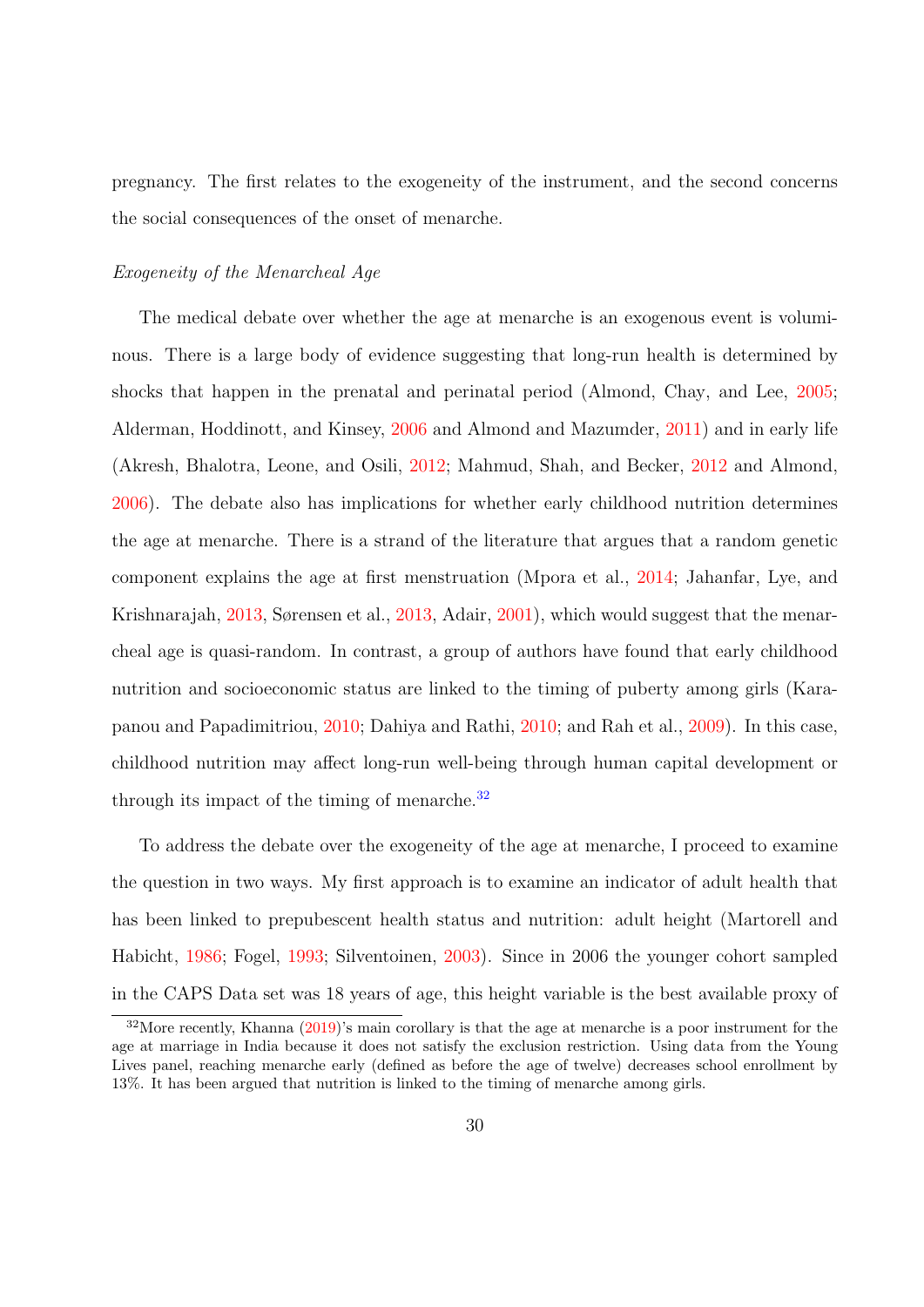pregnancy. The first relates to the exogeneity of the instrument, and the second concerns the social consequences of the onset of menarche.

*Exogeneity of the Menarcheal Age*

The medical debate over whether the age at menarche is an exogenous event is voluminous. There is a large body of evidence suggesting that long-run health is determined by shocks that happen in the prenatal and perinatal period (Almond, Chay, and Lee, 2005; Alderman, Hoddinott, and Kinsey, 2006 and Almond and Mazumder, 2011) and in early life (Akresh, Bhalotra, Leone, and Osili, 2012; Mahmud, Shah, and Becker, 2012 and Almond, 2006). The debate also has implications for whether early childhood nutrition determines the age at menarche. There is a strand of the literature that argues that a random genetic component explains the age at first menstruation (Mpora et al., 2014; Jahanfar, Lye, and Krishnarajah, 2013, Sørensen et al., 2013, Adair, 2001), which would suggest that the menarcheal age is quasi-random. In contrast, a group of authors have found that early childhood nutrition and socioeconomic status are linked to the timing of puberty among girls (Karapanou and Papadimitriou, 2010; Dahiya and Rathi, 2010; and Rah et al., 2009). In this case, childhood nutrition may affect long-run well-being through human capital development or through its impact of the timing of menarche.[32]

To address the debate over the exogeneity of the age at menarche, I proceed to examine the question in two ways. My first approach is to examine an indicator of adult health that has been linked to prepubescent health status and nutrition: adult height (Martorell and Habicht, 1986; Fogel, 1993; Silventoinen, 2003). Since in 2006 the younger cohort sampled in the CAPS Data set was 18 years of age, this height variable is the best available proxy of

[32] More recently, Khanna (2019)'s main corollary is that the age at menarche is a poor instrument for the age at marriage in India because it does not satisfy the exclusion restriction. Using data from the Young Lives panel, reaching menarche early (defined as before the age of twelve) decreases school enrollment by 13%. It has been argued that nutrition is linked to the timing of menarche among girls.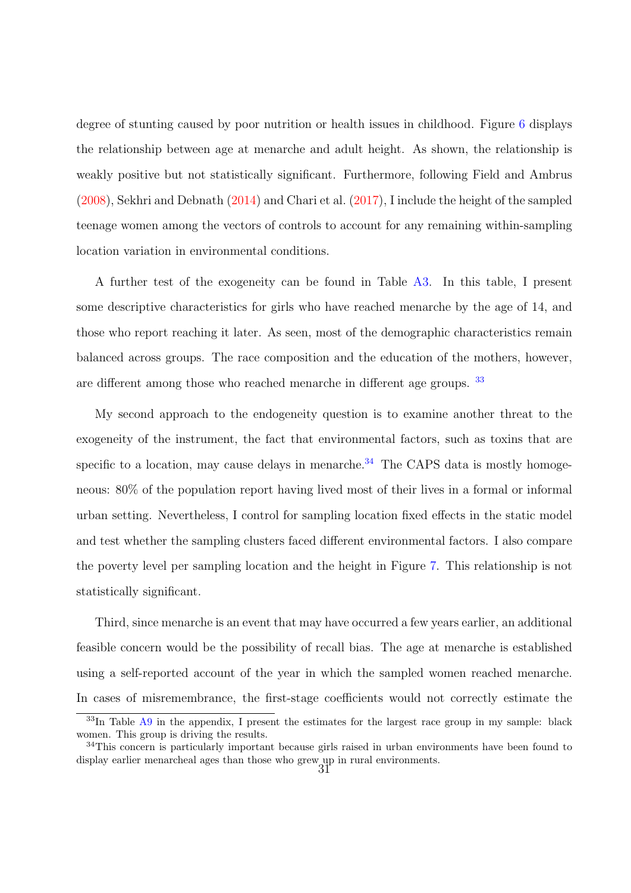degree of stunting caused by poor nutrition or health issues in childhood. Figure 6 displays the relationship between age at menarche and adult height. As shown, the relationship is weakly positive but not statistically significant. Furthermore, following Field and Ambrus (2008), Sekhri and Debnath (2014) and Chari et al. (2017), I include the height of the sampled teenage women among the vectors of controls to account for any remaining within-sampling location variation in environmental conditions.

A further test of the exogeneity can be found in Table A3. In this table, I present some descriptive characteristics for girls who have reached menarche by the age of 14, and those who report reaching it later. As seen, most of the demographic characteristics remain balanced across groups. The race composition and the education of the mothers, however, are different among those who reached menarche in different age groups. [33]

My second approach to the endogeneity question is to examine another threat to the exogeneity of the instrument, the fact that environmental factors, such as toxins that are specific to a location, may cause delays in menarche.[34] The CAPS data is mostly homogeneous: 80% of the population report having lived most of their lives in a formal or informal urban setting. Nevertheless, I control for sampling location fixed effects in the static model and test whether the sampling clusters faced different environmental factors. I also compare the poverty level per sampling location and the height in Figure 7. This relationship is not statistically significant.

Third, since menarche is an event that may have occurred a few years earlier, an additional feasible concern would be the possibility of recall bias. The age at menarche is established using a self-reported account of the year in which the sampled women reached menarche. In cases of misremembrance, the first-stage coefficients would not correctly estimate the

[33] In Table A9 in the appendix, I present the estimates for the largest race group in my sample: black women. This group is driving the results.

[34] This concern is particularly important because girls raised in urban environments have been found to display earlier menarcheal ages than those who grew up in rural environments.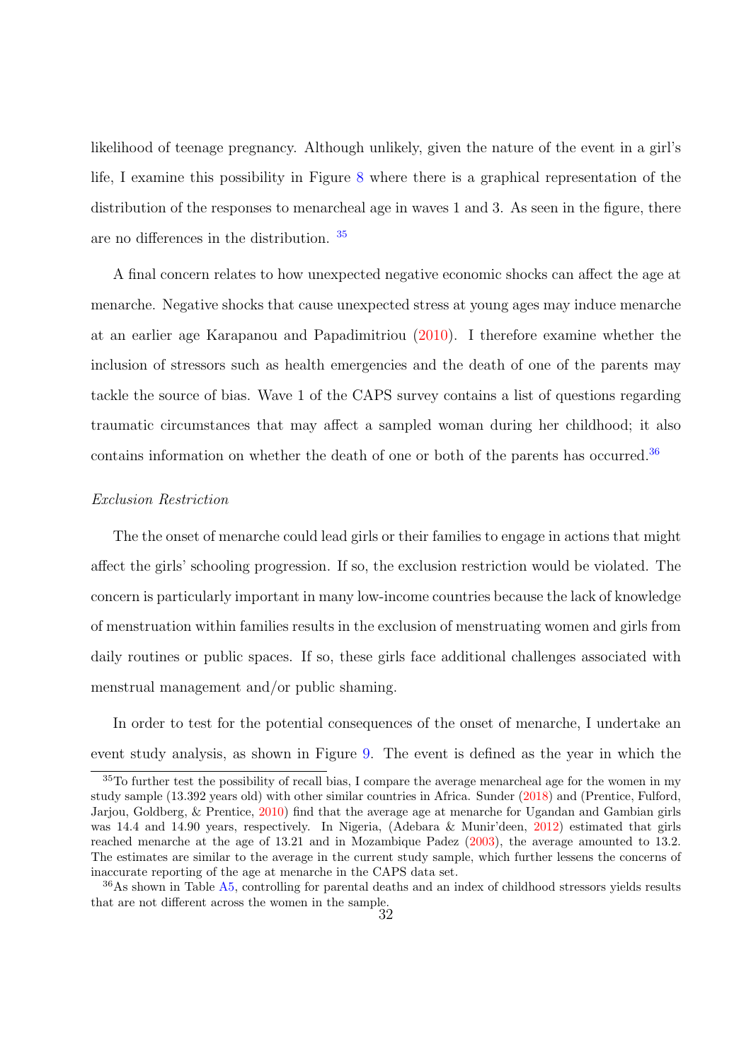likelihood of teenage pregnancy. Although unlikely, given the nature of the event in a girl's life, I examine this possibility in Figure 8 where there is a graphical representation of the distribution of the responses to menarcheal age in waves 1 and 3. As seen in the figure, there are no differences in the distribution. [35]

A final concern relates to how unexpected negative economic shocks can affect the age at menarche. Negative shocks that cause unexpected stress at young ages may induce menarche at an earlier age Karapanou and Papadimitriou (2010). I therefore examine whether the inclusion of stressors such as health emergencies and the death of one of the parents may tackle the source of bias. Wave 1 of the CAPS survey contains a list of questions regarding traumatic circumstances that may affect a sampled woman during her childhood; it also contains information on whether the death of one or both of the parents has occurred.[36]

*Exclusion Restriction*

The the onset of menarche could lead girls or their families to engage in actions that might affect the girls' schooling progression. If so, the exclusion restriction would be violated. The concern is particularly important in many low-income countries because the lack of knowledge of menstruation within families results in the exclusion of menstruating women and girls from daily routines or public spaces. If so, these girls face additional challenges associated with menstrual management and/or public shaming.

In order to test for the potential consequences of the onset of menarche, I undertake an event study analysis, as shown in Figure 9. The event is defined as the year in which the

[35] To further test the possibility of recall bias, I compare the average menarcheal age for the women in my study sample (13.392 years old) with other similar countries in Africa. Sunder (2018) and (Prentice, Fulford, Jarjou, Goldberg, & Prentice, 2010) find that the average age at menarche for Ugandan and Gambian girls was 14.4 and 14.90 years, respectively. In Nigeria, (Adebara & Munir'deen, 2012) estimated that girls reached menarche at the age of 13.21 and in Mozambique Padez (2003), the average amounted to 13.2. The estimates are similar to the average in the current study sample, which further lessens the concerns of inaccurate reporting of the age at menarche in the CAPS data set.

[36] As shown in Table A5, controlling for parental deaths and an index of childhood stressors yields results that are not different across the women in the sample.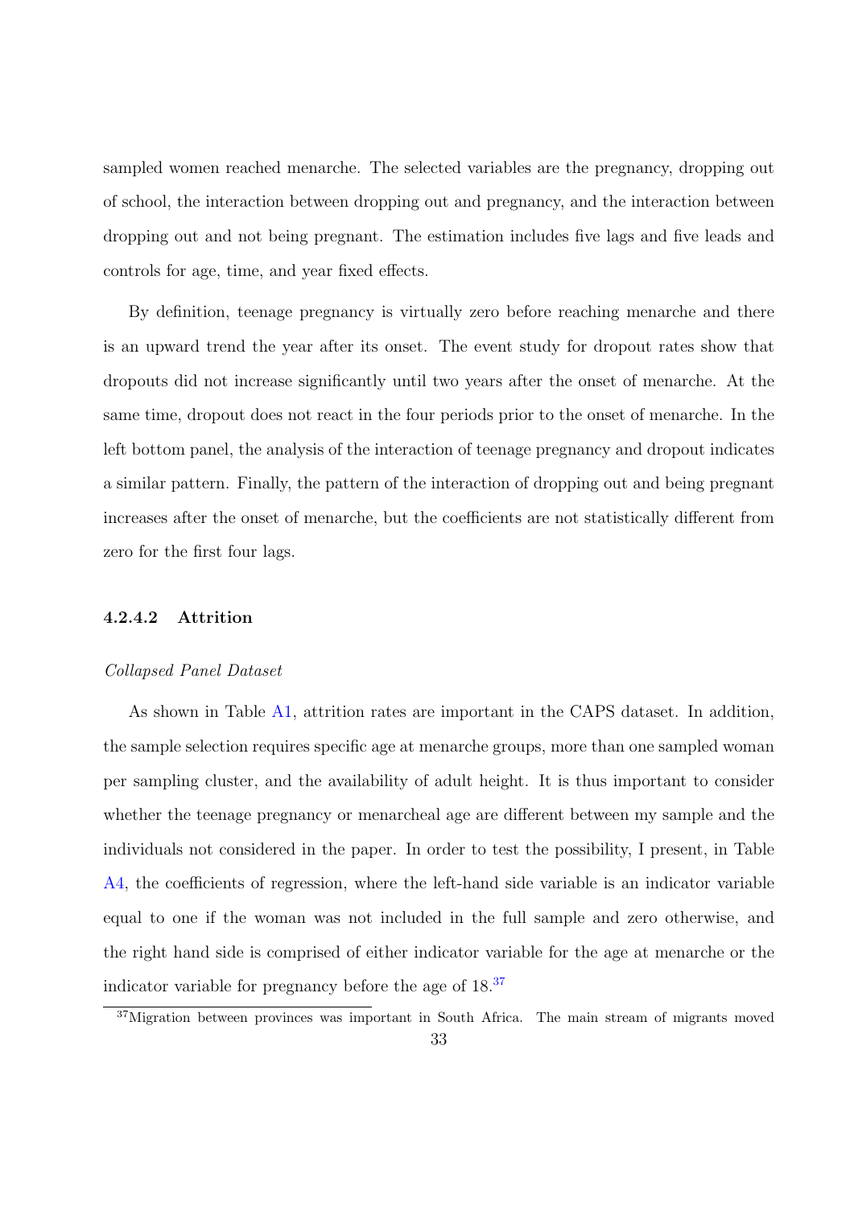sampled women reached menarche. The selected variables are the pregnancy, dropping out of school, the interaction between dropping out and pregnancy, and the interaction between dropping out and not being pregnant. The estimation includes five lags and five leads and controls for age, time, and year fixed effects.

By definition, teenage pregnancy is virtually zero before reaching menarche and there is an upward trend the year after its onset. The event study for dropout rates show that dropouts did not increase significantly until two years after the onset of menarche. At the same time, dropout does not react in the four periods prior to the onset of menarche. In the left bottom panel, the analysis of the interaction of teenage pregnancy and dropout indicates a similar pattern. Finally, the pattern of the interaction of dropping out and being pregnant increases after the onset of menarche, but the coefficients are not statistically different from zero for the first four lags.

#### 4.2.4.2 Attrition

*Collapsed Panel Dataset*

As shown in Table A1, attrition rates are important in the CAPS dataset. In addition, the sample selection requires specific age at menarche groups, more than one sampled woman per sampling cluster, and the availability of adult height. It is thus important to consider whether the teenage pregnancy or menarcheal age are different between my sample and the individuals not considered in the paper. In order to test the possibility, I present, in Table A4, the coefficients of regression, where the left-hand side variable is an indicator variable equal to one if the woman was not included in the full sample and zero otherwise, and the right hand side is comprised of either indicator variable for the age at menarche or the indicator variable for pregnancy before the age of 18.[37]

[37] Migration between provinces was important in South Africa. The main stream of migrants moved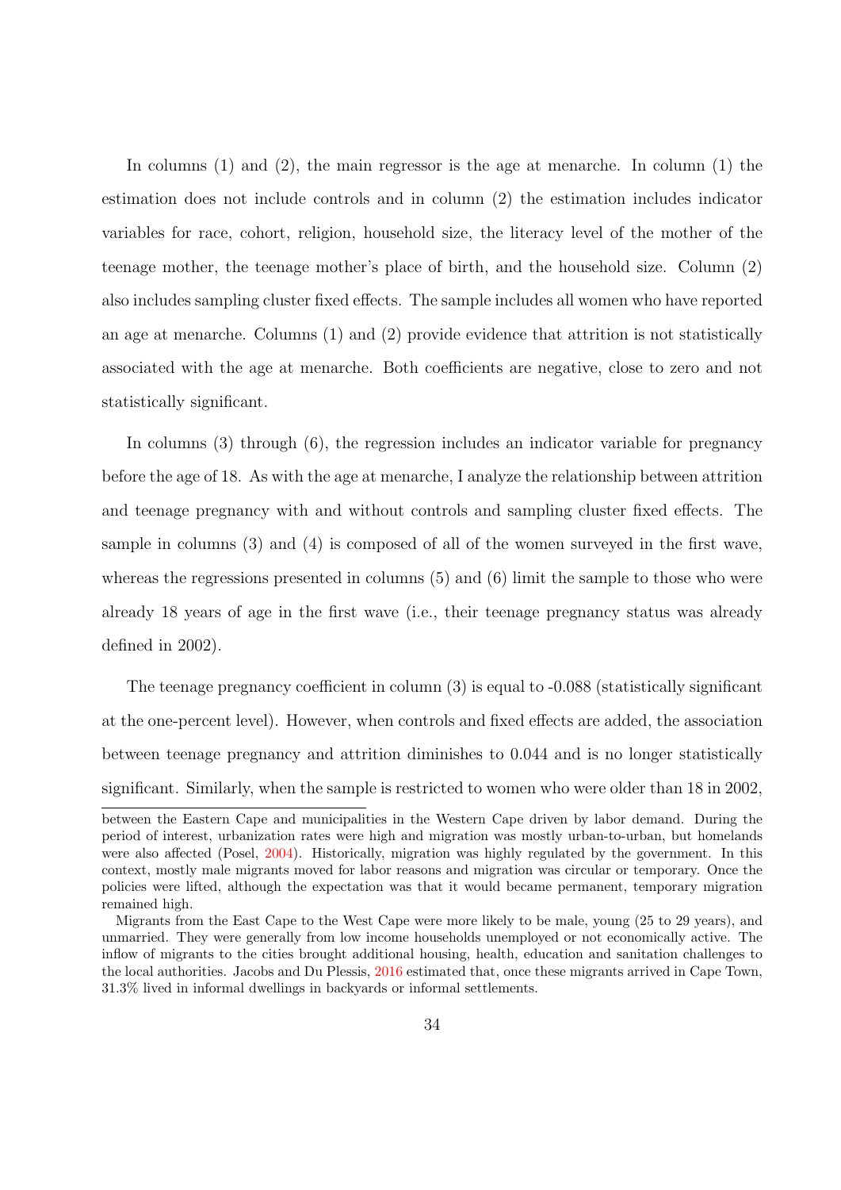In columns (1) and (2), the main regressor is the age at menarche. In column (1) the estimation does not include controls and in column (2) the estimation includes indicator variables for race, cohort, religion, household size, the literacy level of the mother of the teenage mother, the teenage mother's place of birth, and the household size. Column (2) also includes sampling cluster fixed effects. The sample includes all women who have reported an age at menarche. Columns (1) and (2) provide evidence that attrition is not statistically associated with the age at menarche. Both coefficients are negative, close to zero and not statistically significant.

In columns (3) through (6), the regression includes an indicator variable for pregnancy before the age of 18. As with the age at menarche, I analyze the relationship between attrition and teenage pregnancy with and without controls and sampling cluster fixed effects. The sample in columns (3) and (4) is composed of all of the women surveyed in the first wave, whereas the regressions presented in columns (5) and (6) limit the sample to those who were already 18 years of age in the first wave (i.e., their teenage pregnancy status was already defined in 2002).

The teenage pregnancy coefficient in column (3) is equal to -0.088 (statistically significant at the one-percent level). However, when controls and fixed effects are added, the association between teenage pregnancy and attrition diminishes to 0.044 and is no longer statistically significant. Similarly, when the sample is restricted to women who were older than 18 in 2002,

between the Eastern Cape and municipalities in the Western Cape driven by labor demand. During the period of interest, urbanization rates were high and migration was mostly urban-to-urban, but homelands were also affected (Posel, 2004). Historically, migration was highly regulated by the government. In this context, mostly male migrants moved for labor reasons and migration was circular or temporary. Once the policies were lifted, although the expectation was that it would became permanent, temporary migration remained high.

Migrants from the East Cape to the West Cape were more likely to be male, young (25 to 29 years), and unmarried. They were generally from low income households unemployed or not economically active. The inflow of migrants to the cities brought additional housing, health, education and sanitation challenges to the local authorities. Jacobs and Du Plessis, 2016 estimated that, once these migrants arrived in Cape Town, 31.3% lived in informal dwellings in backyards or informal settlements.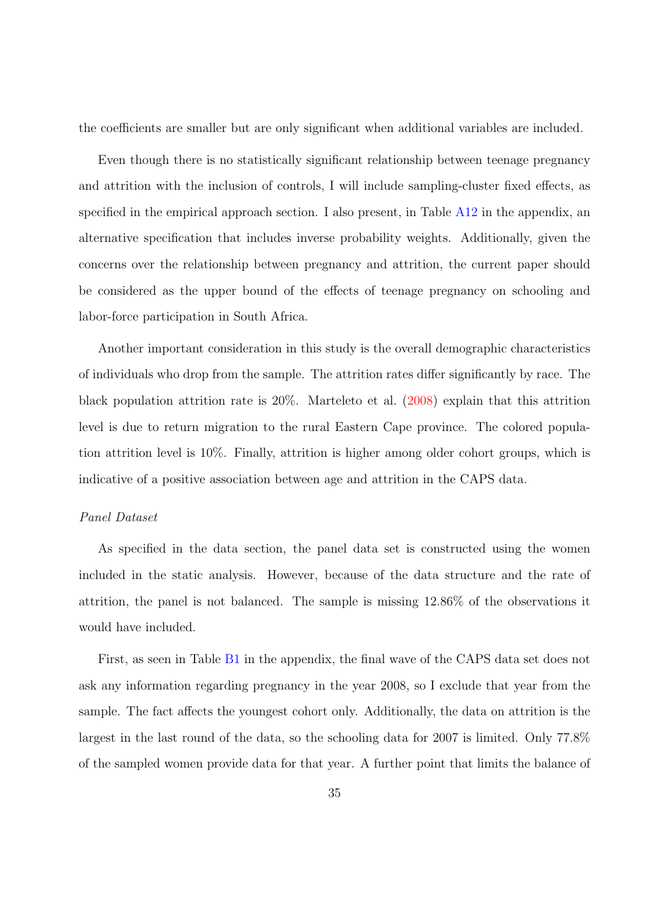the coefficients are smaller but are only significant when additional variables are included.

Even though there is no statistically significant relationship between teenage pregnancy and attrition with the inclusion of controls, I will include sampling-cluster fixed effects, as specified in the empirical approach section. I also present, in Table A12 in the appendix, an alternative specification that includes inverse probability weights. Additionally, given the concerns over the relationship between pregnancy and attrition, the current paper should be considered as the upper bound of the effects of teenage pregnancy on schooling and labor-force participation in South Africa.

Another important consideration in this study is the overall demographic characteristics of individuals who drop from the sample. The attrition rates differ significantly by race. The black population attrition rate is 20%. Marteleto et al. (2008) explain that this attrition level is due to return migration to the rural Eastern Cape province. The colored population attrition level is 10%. Finally, attrition is higher among older cohort groups, which is indicative of a positive association between age and attrition in the CAPS data.

*Panel Dataset*

As specified in the data section, the panel data set is constructed using the women included in the static analysis. However, because of the data structure and the rate of attrition, the panel is not balanced. The sample is missing 12.86% of the observations it would have included.

First, as seen in Table B1 in the appendix, the final wave of the CAPS data set does not ask any information regarding pregnancy in the year 2008, so I exclude that year from the sample. The fact affects the youngest cohort only. Additionally, the data on attrition is the largest in the last round of the data, so the schooling data for 2007 is limited. Only 77.8% of the sampled women provide data for that year. A further point that limits the balance of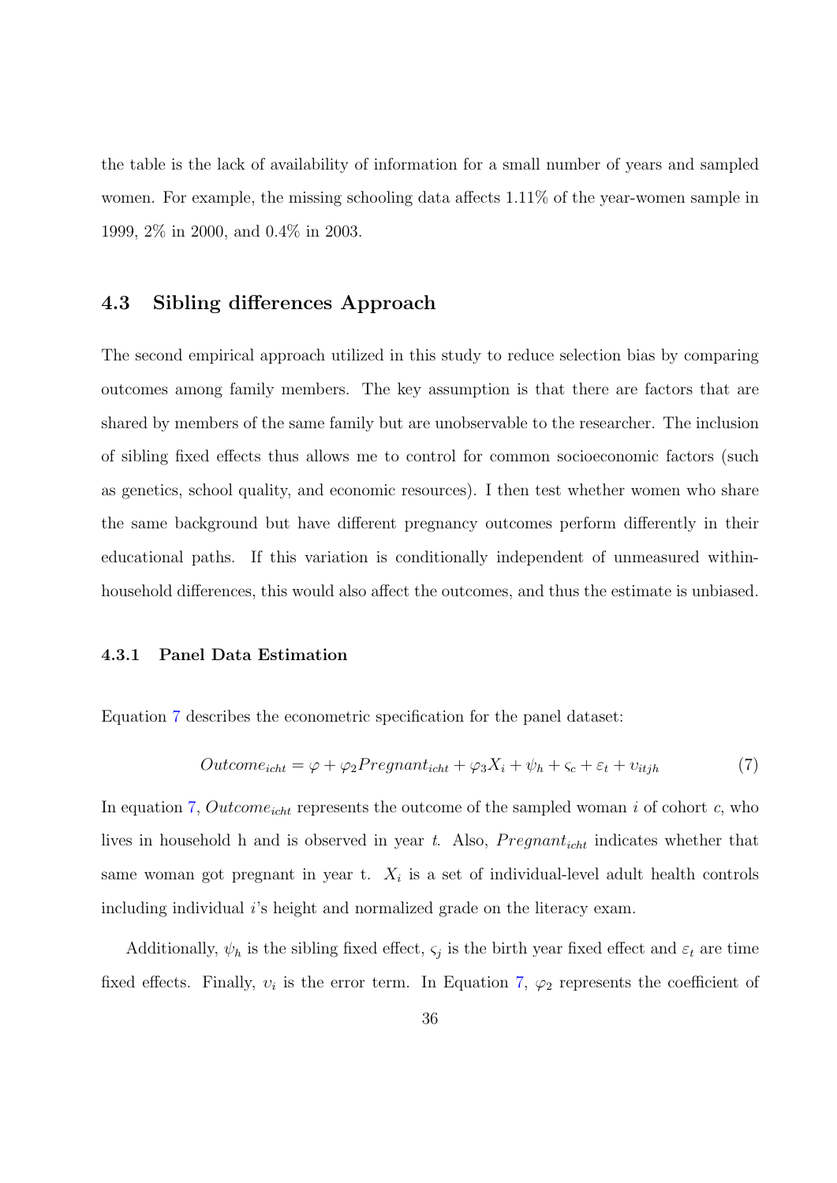the table is the lack of availability of information for a small number of years and sampled women. For example, the missing schooling data affects 1.11% of the year-women sample in 1999, 2% in 2000, and 0.4% in 2003.

### 4.3 Sibling differences Approach

The second empirical approach utilized in this study to reduce selection bias by comparing outcomes among family members. The key assumption is that there are factors that are shared by members of the same family but are unobservable to the researcher. The inclusion of sibling fixed effects thus allows me to control for common socioeconomic factors (such as genetics, school quality, and economic resources). I then test whether women who share the same background but have different pregnancy outcomes perform differently in their educational paths. If this variation is conditionally independent of unmeasured within-household differences, this would also affect the outcomes, and thus the estimate is unbiased.

#### 4.3.1 Panel Data Estimation

Equation 7 describes the econometric specification for the panel dataset:

$$Outcome_{icht} = \varphi + \varphi_2 Pregnant_{icht} + \varphi_3 X_i + \psi_h + \varsigma_c + \varepsilon_t + \upsilon_{itjh} \tag{7}$$

In equation 7, $Outcome_{icht}$ represents the outcome of the sampled woman $i$ of cohort $c$, who lives in household h and is observed in year $t$. Also, $Pregnant_{icht}$ indicates whether that same woman got pregnant in year t. $X_i$ is a set of individual-level adult health controls including individual $i$'s height and normalized grade on the literacy exam.

Additionally, $\psi_h$ is the sibling fixed effect, $\varsigma_j$ is the birth year fixed effect and $\varepsilon_t$ are time fixed effects. Finally, $\upsilon_i$ is the error term. In Equation 7, $\varphi_2$ represents the coefficient of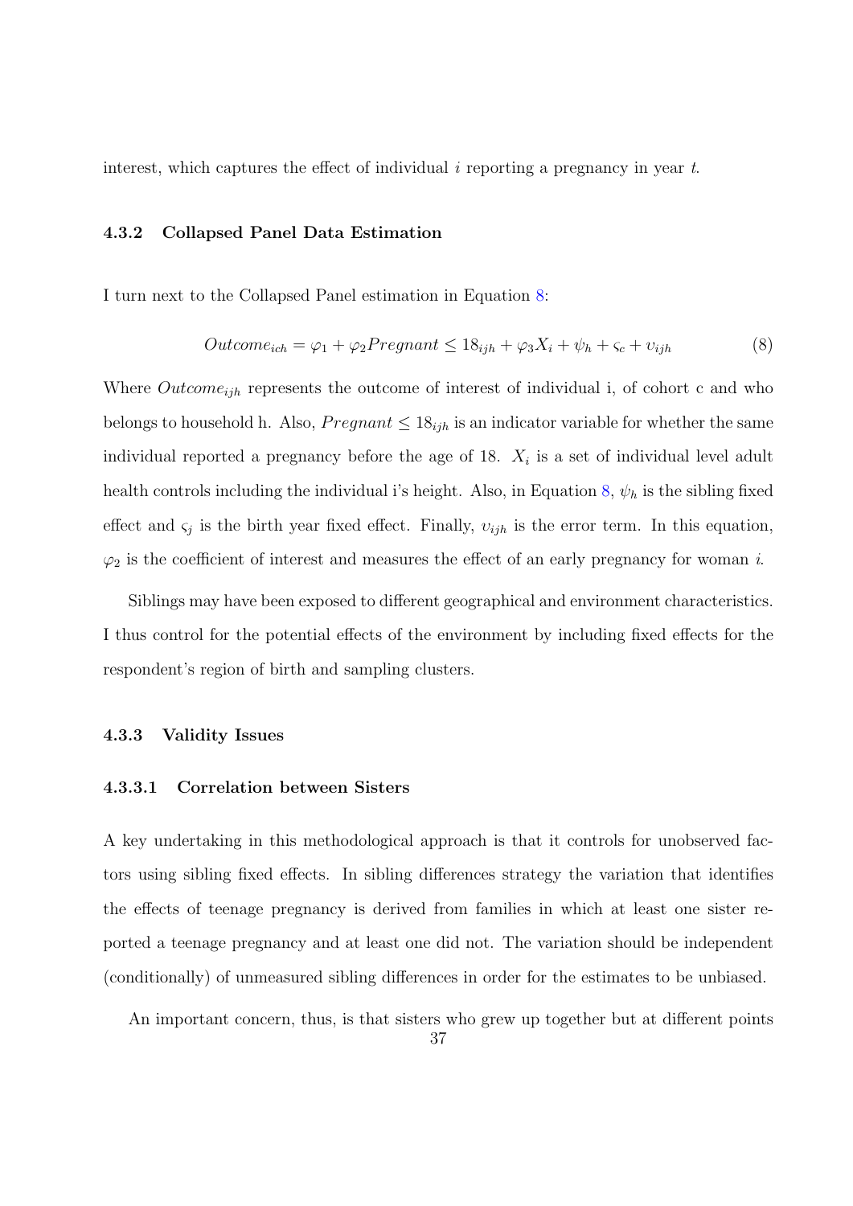interest, which captures the effect of individual $i$ reporting a pregnancy in year $t$.

### 4.3.2 Collapsed Panel Data Estimation

I turn next to the Collapsed Panel estimation in Equation 8:

$$Outcome_{ich} = \varphi_1 + \varphi_2 Pregnant \leq 18_{ijh} + \varphi_3 X_i + \psi_h + \varsigma_c + \upsilon_{ijh} \tag{8}$$

Where $Outcome_{ijh}$ represents the outcome of interest of individual i, of cohort c and who belongs to household h. Also, $Pregnant \leq 18_{ijh}$ is an indicator variable for whether the same individual reported a pregnancy before the age of 18. $X_i$ is a set of individual level adult health controls including the individual i's height. Also, in Equation 8, $\psi_h$ is the sibling fixed effect and $\varsigma_j$ is the birth year fixed effect. Finally, $\upsilon_{ijh}$ is the error term. In this equation, $\varphi_2$ is the coefficient of interest and measures the effect of an early pregnancy for woman $i$.

Siblings may have been exposed to different geographical and environment characteristics. I thus control for the potential effects of the environment by including fixed effects for the respondent's region of birth and sampling clusters.

### 4.3.3 Validity Issues

#### 4.3.3.1 Correlation between Sisters

A key undertaking in this methodological approach is that it controls for unobserved factors using sibling fixed effects. In sibling differences strategy the variation that identifies the effects of teenage pregnancy is derived from families in which at least one sister reported a teenage pregnancy and at least one did not. The variation should be independent (conditionally) of unmeasured sibling differences in order for the estimates to be unbiased.

An important concern, thus, is that sisters who grew up together but at different points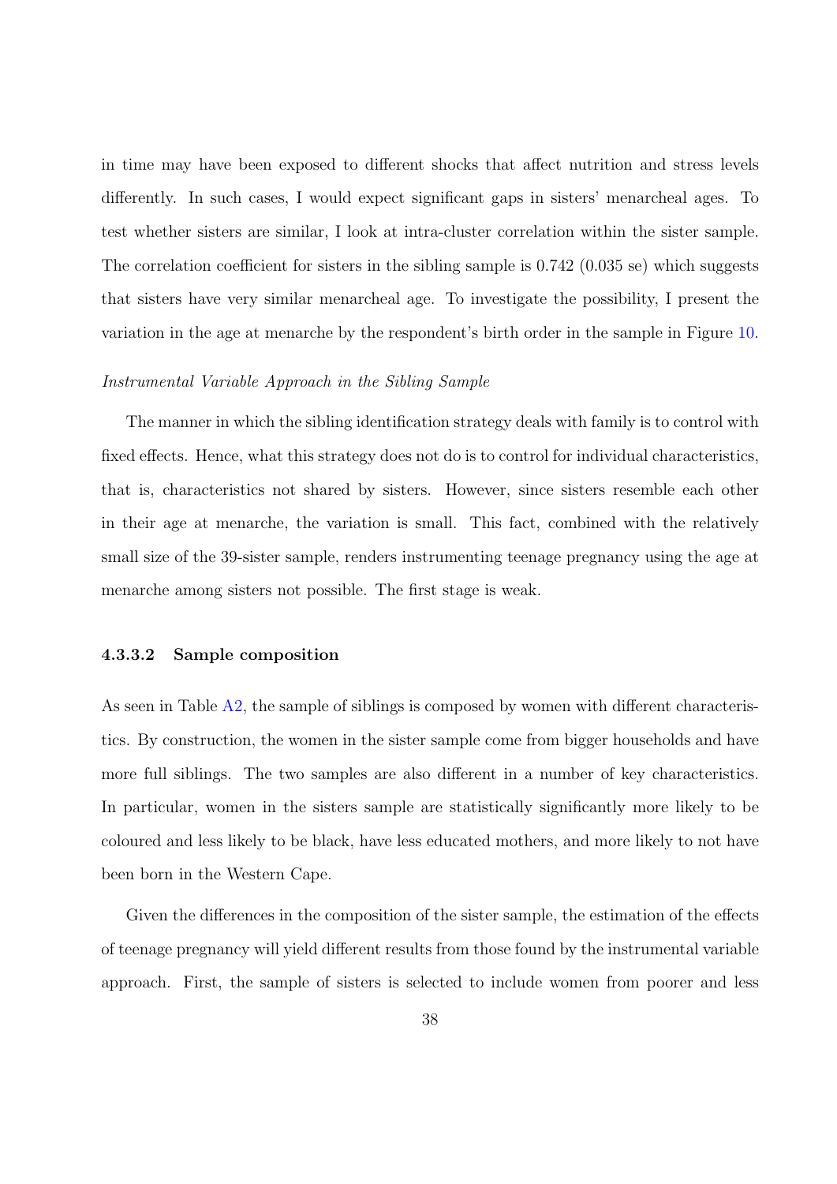in time may have been exposed to different shocks that affect nutrition and stress levels differently. In such cases, I would expect significant gaps in sisters' menarcheal ages. To test whether sisters are similar, I look at intra-cluster correlation within the sister sample. The correlation coefficient for sisters in the sibling sample is 0.742 (0.035 se) which suggests that sisters have very similar menarcheal age. To investigate the possibility, I present the variation in the age at menarche by the respondent's birth order in the sample in Figure 10.

*Instrumental Variable Approach in the Sibling Sample*

The manner in which the sibling identification strategy deals with family is to control with fixed effects. Hence, what this strategy does not do is to control for individual characteristics, that is, characteristics not shared by sisters. However, since sisters resemble each other in their age at menarche, the variation is small. This fact, combined with the relatively small size of the 39-sister sample, renders instrumenting teenage pregnancy using the age at menarche among sisters not possible. The first stage is weak.

#### 4.3.3.2 Sample composition

As seen in Table A2, the sample of siblings is composed by women with different characteristics. By construction, the women in the sister sample come from bigger households and have more full siblings. The two samples are also different in a number of key characteristics. In particular, women in the sisters sample are statistically significantly more likely to be coloured and less likely to be black, have less educated mothers, and more likely to not have been born in the Western Cape.

Given the differences in the composition of the sister sample, the estimation of the effects of teenage pregnancy will yield different results from those found by the instrumental variable approach. First, the sample of sisters is selected to include women from poorer and less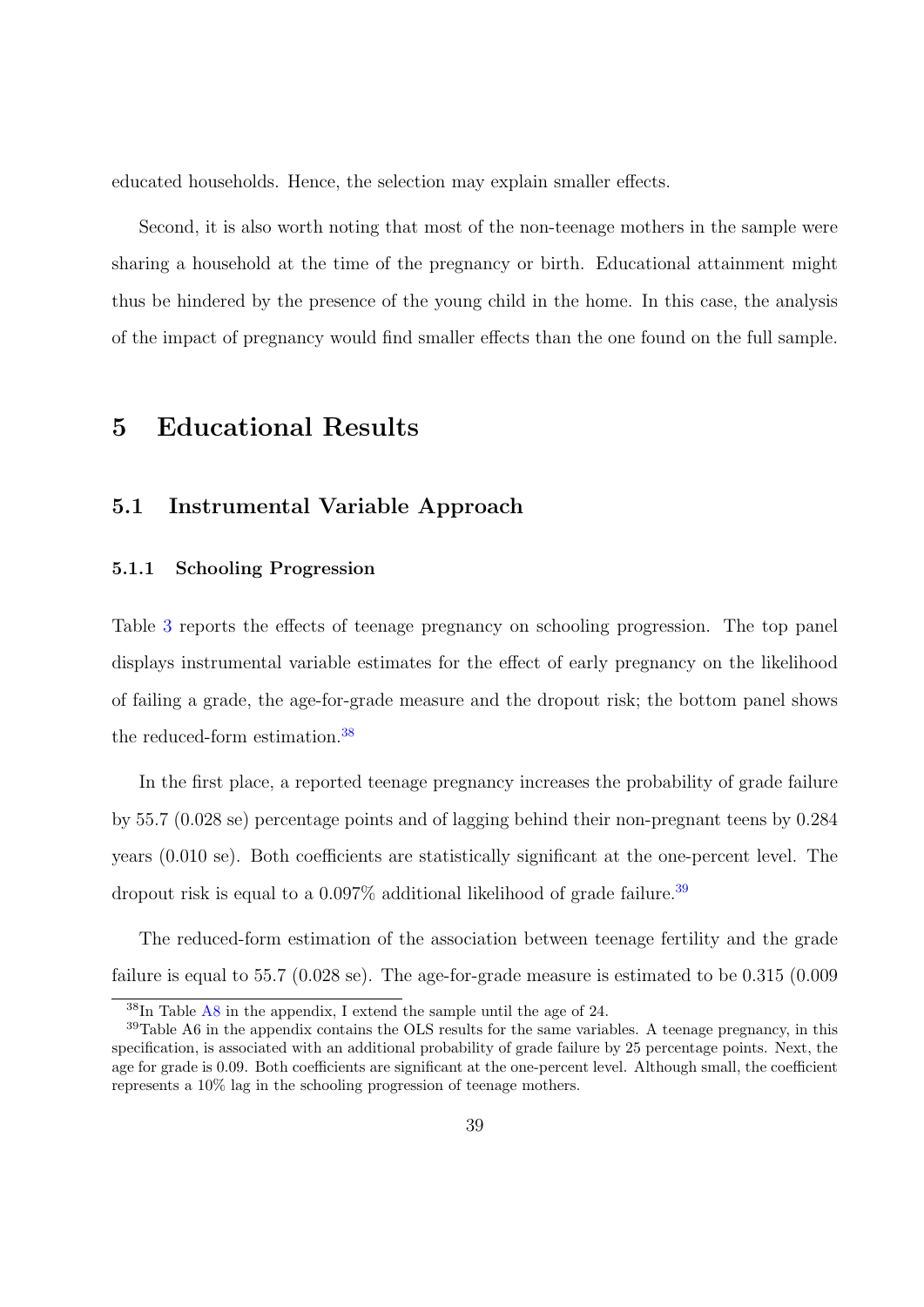educated households. Hence, the selection may explain smaller effects.

Second, it is also worth noting that most of the non-teenage mothers in the sample were sharing a household at the time of the pregnancy or birth. Educational attainment might thus be hindered by the presence of the young child in the home. In this case, the analysis of the impact of pregnancy would find smaller effects than the one found on the full sample.

# 5 Educational Results

## 5.1 Instrumental Variable Approach

### 5.1.1 Schooling Progression

Table 3 reports the effects of teenage pregnancy on schooling progression. The top panel displays instrumental variable estimates for the effect of early pregnancy on the likelihood of failing a grade, the age-for-grade measure and the dropout risk; the bottom panel shows the reduced-form estimation.[38]

In the first place, a reported teenage pregnancy increases the probability of grade failure by 55.7 (0.028 se) percentage points and of lagging behind their non-pregnant teens by 0.284 years (0.010 se). Both coefficients are statistically significant at the one-percent level. The dropout risk is equal to a 0.097% additional likelihood of grade failure.[39]

The reduced-form estimation of the association between teenage fertility and the grade failure is equal to 55.7 (0.028 se). The age-for-grade measure is estimated to be 0.315 (0.009

[38] In Table A8 in the appendix, I extend the sample until the age of 24.

[39] Table A6 in the appendix contains the OLS results for the same variables. A teenage pregnancy, in this specification, is associated with an additional probability of grade failure by 25 percentage points. Next, the age for grade is 0.09. Both coefficients are significant at the one-percent level. Although small, the coefficient represents a 10% lag in the schooling progression of teenage mothers.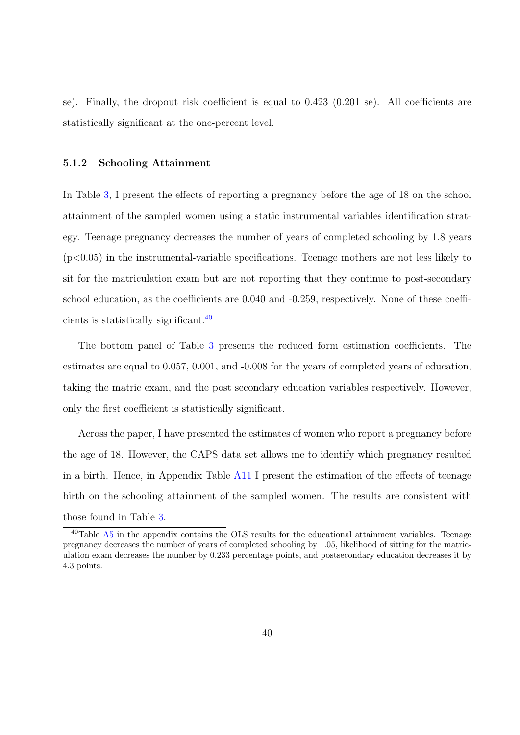se). Finally, the dropout risk coefficient is equal to 0.423 (0.201 se). All coefficients are statistically significant at the one-percent level.

### 5.1.2 Schooling Attainment

In Table 3, I present the effects of reporting a pregnancy before the age of 18 on the school attainment of the sampled women using a static instrumental variables identification strategy. Teenage pregnancy decreases the number of years of completed schooling by 1.8 years ($p<0.05$) in the instrumental-variable specifications. Teenage mothers are not less likely to sit for the matriculation exam but are not reporting that they continue to post-secondary school education, as the coefficients are 0.040 and -0.259, respectively. None of these coefficients is statistically significant.[40]

The bottom panel of Table 3 presents the reduced form estimation coefficients. The estimates are equal to 0.057, 0.001, and -0.008 for the years of completed years of education, taking the matric exam, and the post secondary education variables respectively. However, only the first coefficient is statistically significant.

Across the paper, I have presented the estimates of women who report a pregnancy before the age of 18. However, the CAPS data set allows me to identify which pregnancy resulted in a birth. Hence, in Appendix Table A11 I present the estimation of the effects of teenage birth on the schooling attainment of the sampled women. The results are consistent with those found in Table 3.

[40]Table A5 in the appendix contains the OLS results for the educational attainment variables. Teenage pregnancy decreases the number of years of completed schooling by 1.05, likelihood of sitting for the matriculation exam decreases the number by 0.233 percentage points, and postsecondary education decreases it by 4.3 points.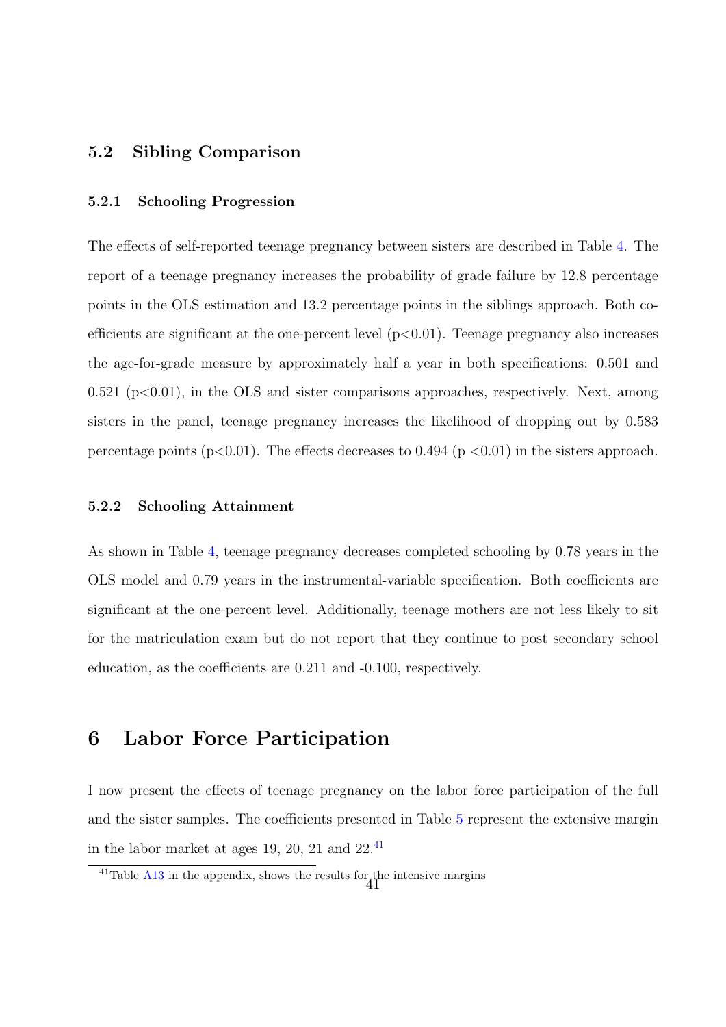## 5.2 Sibling Comparison

### 5.2.1 Schooling Progression

The effects of self-reported teenage pregnancy between sisters are described in Table 4. The report of a teenage pregnancy increases the probability of grade failure by 12.8 percentage points in the OLS estimation and 13.2 percentage points in the siblings approach. Both coefficients are significant at the one-percent level ($p<0.01$). Teenage pregnancy also increases the age-for-grade measure by approximately half a year in both specifications: 0.501 and 0.521 ($p<0.01$), in the OLS and sister comparisons approaches, respectively. Next, among sisters in the panel, teenage pregnancy increases the likelihood of dropping out by 0.583 percentage points ($p<0.01$). The effects decreases to 0.494 ($p<0.01$) in the sisters approach.

### 5.2.2 Schooling Attainment

As shown in Table 4, teenage pregnancy decreases completed schooling by 0.78 years in the OLS model and 0.79 years in the instrumental-variable specification. Both coefficients are significant at the one-percent level. Additionally, teenage mothers are not less likely to sit for the matriculation exam but do not report that they continue to post secondary school education, as the coefficients are 0.211 and -0.100, respectively.

# 6 Labor Force Participation

I now present the effects of teenage pregnancy on the labor force participation of the full and the sister samples. The coefficients presented in Table 5 represent the extensive margin in the labor market at ages 19, 20, 21 and 22.[41]

[41]Table A13 in the appendix, shows the results for the intensive margins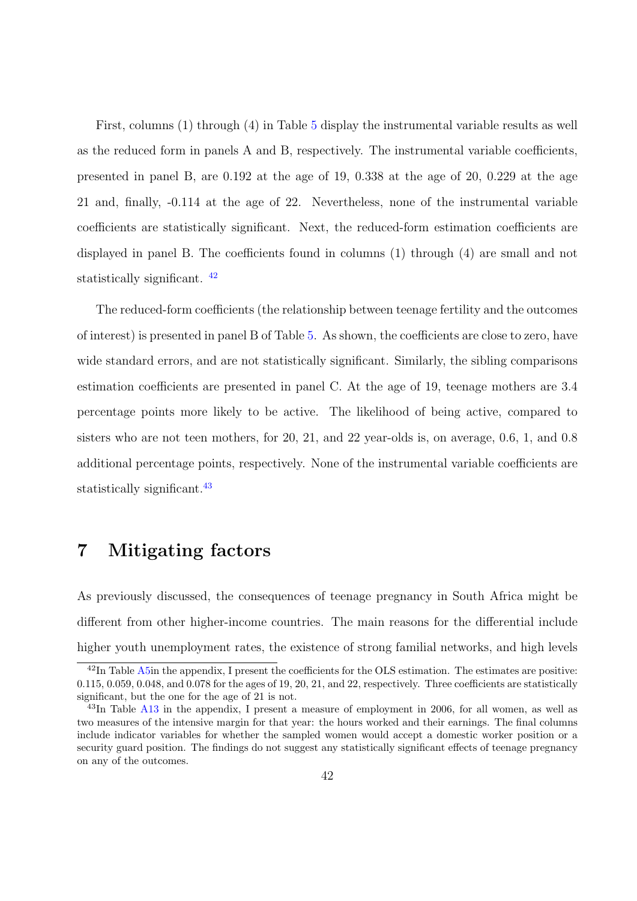First, columns (1) through (4) in Table 5 display the instrumental variable results as well as the reduced form in panels A and B, respectively. The instrumental variable coefficients, presented in panel B, are 0.192 at the age of 19, 0.338 at the age of 20, 0.229 at the age 21 and, finally, -0.114 at the age of 22. Nevertheless, none of the instrumental variable coefficients are statistically significant. Next, the reduced-form estimation coefficients are displayed in panel B. The coefficients found in columns (1) through (4) are small and not statistically significant. [42]

The reduced-form coefficients (the relationship between teenage fertility and the outcomes of interest) is presented in panel B of Table 5. As shown, the coefficients are close to zero, have wide standard errors, and are not statistically significant. Similarly, the sibling comparisons estimation coefficients are presented in panel C. At the age of 19, teenage mothers are 3.4 percentage points more likely to be active. The likelihood of being active, compared to sisters who are not teen mothers, for 20, 21, and 22 year-olds is, on average, 0.6, 1, and 0.8 additional percentage points, respectively. None of the instrumental variable coefficients are statistically significant.[43]

# 7 Mitigating factors

As previously discussed, the consequences of teenage pregnancy in South Africa might be different from other higher-income countries. The main reasons for the differential include higher youth unemployment rates, the existence of strong familial networks, and high levels

[42] In Table A5in the appendix, I present the coefficients for the OLS estimation. The estimates are positive: 0.115, 0.059, 0.048, and 0.078 for the ages of 19, 20, 21, and 22, respectively. Three coefficients are statistically significant, but the one for the age of 21 is not.

[43] In Table A13 in the appendix, I present a measure of employment in 2006, for all women, as well as two measures of the intensive margin for that year: the hours worked and their earnings. The final columns include indicator variables for whether the sampled women would accept a domestic worker position or a security guard position. The findings do not suggest any statistically significant effects of teenage pregnancy on any of the outcomes.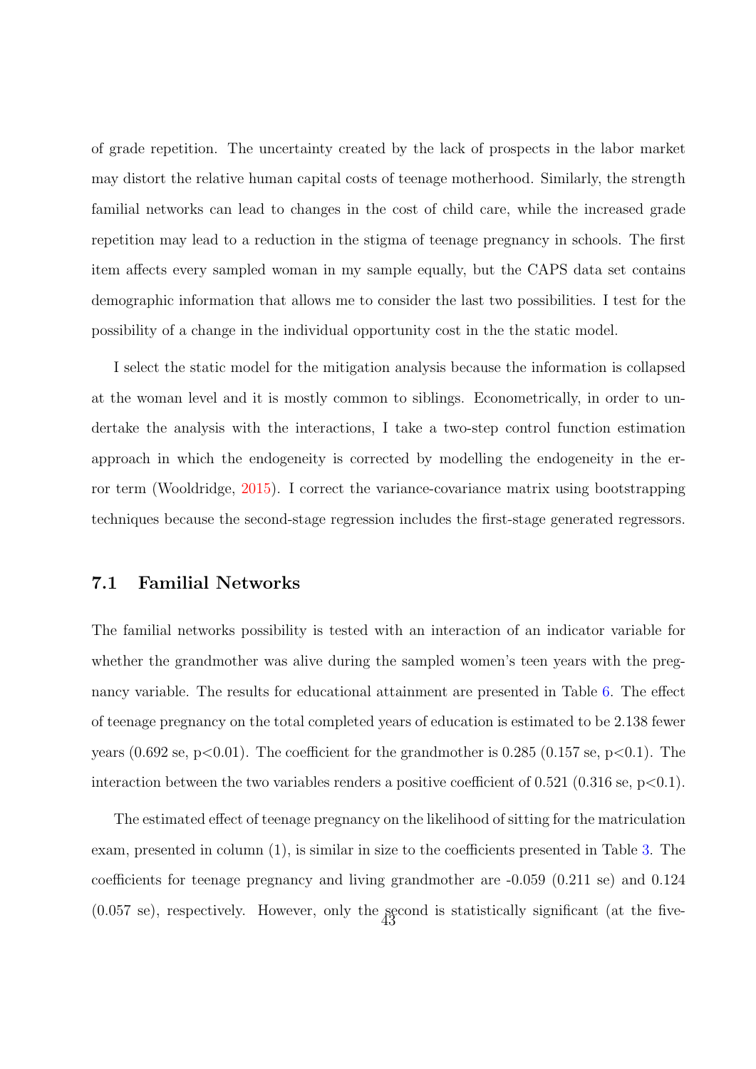of grade repetition. The uncertainty created by the lack of prospects in the labor market may distort the relative human capital costs of teenage motherhood. Similarly, the strength familial networks can lead to changes in the cost of child care, while the increased grade repetition may lead to a reduction in the stigma of teenage pregnancy in schools. The first item affects every sampled woman in my sample equally, but the CAPS data set contains demographic information that allows me to consider the last two possibilities. I test for the possibility of a change in the individual opportunity cost in the the static model.

I select the static model for the mitigation analysis because the information is collapsed at the woman level and it is mostly common to siblings. Econometrically, in order to undertake the analysis with the interactions, I take a two-step control function estimation approach in which the endogeneity is corrected by modelling the endogeneity in the error term (Wooldridge, 2015). I correct the variance-covariance matrix using bootstrapping techniques because the second-stage regression includes the first-stage generated regressors.

## 7.1 Familial Networks

The familial networks possibility is tested with an interaction of an indicator variable for whether the grandmother was alive during the sampled women's teen years with the pregnancy variable. The results for educational attainment are presented in Table 6. The effect of teenage pregnancy on the total completed years of education is estimated to be 2.138 fewer years (0.692 se, $p<0.01$). The coefficient for the grandmother is 0.285 (0.157 se, $p<0.1$). The interaction between the two variables renders a positive coefficient of 0.521 (0.316 se, $p<0.1$).

The estimated effect of teenage pregnancy on the likelihood of sitting for the matriculation exam, presented in column (1), is similar in size to the coefficients presented in Table 3. The coefficients for teenage pregnancy and living grandmother are -0.059 (0.211 se) and 0.124 (0.057 se), respectively. However, only the second is statistically significant (at the five-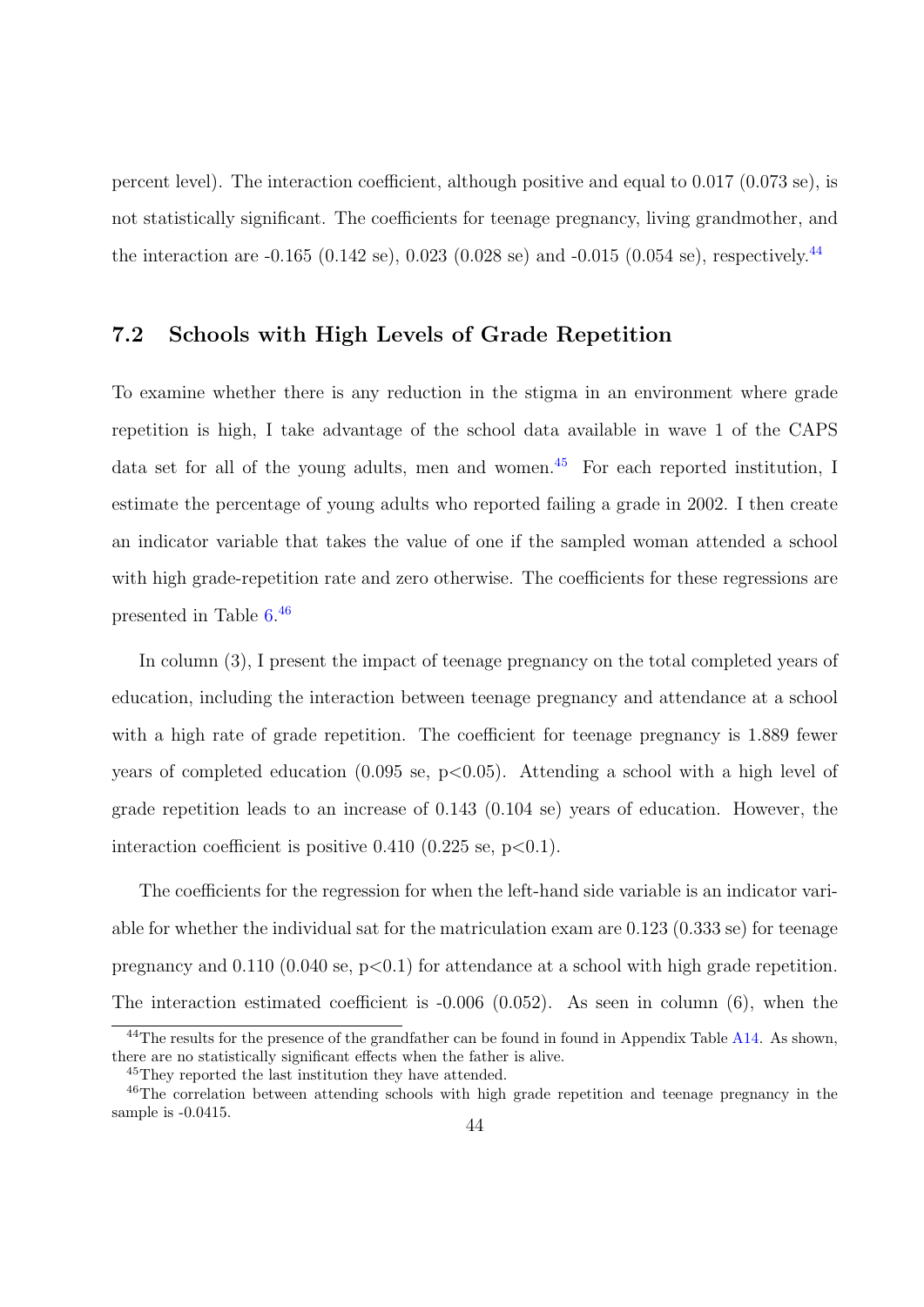percent level). The interaction coefficient, although positive and equal to 0.017 (0.073 se), is not statistically significant. The coefficients for teenage pregnancy, living grandmother, and the interaction are -0.165 (0.142 se), 0.023 (0.028 se) and -0.015 (0.054 se), respectively.[44]

## 7.2 Schools with High Levels of Grade Repetition

To examine whether there is any reduction in the stigma in an environment where grade repetition is high, I take advantage of the school data available in wave 1 of the CAPS data set for all of the young adults, men and women.[45] For each reported institution, I estimate the percentage of young adults who reported failing a grade in 2002. I then create an indicator variable that takes the value of one if the sampled woman attended a school with high grade-repetition rate and zero otherwise. The coefficients for these regressions are presented in Table 6.[46]

In column (3), I present the impact of teenage pregnancy on the total completed years of education, including the interaction between teenage pregnancy and attendance at a school with a high rate of grade repetition. The coefficient for teenage pregnancy is 1.889 fewer years of completed education (0.095 se, $p<0.05$). Attending a school with a high level of grade repetition leads to an increase of 0.143 (0.104 se) years of education. However, the interaction coefficient is positive 0.410 (0.225 se, $p<0.1$).

The coefficients for the regression for when the left-hand side variable is an indicator variable for whether the individual sat for the matriculation exam are 0.123 (0.333 se) for teenage pregnancy and 0.110 (0.040 se, $p<0.1$) for attendance at a school with high grade repetition. The interaction estimated coefficient is -0.006 (0.052). As seen in column (6), when the

[44] The results for the presence of the grandfather can be found in found in Appendix Table A14. As shown, there are no statistically significant effects when the father is alive.

[45] They reported the last institution they have attended.

[46] The correlation between attending schools with high grade repetition and teenage pregnancy in the sample is -0.0415.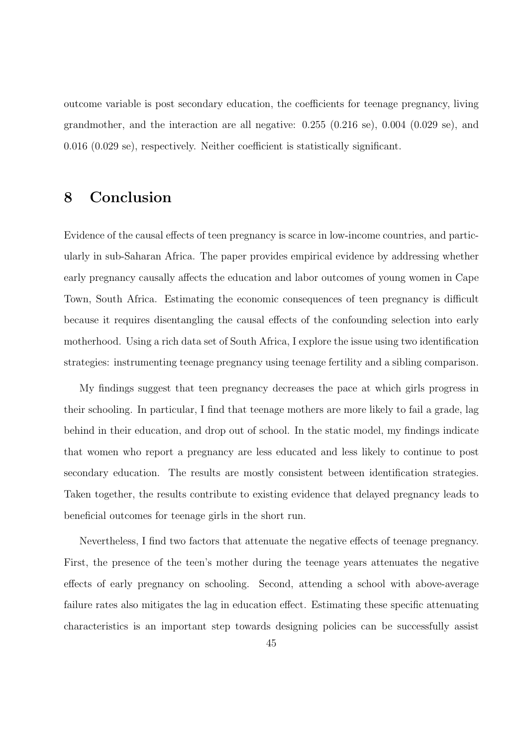outcome variable is post secondary education, the coefficients for teenage pregnancy, living grandmother, and the interaction are all negative: 0.255 (0.216 se), 0.004 (0.029 se), and 0.016 (0.029 se), respectively. Neither coefficient is statistically significant.

# 8 Conclusion

Evidence of the causal effects of teen pregnancy is scarce in low-income countries, and particularly in sub-Saharan Africa. The paper provides empirical evidence by addressing whether early pregnancy causally affects the education and labor outcomes of young women in Cape Town, South Africa. Estimating the economic consequences of teen pregnancy is difficult because it requires disentangling the causal effects of the confounding selection into early motherhood. Using a rich data set of South Africa, I explore the issue using two identification strategies: instrumenting teenage pregnancy using teenage fertility and a sibling comparison.

My findings suggest that teen pregnancy decreases the pace at which girls progress in their schooling. In particular, I find that teenage mothers are more likely to fail a grade, lag behind in their education, and drop out of school. In the static model, my findings indicate that women who report a pregnancy are less educated and less likely to continue to post secondary education. The results are mostly consistent between identification strategies. Taken together, the results contribute to existing evidence that delayed pregnancy leads to beneficial outcomes for teenage girls in the short run.

Nevertheless, I find two factors that attenuate the negative effects of teenage pregnancy. First, the presence of the teen's mother during the teenage years attenuates the negative effects of early pregnancy on schooling. Second, attending a school with above-average failure rates also mitigates the lag in education effect. Estimating these specific attenuating characteristics is an important step towards designing policies can be successfully assist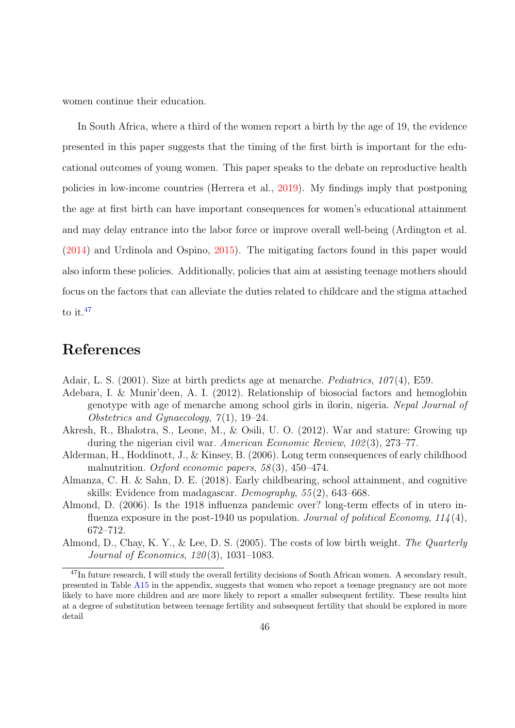women continue their education.

In South Africa, where a third of the women report a birth by the age of 19, the evidence presented in this paper suggests that the timing of the first birth is important for the educational outcomes of young women. This paper speaks to the debate on reproductive health policies in low-income countries (Herrera et al., 2019). My findings imply that postponing the age at first birth can have important consequences for women's educational attainment and may delay entrance into the labor force or improve overall well-being (Ardington et al. (2014) and Urdinola and Ospino, 2015). The mitigating factors found in this paper would also inform these policies. Additionally, policies that aim at assisting teenage mothers should focus on the factors that can alleviate the duties related to childcare and the stigma attached to it.[47]

# References

Adair, L. S. (2001). Size at birth predicts age at menarche. *Pediatrics*, *107*(4), E59.

Adebara, I. & Munir'deen, A. I. (2012). Relationship of biosocial factors and hemoglobin genotype with age of menarche among school girls in ilorin, nigeria. *Nepal Journal of Obstetrics and Gynaecology*, *7*(1), 19–24.

Akresh, R., Bhalotra, S., Leone, M., & Osili, U. O. (2012). War and stature: Growing up during the nigerian civil war. *American Economic Review*, *102*(3), 273–77.

Alderman, H., Hoddinott, J., & Kinsey, B. (2006). Long term consequences of early childhood malnutrition. *Oxford economic papers*, *58*(3), 450–474.

Almanza, C. H. & Sahn, D. E. (2018). Early childbearing, school attainment, and cognitive skills: Evidence from madagascar. *Demography*, *55*(2), 643–668.

Almond, D. (2006). Is the 1918 influenza pandemic over? long-term effects of in utero influenza exposure in the post-1940 us population. *Journal of political Economy*, *114*(4), 672–712.

Almond, D., Chay, K. Y., & Lee, D. S. (2005). The costs of low birth weight. *The Quarterly Journal of Economics*, *120*(3), 1031–1083.

---

[47] In future research, I will study the overall fertility decisions of South African women. A secondary result, presented in Table A15 in the appendix, suggests that women who report a teenage pregnancy are not more likely to have more children and are more likely to report a smaller subsequent fertility. These results hint at a degree of substitution between teenage fertility and subsequent fertility that should be explored in more detail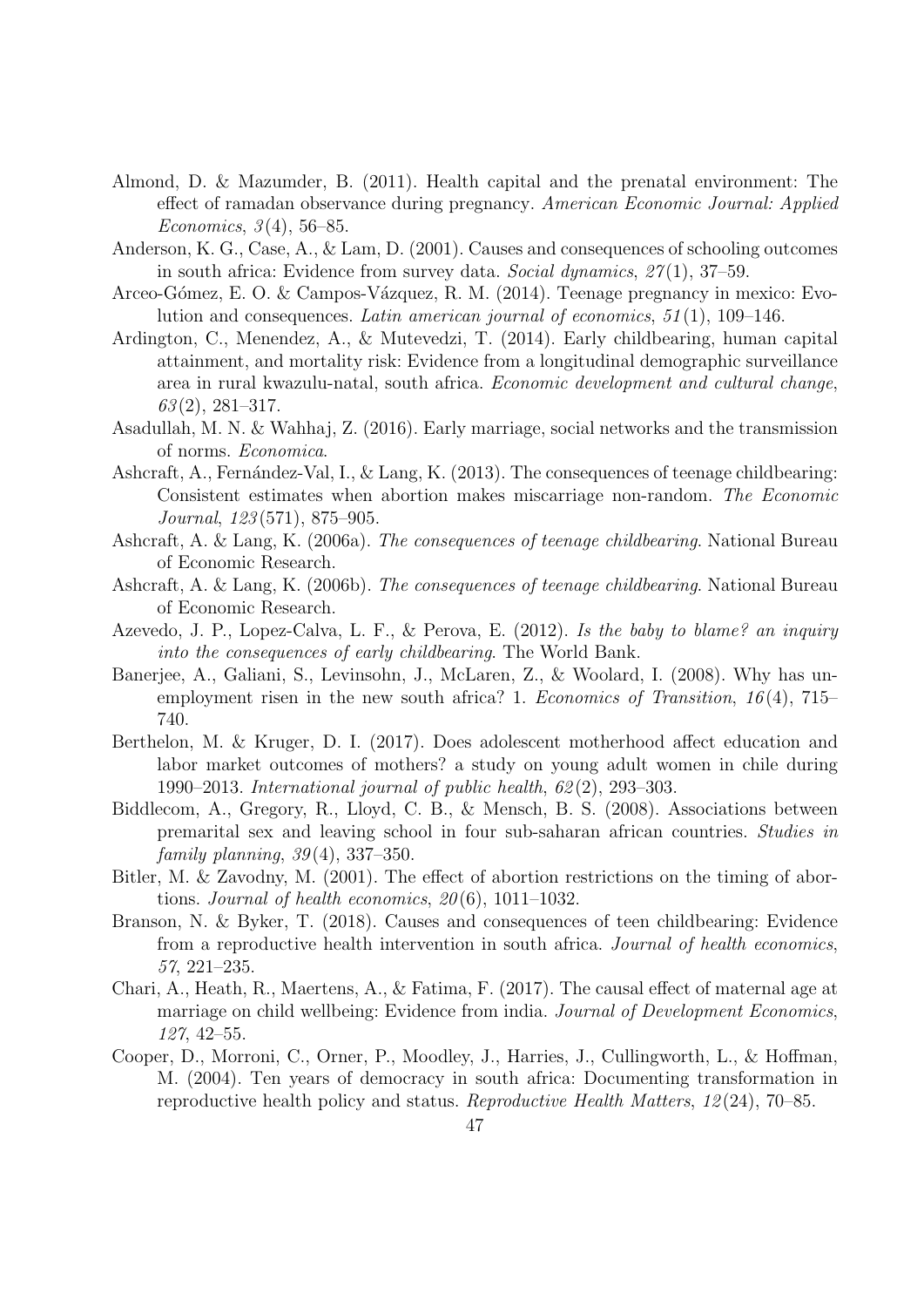Almond, D. & Mazumder, B. (2011). Health capital and the prenatal environment: The effect of ramadan observance during pregnancy. *American Economic Journal: Applied Economics*, *3*(4), 56–85.

Anderson, K. G., Case, A., & Lam, D. (2001). Causes and consequences of schooling outcomes in south africa: Evidence from survey data. *Social dynamics*, *27*(1), 37–59.

Arceo-Gómez, E. O. & Campos-Vázquez, R. M. (2014). Teenage pregnancy in mexico: Evolution and consequences. *Latin american journal of economics*, *51*(1), 109–146.

Ardington, C., Menendez, A., & Mutevedzi, T. (2014). Early childbearing, human capital attainment, and mortality risk: Evidence from a longitudinal demographic surveillance area in rural kwazulu-natal, south africa. *Economic development and cultural change*, *63*(2), 281–317.

Asadullah, M. N. & Wahhaj, Z. (2016). Early marriage, social networks and the transmission of norms. *Economica*.

Ashcraft, A., Fernández-Val, I., & Lang, K. (2013). The consequences of teenage childbearing: Consistent estimates when abortion makes miscarriage non-random. *The Economic Journal*, *123*(571), 875–905.

Ashcraft, A. & Lang, K. (2006a). *The consequences of teenage childbearing*. National Bureau of Economic Research.

Ashcraft, A. & Lang, K. (2006b). *The consequences of teenage childbearing*. National Bureau of Economic Research.

Azevedo, J. P., Lopez-Calva, L. F., & Perova, E. (2012). *Is the baby to blame? an inquiry into the consequences of early childbearing*. The World Bank.

Banerjee, A., Galiani, S., Levinsohn, J., McLaren, Z., & Woolard, I. (2008). Why has unemployment risen in the new south africa? 1. *Economics of Transition*, *16*(4), 715–740.

Berthelon, M. & Kruger, D. I. (2017). Does adolescent motherhood affect education and labor market outcomes of mothers? a study on young adult women in chile during 1990–2013. *International journal of public health*, *62*(2), 293–303.

Biddlecom, A., Gregory, R., Lloyd, C. B., & Mensch, B. S. (2008). Associations between premarital sex and leaving school in four sub-saharan african countries. *Studies in family planning*, *39*(4), 337–350.

Bitler, M. & Zavodny, M. (2001). The effect of abortion restrictions on the timing of abortions. *Journal of health economics*, *20*(6), 1011–1032.

Branson, N. & Byker, T. (2018). Causes and consequences of teen childbearing: Evidence from a reproductive health intervention in south africa. *Journal of health economics*, *57*, 221–235.

Chari, A., Heath, R., Maertens, A., & Fatima, F. (2017). The causal effect of maternal age at marriage on child wellbeing: Evidence from india. *Journal of Development Economics*, *127*, 42–55.

Cooper, D., Morroni, C., Orner, P., Moodley, J., Harries, J., Cullingworth, L., & Hoffman, M. (2004). Ten years of democracy in south africa: Documenting transformation in reproductive health policy and status. *Reproductive Health Matters*, *12*(24), 70–85.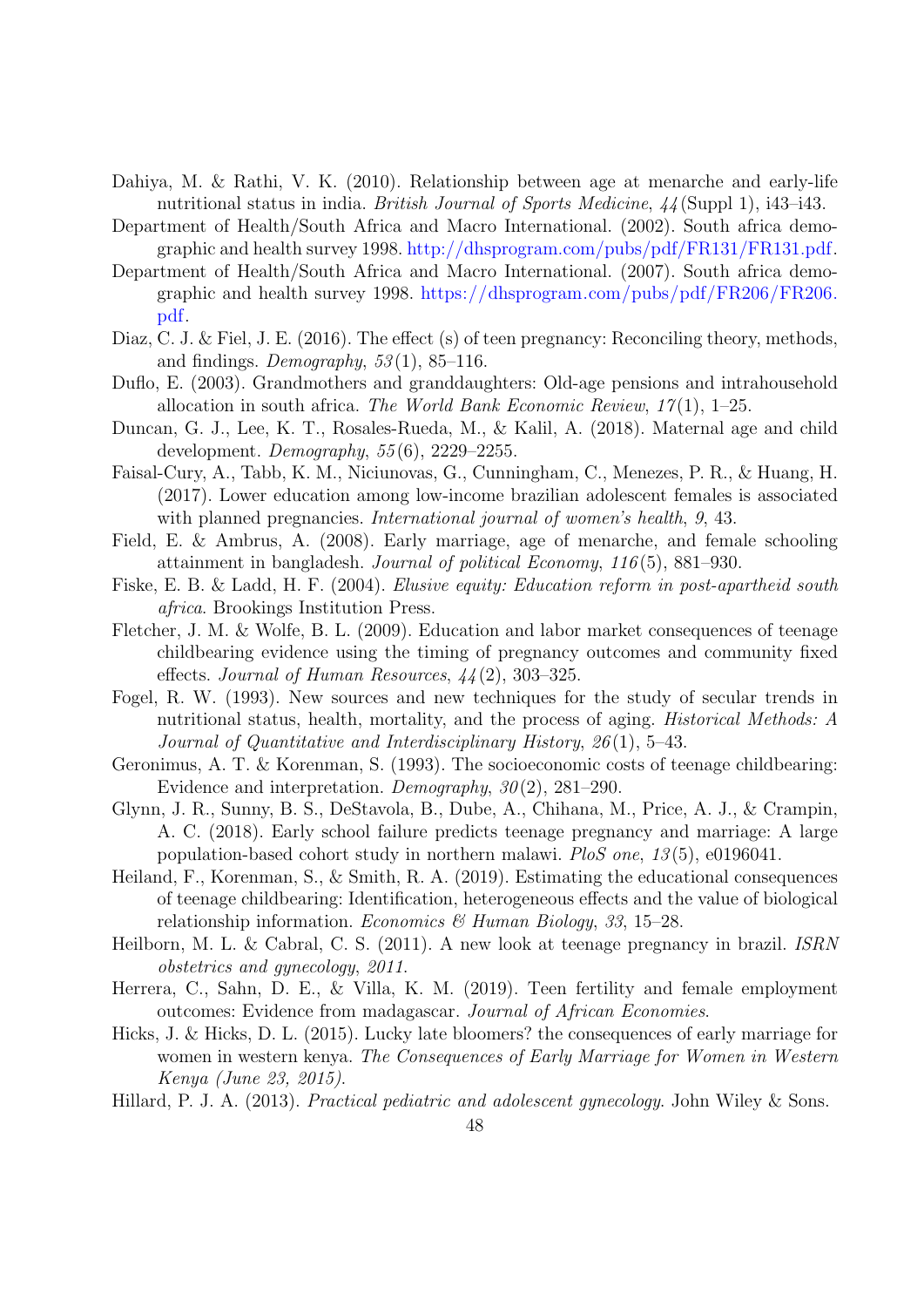Dahiya, M. & Rathi, V. K. (2010). Relationship between age at menarche and early-life nutritional status in india. *British Journal of Sports Medicine*, *44*(Suppl 1), i43–i43.

Department of Health/South Africa and Macro International. (2002). South africa demographic and health survey 1998. http://dhsprogram.com/pubs/pdf/FR131/FR131.pdf.

Department of Health/South Africa and Macro International. (2007). South africa demographic and health survey 1998. https://dhsprogram.com/pubs/pdf/FR206/FR206.pdf.

Diaz, C. J. & Fiel, J. E. (2016). The effect (s) of teen pregnancy: Reconciling theory, methods, and findings. *Demography*, *53*(1), 85–116.

Duflo, E. (2003). Grandmothers and granddaughters: Old-age pensions and intrahousehold allocation in south africa. *The World Bank Economic Review*, *17*(1), 1–25.

Duncan, G. J., Lee, K. T., Rosales-Rueda, M., & Kalil, A. (2018). Maternal age and child development. *Demography*, *55*(6), 2229–2255.

Faisal-Cury, A., Tabb, K. M., Niciunovas, G., Cunningham, C., Menezes, P. R., & Huang, H. (2017). Lower education among low-income brazilian adolescent females is associated with planned pregnancies. *International journal of women's health*, *9*, 43.

Field, E. & Ambrus, A. (2008). Early marriage, age of menarche, and female schooling attainment in bangladesh. *Journal of political Economy*, *116*(5), 881–930.

Fiske, E. B. & Ladd, H. F. (2004). *Elusive equity: Education reform in post-apartheid south africa*. Brookings Institution Press.

Fletcher, J. M. & Wolfe, B. L. (2009). Education and labor market consequences of teenage childbearing evidence using the timing of pregnancy outcomes and community fixed effects. *Journal of Human Resources*, *44*(2), 303–325.

Fogel, R. W. (1993). New sources and new techniques for the study of secular trends in nutritional status, health, mortality, and the process of aging. *Historical Methods: A Journal of Quantitative and Interdisciplinary History*, *26*(1), 5–43.

Geronimus, A. T. & Korenman, S. (1993). The socioeconomic costs of teenage childbearing: Evidence and interpretation. *Demography*, *30*(2), 281–290.

Glynn, J. R., Sunny, B. S., DeStavola, B., Dube, A., Chihana, M., Price, A. J., & Crampin, A. C. (2018). Early school failure predicts teenage pregnancy and marriage: A large population-based cohort study in northern malawi. *PloS one*, *13*(5), e0196041.

Heiland, F., Korenman, S., & Smith, R. A. (2019). Estimating the educational consequences of teenage childbearing: Identification, heterogeneous effects and the value of biological relationship information. *Economics & Human Biology*, *33*, 15–28.

Heilborn, M. L. & Cabral, C. S. (2011). A new look at teenage pregnancy in brazil. *ISRN obstetrics and gynecology*, *2011*.

Herrera, C., Sahn, D. E., & Villa, K. M. (2019). Teen fertility and female employment outcomes: Evidence from madagascar. *Journal of African Economies*.

Hicks, J. & Hicks, D. L. (2015). Lucky late bloomers? the consequences of early marriage for women in western kenya. *The Consequences of Early Marriage for Women in Western Kenya (June 23, 2015)*.

Hillard, P. J. A. (2013). *Practical pediatric and adolescent gynecology*. John Wiley & Sons.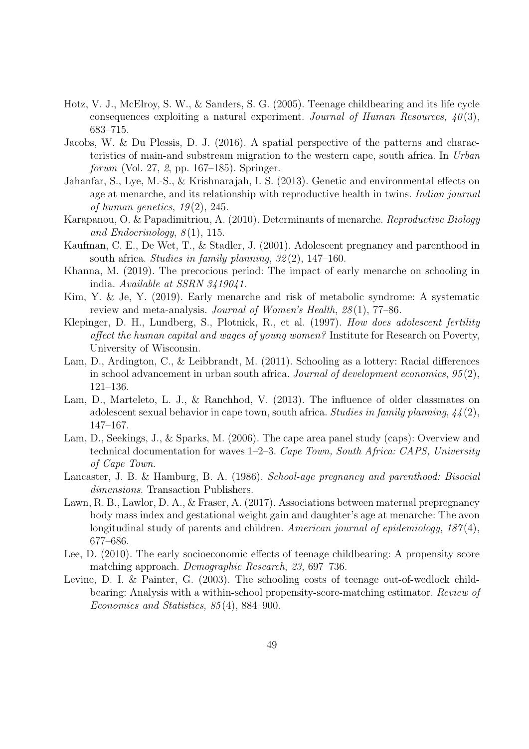Hotz, V. J., McElroy, S. W., & Sanders, S. G. (2005). Teenage childbearing and its life cycle consequences exploiting a natural experiment. *Journal of Human Resources*, *40*(3), 683–715.

Jacobs, W. & Du Plessis, D. J. (2016). A spatial perspective of the patterns and characteristics of main-and substream migration to the western cape, south africa. In *Urban forum* (Vol. 27, *2*, pp. 167–185). Springer.

Jahanfar, S., Lye, M.-S., & Krishnarajah, I. S. (2013). Genetic and environmental effects on age at menarche, and its relationship with reproductive health in twins. *Indian journal of human genetics*, *19*(2), 245.

Karapanou, O. & Papadimitriou, A. (2010). Determinants of menarche. *Reproductive Biology and Endocrinology*, *8*(1), 115.

Kaufman, C. E., De Wet, T., & Stadler, J. (2001). Adolescent pregnancy and parenthood in south africa. *Studies in family planning*, *32*(2), 147–160.

Khanna, M. (2019). The precocious period: The impact of early menarche on schooling in india. *Available at SSRN 3419041*.

Kim, Y. & Je, Y. (2019). Early menarche and risk of metabolic syndrome: A systematic review and meta-analysis. *Journal of Women's Health*, *28*(1), 77–86.

Klepinger, D. H., Lundberg, S., Plotnick, R., et al. (1997). *How does adolescent fertility affect the human capital and wages of young women?* Institute for Research on Poverty, University of Wisconsin.

Lam, D., Ardington, C., & Leibbrandt, M. (2011). Schooling as a lottery: Racial differences in school advancement in urban south africa. *Journal of development economics*, *95*(2), 121–136.

Lam, D., Marteleto, L. J., & Ranchhod, V. (2013). The influence of older classmates on adolescent sexual behavior in cape town, south africa. *Studies in family planning*, *44*(2), 147–167.

Lam, D., Seekings, J., & Sparks, M. (2006). The cape area panel study (caps): Overview and technical documentation for waves 1–2–3. *Cape Town, South Africa: CAPS, University of Cape Town*.

Lancaster, J. B. & Hamburg, B. A. (1986). *School-age pregnancy and parenthood: Bisocial dimensions*. Transaction Publishers.

Lawn, R. B., Lawlor, D. A., & Fraser, A. (2017). Associations between maternal prepregnancy body mass index and gestational weight gain and daughter's age at menarche: The avon longitudinal study of parents and children. *American journal of epidemiology*, *187*(4), 677–686.

Lee, D. (2010). The early socioeconomic effects of teenage childbearing: A propensity score matching approach. *Demographic Research*, *23*, 697–736.

Levine, D. I. & Painter, G. (2003). The schooling costs of teenage out-of-wedlock childbearing: Analysis with a within-school propensity-score-matching estimator. *Review of Economics and Statistics*, *85*(4), 884–900.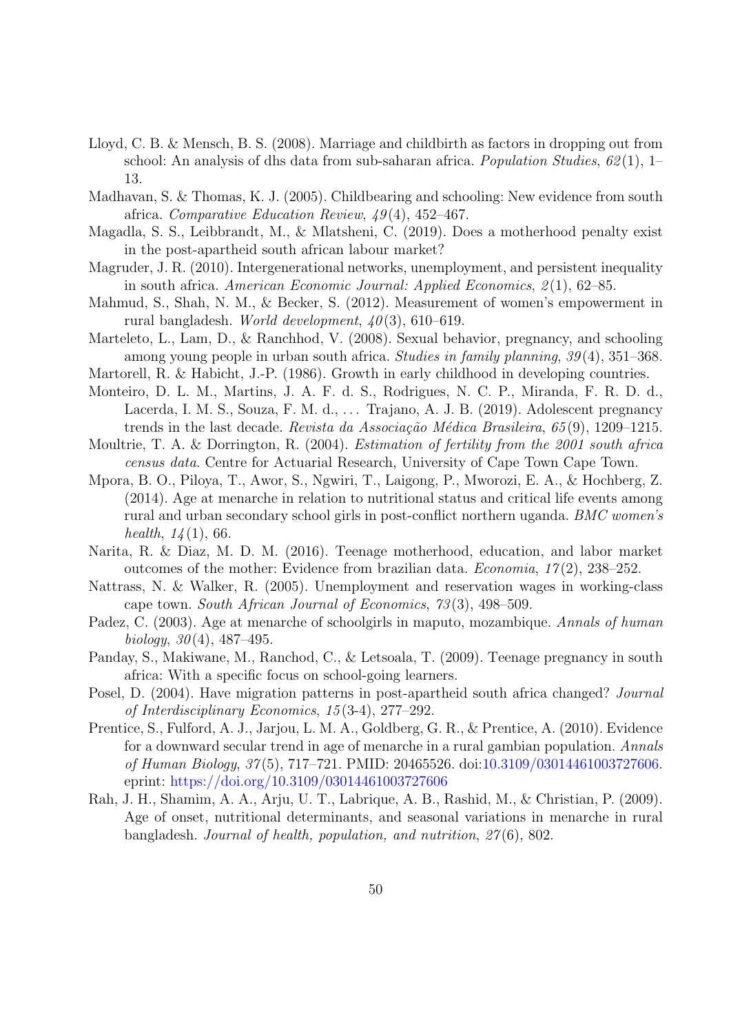Lloyd, C. B. & Mensch, B. S. (2008). Marriage and childbirth as factors in dropping out from school: An analysis of dhs data from sub-saharan africa. *Population Studies*, *62*(1), 1–13.

Madhavan, S. & Thomas, K. J. (2005). Childbearing and schooling: New evidence from south africa. *Comparative Education Review*, *49*(4), 452–467.

Magadla, S. S., Leibbrandt, M., & Mlatsheni, C. (2019). Does a motherhood penalty exist in the post-apartheid south african labour market?

Magruder, J. R. (2010). Intergenerational networks, unemployment, and persistent inequality in south africa. *American Economic Journal: Applied Economics*, *2*(1), 62–85.

Mahmud, S., Shah, N. M., & Becker, S. (2012). Measurement of women's empowerment in rural bangladesh. *World development*, *40*(3), 610–619.

Marteleto, L., Lam, D., & Ranchhod, V. (2008). Sexual behavior, pregnancy, and schooling among young people in urban south africa. *Studies in family planning*, *39*(4), 351–368.

Martorell, R. & Habicht, J.-P. (1986). Growth in early childhood in developing countries.

Monteiro, D. L. M., Martins, J. A. F. d. S., Rodrigues, N. C. P., Miranda, F. R. D. d., Lacerda, I. M. S., Souza, F. M. d., ... Trajano, A. J. B. (2019). Adolescent pregnancy trends in the last decade. *Revista da Associação Médica Brasileira*, *65*(9), 1209–1215.

Moultrie, T. A. & Dorrington, R. (2004). *Estimation of fertility from the 2001 south africa census data*. Centre for Actuarial Research, University of Cape Town Cape Town.

Mpora, B. O., Piloya, T., Awor, S., Ngwiri, T., Laigong, P., Mworozi, E. A., & Hochberg, Z. (2014). Age at menarche in relation to nutritional status and critical life events among rural and urban secondary school girls in post-conflict northern uganda. *BMC women's health*, *14*(1), 66.

Narita, R. & Diaz, M. D. M. (2016). Teenage motherhood, education, and labor market outcomes of the mother: Evidence from brazilian data. *Economia*, *17*(2), 238–252.

Nattrass, N. & Walker, R. (2005). Unemployment and reservation wages in working-class cape town. *South African Journal of Economics*, *73*(3), 498–509.

Padez, C. (2003). Age at menarche of schoolgirls in maputo, mozambique. *Annals of human biology*, *30*(4), 487–495.

Panday, S., Makiwane, M., Ranchod, C., & Letsoala, T. (2009). Teenage pregnancy in south africa: With a specific focus on school-going learners.

Posel, D. (2004). Have migration patterns in post-apartheid south africa changed? *Journal of Interdisciplinary Economics*, *15*(3-4), 277–292.

Prentice, S., Fulford, A. J., Jarjou, L. M. A., Goldberg, G. R., & Prentice, A. (2010). Evidence for a downward secular trend in age of menarche in a rural gambian population. *Annals of Human Biology*, *37*(5), 717–721. PMID: 20465526. doi:10.3109/03014461003727606. eprint: https://doi.org/10.3109/03014461003727606

Rah, J. H., Shamim, A. A., Arju, U. T., Labrique, A. B., Rashid, M., & Christian, P. (2009). Age of onset, nutritional determinants, and seasonal variations in menarche in rural bangladesh. *Journal of health, population, and nutrition*, *27*(6), 802.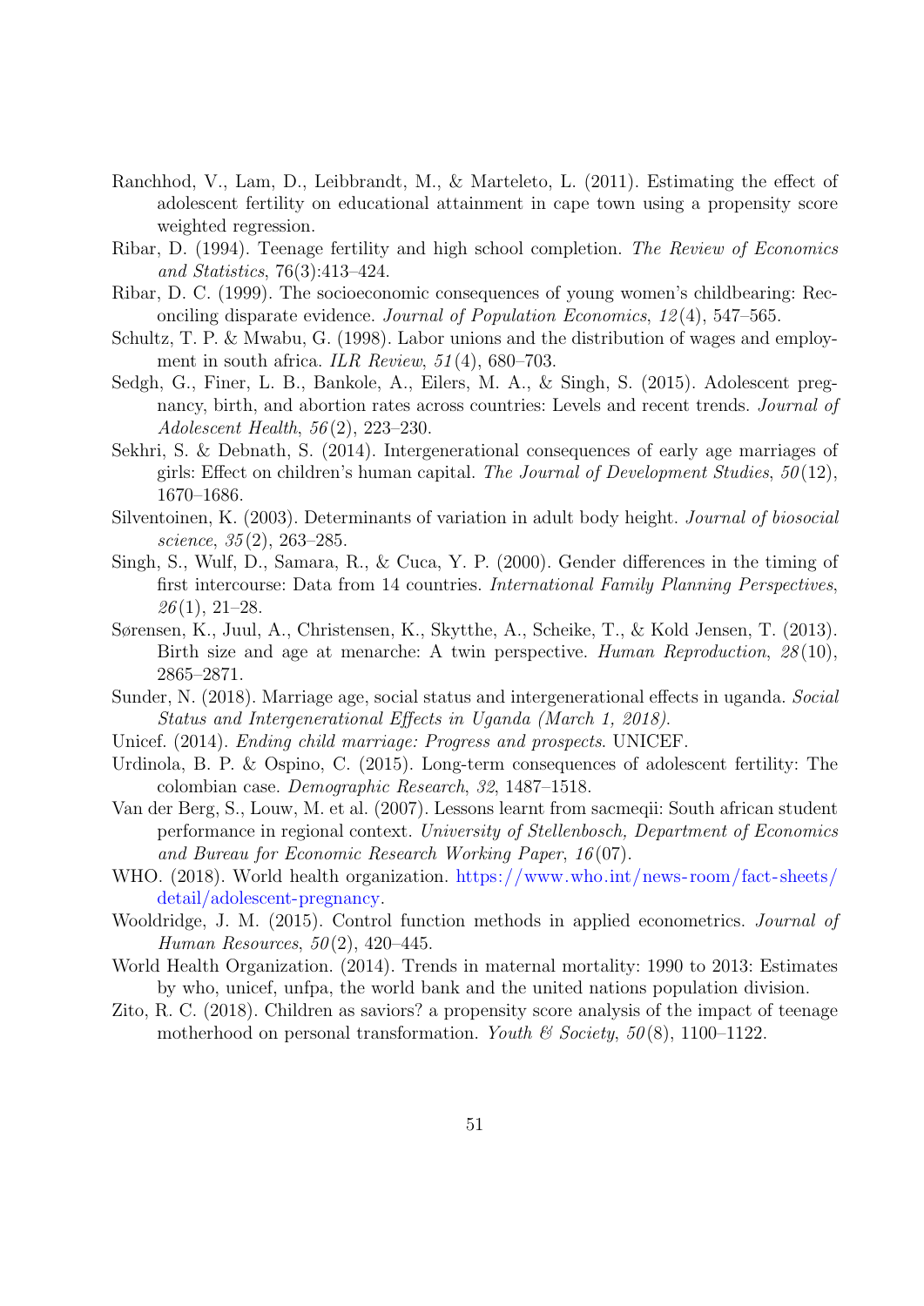Ranchhod, V., Lam, D., Leibbrandt, M., & Marteleto, L. (2011). Estimating the effect of adolescent fertility on educational attainment in cape town using a propensity score weighted regression.

Ribar, D. (1994). Teenage fertility and high school completion. *The Review of Economics and Statistics*, 76(3):413–424.

Ribar, D. C. (1999). The socioeconomic consequences of young women's childbearing: Reconciling disparate evidence. *Journal of Population Economics*, *12*(4), 547–565.

Schultz, T. P. & Mwabu, G. (1998). Labor unions and the distribution of wages and employment in south africa. *ILR Review*, *51*(4), 680–703.

Sedgh, G., Finer, L. B., Bankole, A., Eilers, M. A., & Singh, S. (2015). Adolescent pregnancy, birth, and abortion rates across countries: Levels and recent trends. *Journal of Adolescent Health*, *56*(2), 223–230.

Sekhri, S. & Debnath, S. (2014). Intergenerational consequences of early age marriages of girls: Effect on children's human capital. *The Journal of Development Studies*, *50*(12), 1670–1686.

Silventoinen, K. (2003). Determinants of variation in adult body height. *Journal of biosocial science*, *35*(2), 263–285.

Singh, S., Wulf, D., Samara, R., & Cuca, Y. P. (2000). Gender differences in the timing of first intercourse: Data from 14 countries. *International Family Planning Perspectives*, *26*(1), 21–28.

Sørensen, K., Juul, A., Christensen, K., Skytthe, A., Scheike, T., & Kold Jensen, T. (2013). Birth size and age at menarche: A twin perspective. *Human Reproduction*, *28*(10), 2865–2871.

Sunder, N. (2018). Marriage age, social status and intergenerational effects in uganda. *Social Status and Intergenerational Effects in Uganda (March 1, 2018)*.

Unicef. (2014). *Ending child marriage: Progress and prospects*. UNICEF.

Urdinola, B. P. & Ospino, C. (2015). Long-term consequences of adolescent fertility: The colombian case. *Demographic Research*, *32*, 1487–1518.

Van der Berg, S., Louw, M. et al. (2007). Lessons learnt from sacmeqii: South african student performance in regional context. *University of Stellenbosch, Department of Economics and Bureau for Economic Research Working Paper*, *16*(07).

WHO. (2018). World health organization. https://www.who.int/news-room/fact-sheets/detail/adolescent-pregnancy.

Wooldridge, J. M. (2015). Control function methods in applied econometrics. *Journal of Human Resources*, *50*(2), 420–445.

World Health Organization. (2014). Trends in maternal mortality: 1990 to 2013: Estimates by who, unicef, unfpa, the world bank and the united nations population division.

Zito, R. C. (2018). Children as saviors? a propensity score analysis of the impact of teenage motherhood on personal transformation. *Youth & Society*, *50*(8), 1100–1122.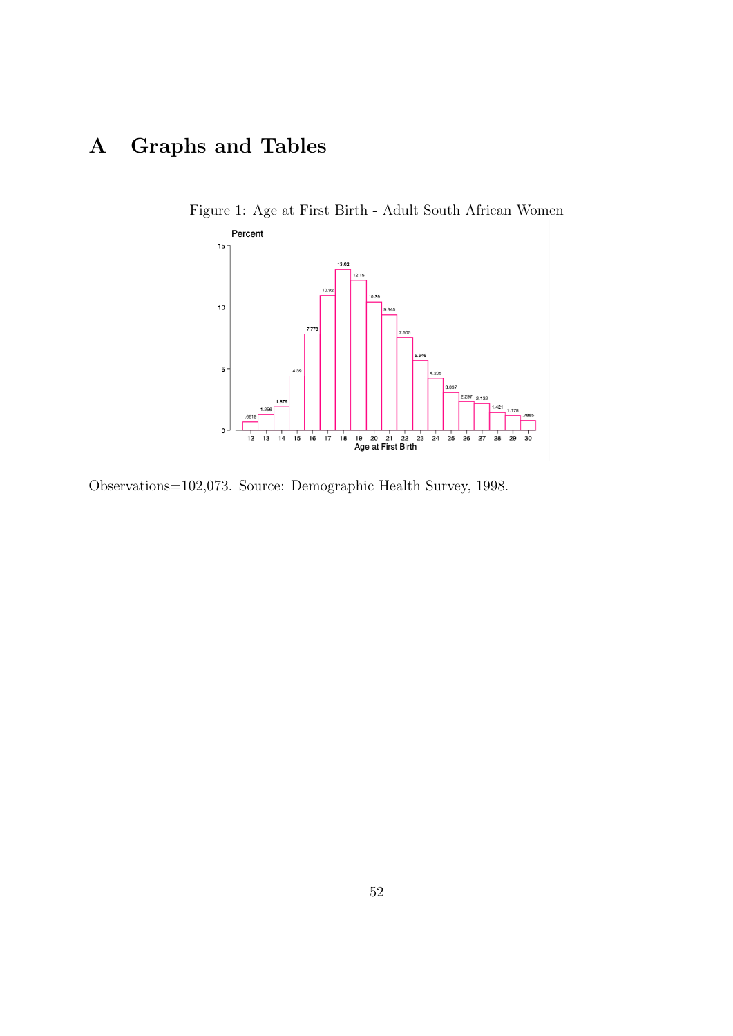# A Graphs and Tables

Figure 1: Age at First Birth - Adult South African Women

Observations=102,073. Source: Demographic Health Survey, 1998.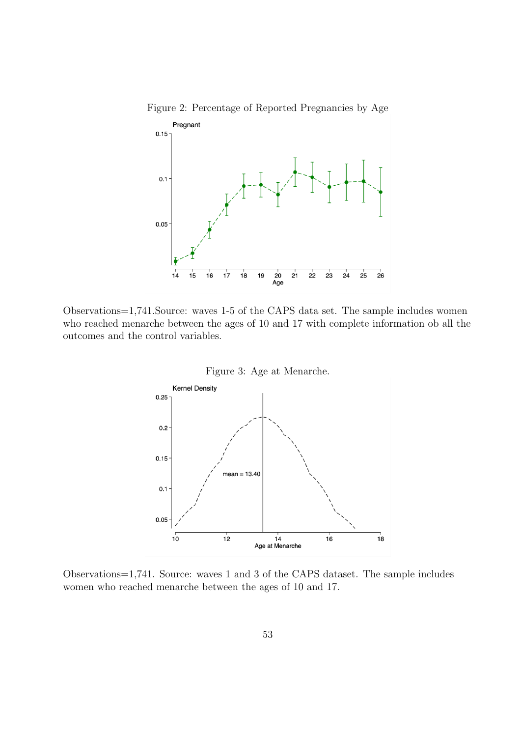Figure 2: Percentage of Reported Pregnancies by Age

Observations=1,741.Source: waves 1-5 of the CAPS data set. The sample includes women who reached menarche between the ages of 10 and 17 with complete information ob all the outcomes and the control variables.

Figure 3: Age at Menarche.

Observations=1,741. Source: waves 1 and 3 of the CAPS dataset. The sample includes women who reached menarche between the ages of 10 and 17.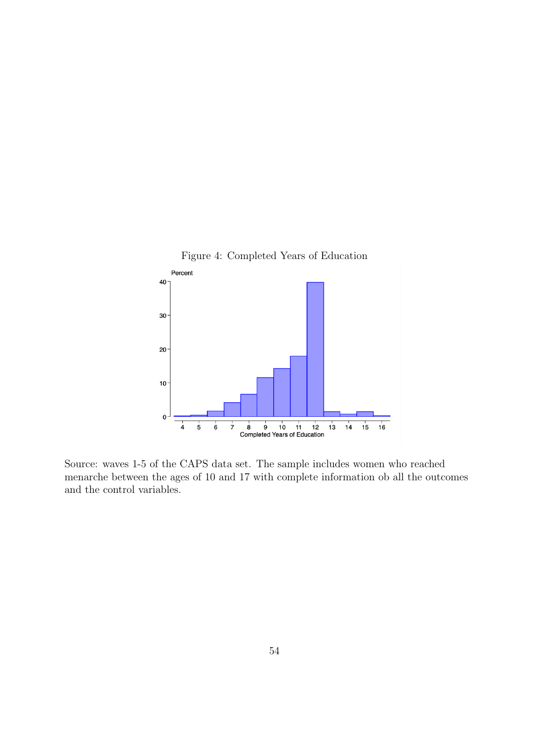Figure 4: Completed Years of Education

Source: waves 1-5 of the CAPS data set. The sample includes women who reached menarche between the ages of 10 and 17 with complete information ob all the outcomes and the control variables.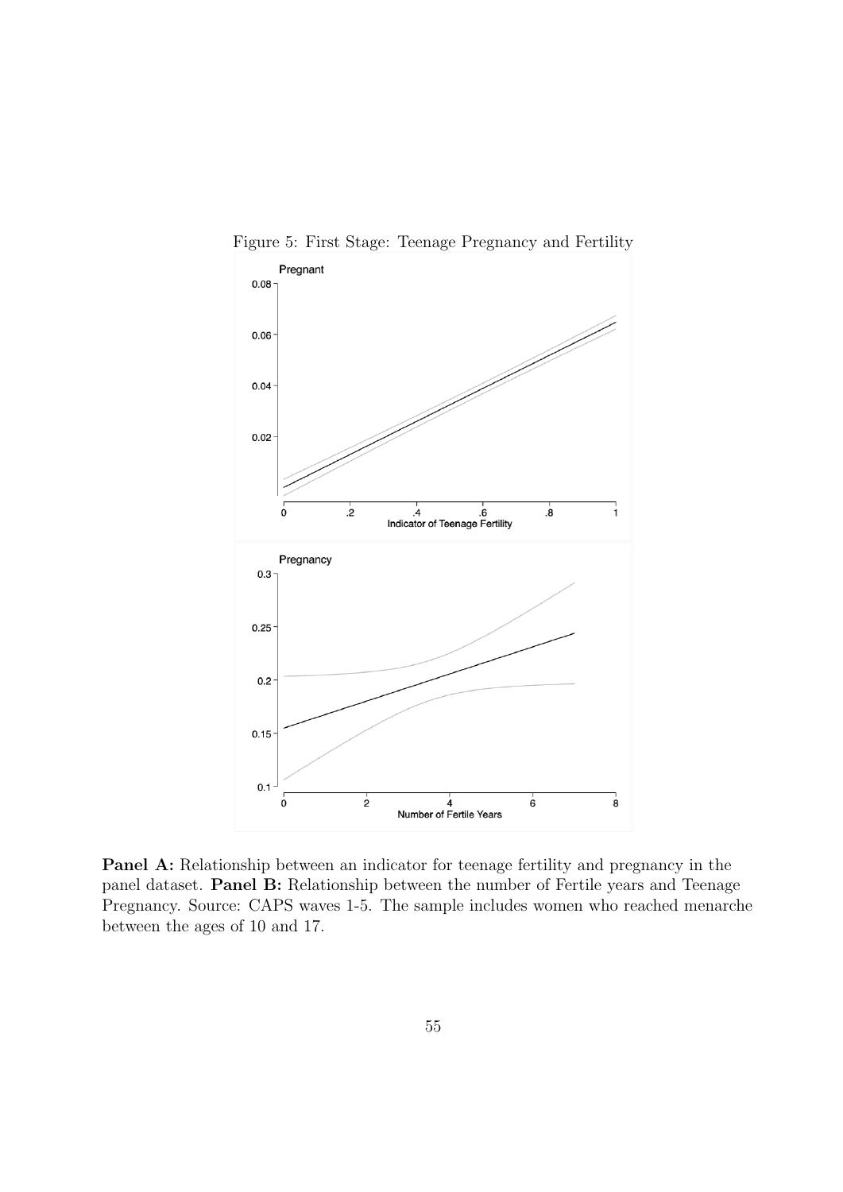Figure 5: First Stage: Teenage Pregnancy and Fertility

**Panel A:** Relationship between an indicator for teenage fertility and pregnancy in the panel dataset. **Panel B:** Relationship between the number of Fertile years and Teenage Pregnancy. Source: CAPS waves 1-5. The sample includes women who reached menarche between the ages of 10 and 17.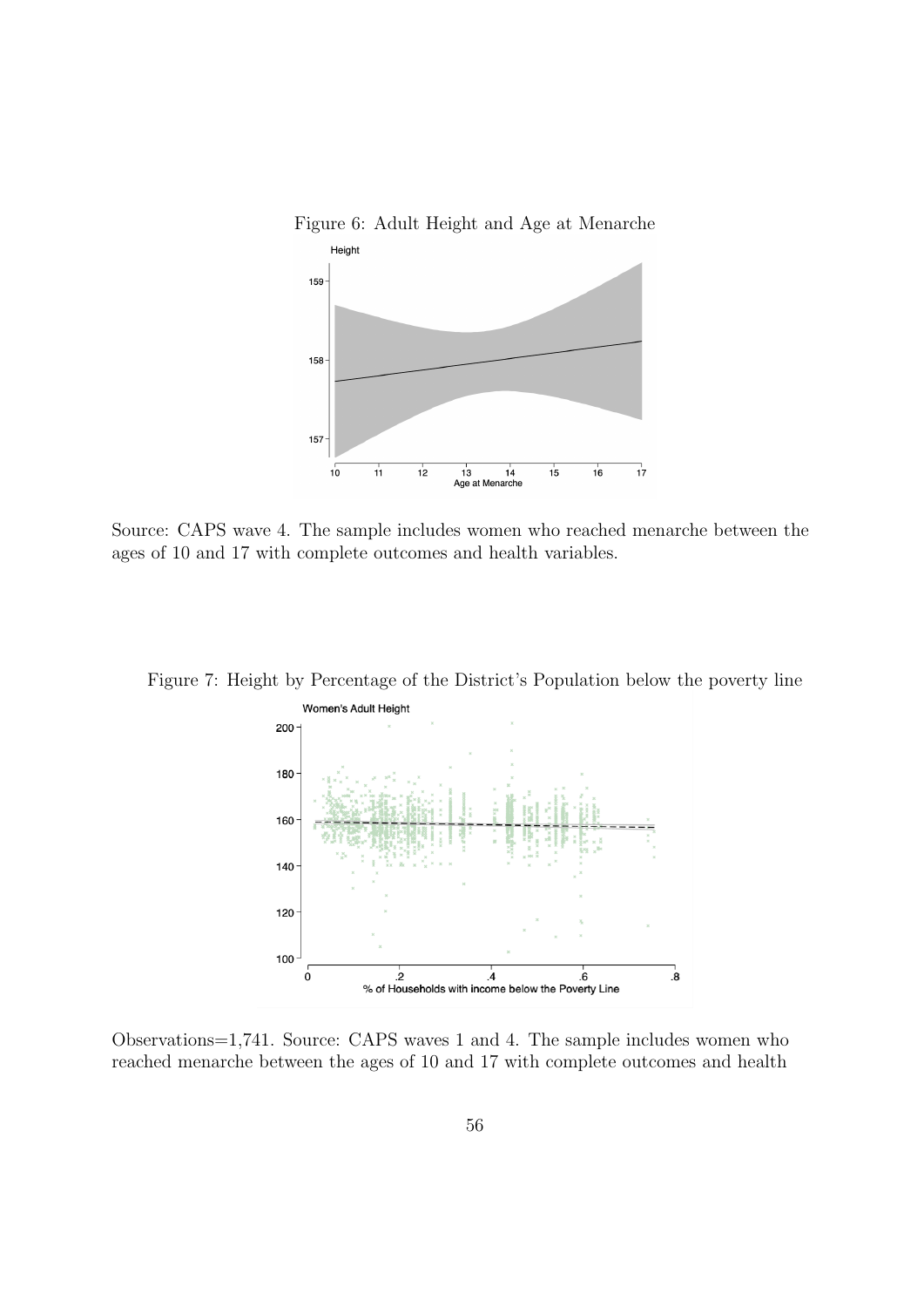Figure 6: Adult Height and Age at Menarche

Source: CAPS wave 4. The sample includes women who reached menarche between the ages of 10 and 17 with complete outcomes and health variables.

Figure 7: Height by Percentage of the District's Population below the poverty line

Observations=1,741. Source: CAPS waves 1 and 4. The sample includes women who reached menarche between the ages of 10 and 17 with complete outcomes and health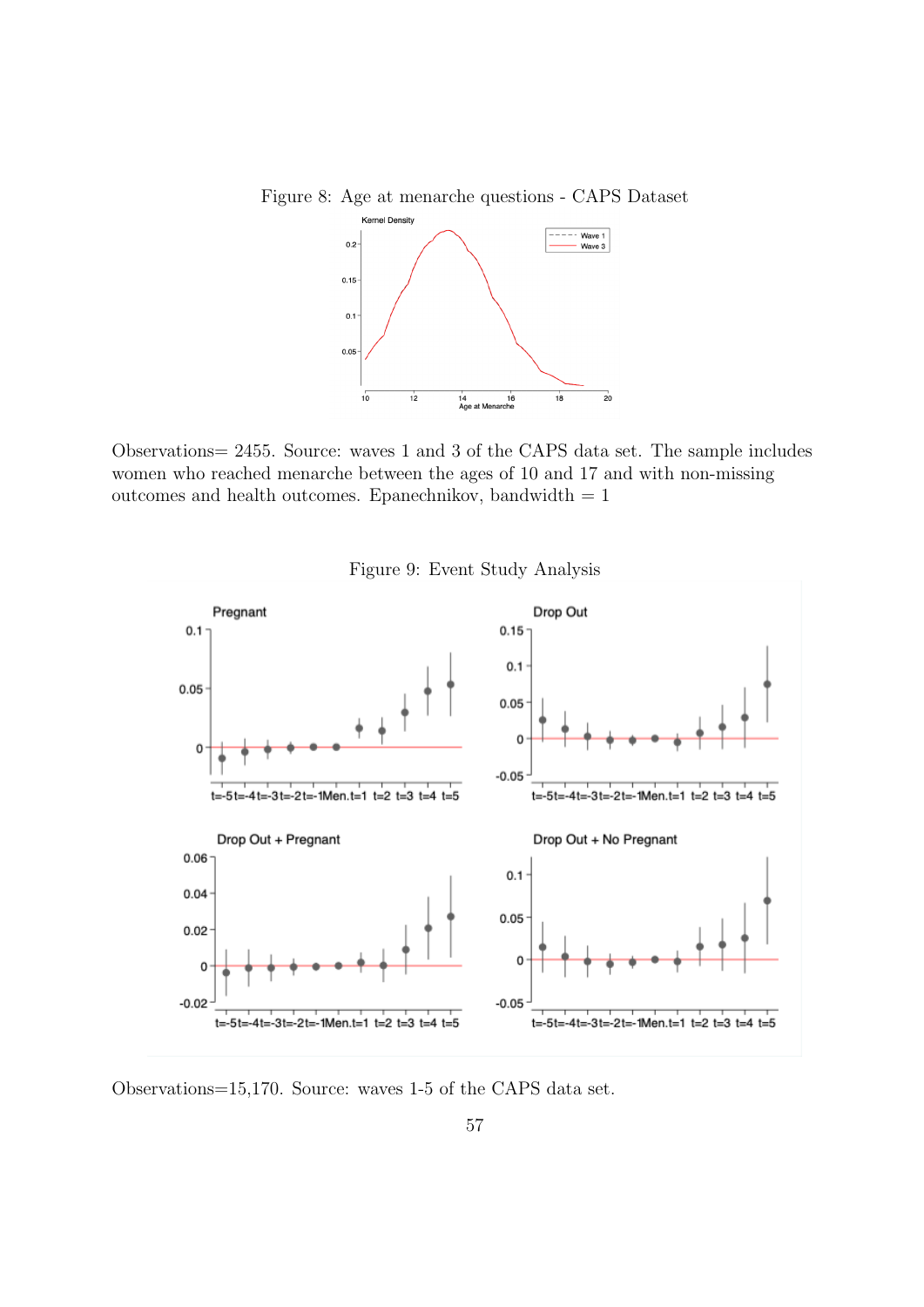Figure 8: Age at menarche questions - CAPS Dataset

Observations= 2455. Source: waves 1 and 3 of the CAPS data set. The sample includes women who reached menarche between the ages of 10 and 17 and with non-missing outcomes and health outcomes. Epanechnikov, bandwidth = 1

Figure 9: Event Study Analysis

Observations=15,170. Source: waves 1-5 of the CAPS data set.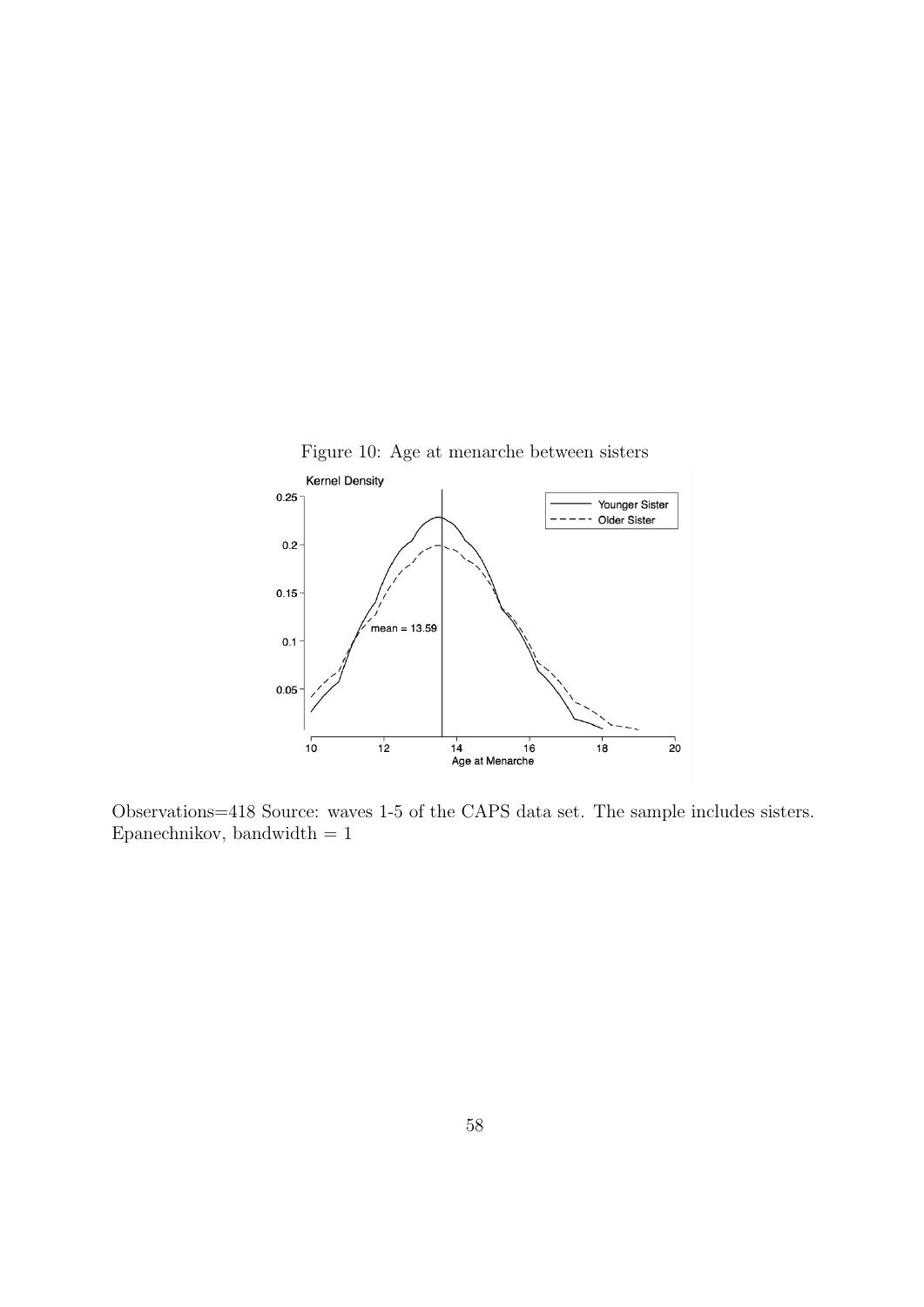Figure 10: Age at menarche between sisters

Observations=418 Source: waves 1-5 of the CAPS data set. The sample includes sisters. Epanechnikov, bandwidth = 1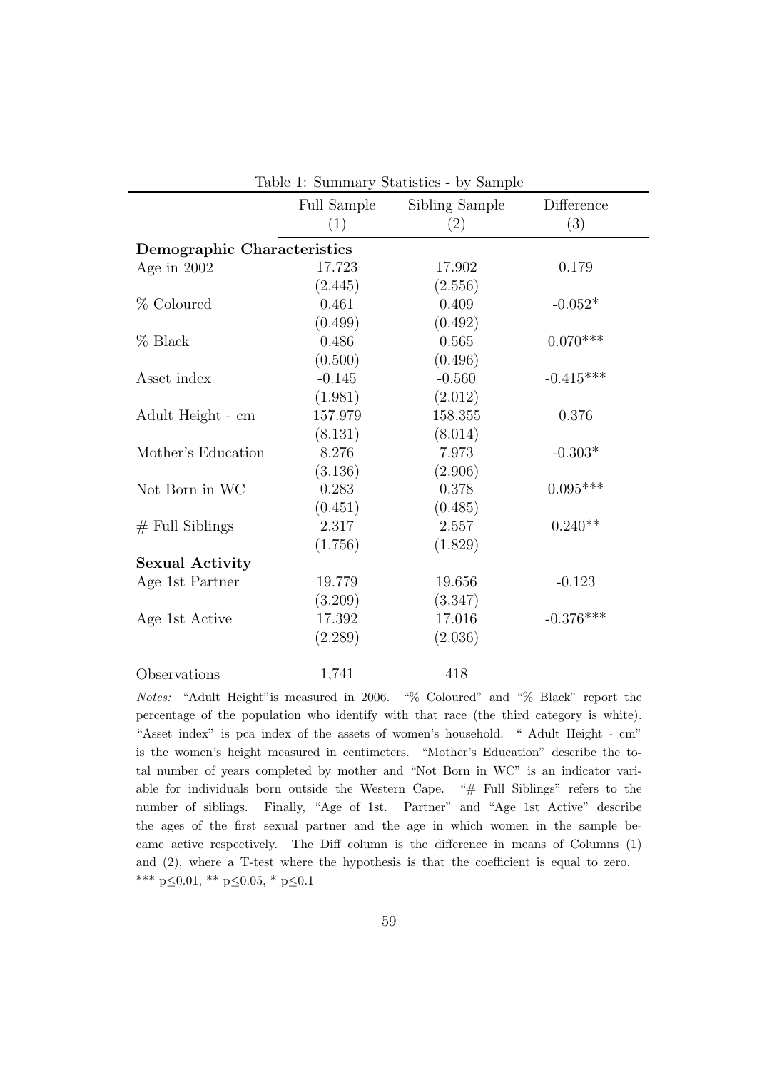Table 1: Summary Statistics - by Sample

| | Full Sample | Sibling Sample | Difference |
|---|---|---|---|
| | (1) | (2) | (3) |
| **Demographic Characteristics** | | | |
| Age in 2002 | 17.723 | 17.902 | 0.179 |
| | (2.445) | (2.556) | |
| % Coloured | 0.461 | 0.409 | -0.052* |
| | (0.499) | (0.492) | |
| % Black | 0.486 | 0.565 | 0.070*** |
| | (0.500) | (0.496) | |
| Asset index | -0.145 | -0.560 | -0.415*** |
| | (1.981) | (2.012) | |
| Adult Height - cm | 157.979 | 158.355 | 0.376 |
| | (8.131) | (8.014) | |
| Mother's Education | 8.276 | 7.973 | -0.303* |
| | (3.136) | (2.906) | |
| Not Born in WC | 0.283 | 0.378 | 0.095*** |
| | (0.451) | (0.485) | |
| # Full Siblings | 2.317 | 2.557 | 0.240** |
| | (1.756) | (1.829) | |
| **Sexual Activity** | | | |
| Age 1st Partner | 19.779 | 19.656 | -0.123 |
| | (3.209) | (3.347) | |
| Age 1st Active | 17.392 | 17.016 | -0.376*** |
| | (2.289) | (2.036) | |
| Observations | 1,741 | 418 | |

*Notes:* "Adult Height"is measured in 2006. "% Coloured" and "% Black" report the percentage of the population who identify with that race (the third category is white). "Asset index" is pca index of the assets of women's household. " Adult Height - cm" is the women's height measured in centimeters. "Mother's Education" describe the total number of years completed by mother and "Not Born in WC" is an indicator variable for individuals born outside the Western Cape. "# Full Siblings" refers to the number of siblings. Finally, "Age of 1st. Partner" and "Age 1st Active" describe the ages of the first sexual partner and the age in which women in the sample became active respectively. The Diff column is the difference in means of Columns (1) and (2), where a T-test where the hypothesis is that the coefficient is equal to zero.
*** $p \leq 0.01$, ** $p \leq 0.05$, * $p \leq 0.1$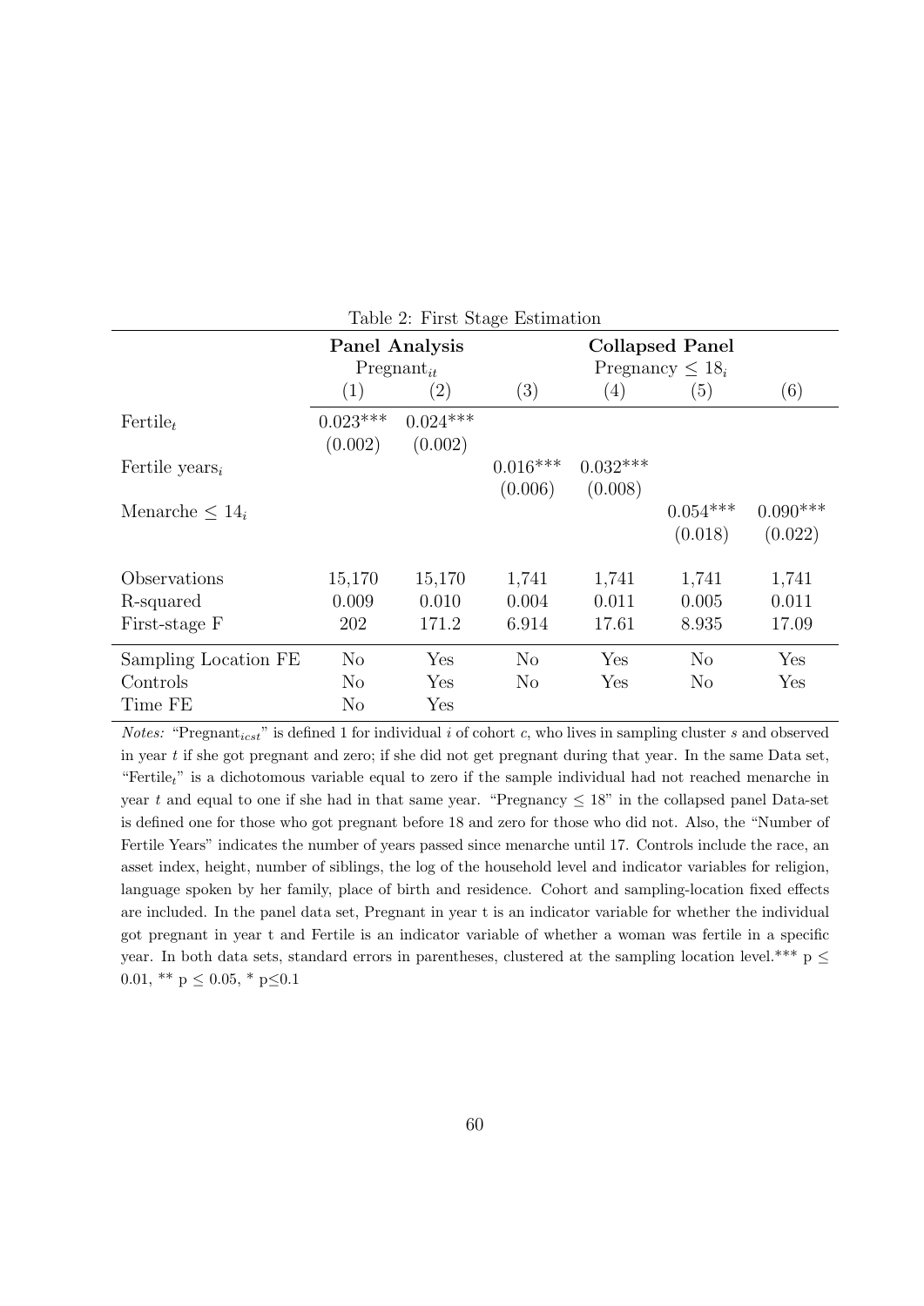Table 2: First Stage Estimation

| | **Panel Analysis** | | **Collapsed Panel** | | | |
|---|---|---|---|---|---|---|
| | $\text{Pregnant}_{it}$ | | $\text{Pregnancy} \leq 18_i$ | | | |
| | (1) | (2) | (3) | (4) | (5) | (6) |
| $\text{Fertile}_t$ | 0.023*** | 0.024*** | | | | |
| | (0.002) | (0.002) | | | | |
| $\text{Fertile years}_i$ | | | 0.016*** | 0.032*** | | |
| | | | (0.006) | (0.008) | | |
| $\text{Menarche} \leq 14_i$ | | | | | 0.054*** | 0.090*** |
| | | | | | (0.018) | (0.022) |
| Observations | 15,170 | 15,170 | 1,741 | 1,741 | 1,741 | 1,741 |
| R-squared | 0.009 | 0.010 | 0.004 | 0.011 | 0.005 | 0.011 |
| First-stage F | 202 | 171.2 | 6.914 | 17.61 | 8.935 | 17.09 |
| Sampling Location FE | No | Yes | No | Yes | No | Yes |
| Controls | No | Yes | No | Yes | No | Yes |
| Time FE | No | Yes | | | | |

*Notes:* "$\text{Pregnant}_{icst}$" is defined 1 for individual $i$ of cohort $c$, who lives in sampling cluster $s$ and observed in year $t$ if she got pregnant and zero; if she did not get pregnant during that year. In the same Data set, "$\text{Fertile}_t$" is a dichotomous variable equal to zero if the sample individual had not reached menarche in year $t$ and equal to one if she had in that same year. "Pregnancy $\leq 18$" in the collapsed panel Data-set is defined one for those who got pregnant before 18 and zero for those who did not. Also, the "Number of Fertile Years" indicates the number of years passed since menarche until 17. Controls include the race, an asset index, height, number of siblings, the log of the household level and indicator variables for religion, language spoken by her family, place of birth and residence. Cohort and sampling-location fixed effects are included. In the panel data set, Pregnant in year t is an indicator variable for whether the individual got pregnant in year t and Fertile is an indicator variable of whether a woman was fertile in a specific year. In both data sets, standard errors in parentheses, clustered at the sampling location level.*** $p \leq 0.01$, ** $p \leq 0.05$, * $p \leq 0.1$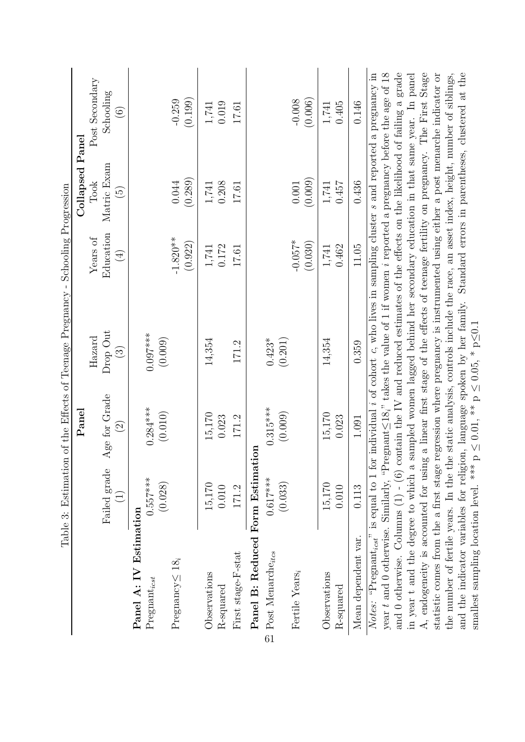Table 3: Estimation of the Effects of Teenage Pregnancy - Schooling Progression

| | Panel | | | Collapsed Panel | | |
|---|---|---|---|---|---|---|
| | Failed grade | Age for Grade | Hazard Drop Out | Years of Education | Took Matric Exam | Post Secondary Schooling |
| | (1) | (2) | (3) | (4) | (5) | (6) |
| **Panel A: IV Estimation** | | | | | | |
| $\text{Pregnant}_{icst}$ | 0.557*** | 0.284*** | 0.097*** | | | |
| | (0.028) | (0.010) | (0.009) | | | |
| $\text{Pregnancy} \leq 18_i$ | | | | -1.820** | 0.044 | -0.259 |
| | | | | (0.922) | (0.289) | (0.199) |
| Observations | 15,170 | 15,170 | 14,354 | 1,741 | 1,741 | 1,741 |
| R-squared | 0.010 | 0.023 | | 0.172 | 0.208 | 0.019 |
| First stage-F-stat | 171.2 | 171.2 | 171.2 | 17.61 | 17.61 | 17.61 |
| **Panel B: Reduced Form Estimation** | | | | | | |
| $\text{Post Menarche}_{ites}$ | 0.617*** | 0.315*** | 0.423* | | | |
| | (0.033) | (0.009) | (0.201) | | | |
| $\text{Fertile Years}_i$ | | | | -0.057* | 0.001 | -0.008 |
| | | | | (0.030) | (0.009) | (0.006) |
| Observations | 15,170 | 15,170 | 14,354 | 1,741 | 1,741 | 1,741 |
| R-squared | 0.010 | 0.023 | | 0.462 | 0.457 | 0.405 |
| Mean dependent var. | 0.113 | 1.091 | 0.359 | 11.05 | 0.436 | 0.146 |

*Notes*: "$\text{Pregnant}_{icst}$" is equal to 1 for individual $i$ of cohort $c$, who lives in sampling cluster $s$ and reported a pregnancy in year $t$ and 0 otherwise. Similarly, "$\text{Pregnant} \leq 18_i$" takes the value of 1 if women $i$ reported a pregnancy before the age of 18 and 0 otherwise. Columns (1) - (6) contain the IV and reduced estimates of the effects on the likelihood of failing a grade in year t and the degree to which a sampled women lagged behind her secondary education in that same year. In panel A, endogeneity is accounted for using a linear first stage of the effects of teenage fertility on pregnancy. The First Stage statistic comes from the a first stage regression where pregnancy is instrumented using either a post menarche indicator or the number of fertile years. In the the static analysis, controls include the race, an asset index, height, number of siblings, and the indicator variables for religion, language spoken by her family. Standard errors in parentheses, clustered at the smallest sampling location level. *** $p \leq 0.01$, ** $p \leq 0.05$, * $p \leq 0.1$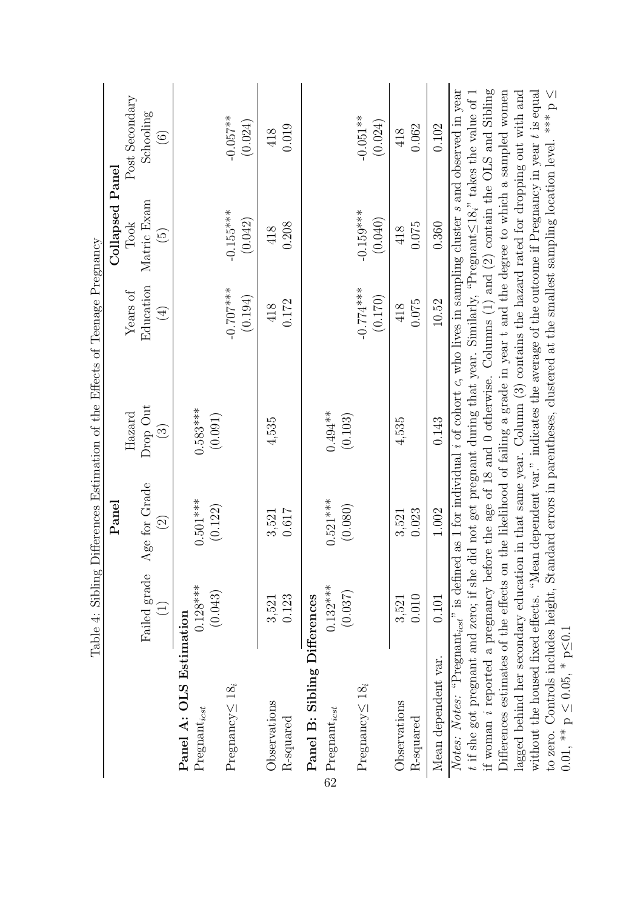Table 4: Sibling Differences Estimation of the Effects of Teenage Pregnancy

| | Panel | | | Collapsed Panel | | |
|---|---|---|---|---|---|---|
| | Failed grade | Age for Grade | Hazard Drop Out | Years of Education | Took Matric Exam | Post Secondary Schooling |
| | (1) | (2) | (3) | (4) | (5) | (6) |
| **Panel A: OLS Estimation** | | | | | | |
| $\text{Pregnant}_{icst}$ | 0.128*** | 0.501*** | 0.583*** | | | |
| | (0.043) | (0.122) | (0.091) | | | |
| $\text{Pregnancy} \leq 18_i$ | | | | -0.707*** | -0.155*** | -0.057** |
| | | | | (0.194) | (0.042) | (0.024) |
| Observations | 3,521 | 3,521 | 4,535 | 418 | 418 | 418 |
| R-squared | 0.123 | 0.617 | | 0.172 | 0.208 | 0.019 |
| **Panel B: Sibling Differences** | | | | | | |
| $\text{Pregnant}_{icst}$ | 0.132*** | 0.521*** | 0.494** | | | |
| | (0.037) | (0.080) | (0.103) | | | |
| $\text{Pregnancy} \leq 18_i$ | | | | -0.774*** | -0.159*** | -0.051** |
| | | | | (0.170) | (0.040) | (0.024) |
| Observations | 3,521 | 3,521 | 4,535 | 418 | 418 | 418 |
| R-squared | 0.010 | 0.023 | | 0.075 | 0.075 | 0.062 |
| Mean dependent var. | 0.101 | 1.002 | 0.143 | 10.52 | 0.360 | 0.102 |

*Notes: Notes:* "$\text{Pregnant}_{icst}$" is defined as 1 for individual $i$ of cohort $c$, who lives in sampling cluster $s$ and observed in year $t$ if she got pregnant and zero; if she did not get pregnant during that year. Similarly, "$\text{Pregnant} \leq 18_i$" takes the value of 1 if woman $i$ reported a pregnancy before the age of 18 and 0 otherwise. Columns (1) and (2) contain the OLS and Sibling Differences estimates of the effects on the likelihood of failing a grade in year t and the degree to which a sampled women lagged behind her secondary education in that same year. Column (3) contains the hazard rated for dropping out with and without the housed fixed effects. "Mean dependent var." indicates the average of the outcome if Pregnancy in year $t$ is equal to zero. Controls includes height, Standard errors in parentheses, clustered at the smallest sampling location level. *** $p \leq 0.01$, ** $p \leq 0.05$, * $p \leq 0.1$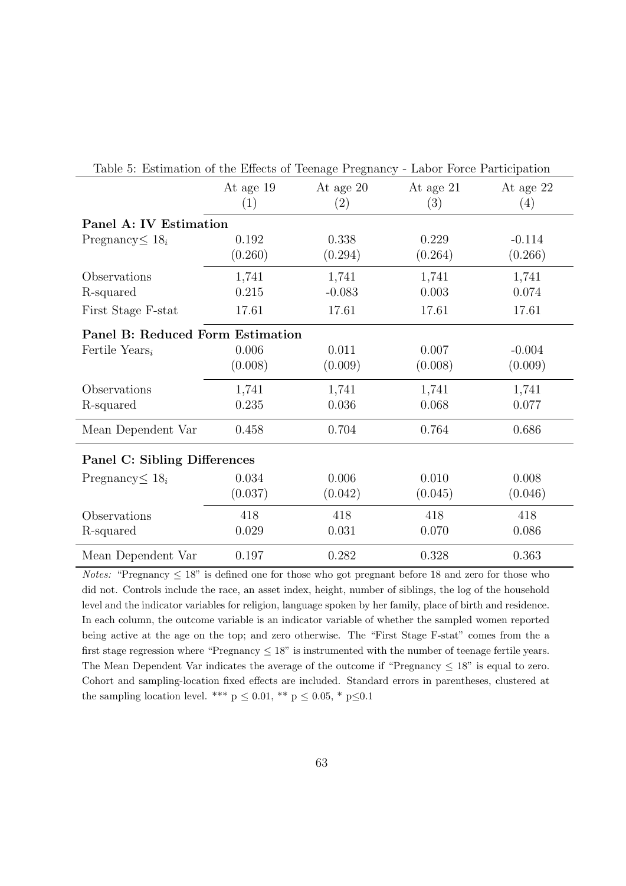Table 5: Estimation of the Effects of Teenage Pregnancy - Labor Force Participation

| | At age 19 (1) | At age 20 (2) | At age 21 (3) | At age 22 (4) |
|---|---|---|---|---|
| **Panel A: IV Estimation** | | | | |
| Pregnancy$\leq 18_i$ | 0.192 | 0.338 | 0.229 | -0.114 |
| | (0.260) | (0.294) | (0.264) | (0.266) |
| Observations | 1,741 | 1,741 | 1,741 | 1,741 |
| R-squared | 0.215 | -0.083 | 0.003 | 0.074 |
| First Stage F-stat | 17.61 | 17.61 | 17.61 | 17.61 |
| **Panel B: Reduced Form Estimation** | | | | |
| Fertile Years$_i$ | 0.006 | 0.011 | 0.007 | -0.004 |
| | (0.008) | (0.009) | (0.008) | (0.009) |
| Observations | 1,741 | 1,741 | 1,741 | 1,741 |
| R-squared | 0.235 | 0.036 | 0.068 | 0.077 |
| Mean Dependent Var | 0.458 | 0.704 | 0.764 | 0.686 |
| **Panel C: Sibling Differences** | | | | |
| Pregnancy$\leq 18_i$ | 0.034 | 0.006 | 0.010 | 0.008 |
| | (0.037) | (0.042) | (0.045) | (0.046) |
| Observations | 418 | 418 | 418 | 418 |
| R-squared | 0.029 | 0.031 | 0.070 | 0.086 |
| Mean Dependent Var | 0.197 | 0.282 | 0.328 | 0.363 |

*Notes:* "Pregnancy $\leq$ 18" is defined one for those who got pregnant before 18 and zero for those who did not. Controls include the race, an asset index, height, number of siblings, the log of the household level and the indicator variables for religion, language spoken by her family, place of birth and residence. In each column, the outcome variable is an indicator variable of whether the sampled women reported being active at the age on the top; and zero otherwise. The "First Stage F-stat" comes from the a first stage regression where "Pregnancy $\leq$ 18" is instrumented with the number of teenage fertile years. The Mean Dependent Var indicates the average of the outcome if "Pregnancy $\leq$ 18" is equal to zero. Cohort and sampling-location fixed effects are included. Standard errors in parentheses, clustered at the sampling location level. *** p $\leq$ 0.01, ** p $\leq$ 0.05, * p$\leq$0.1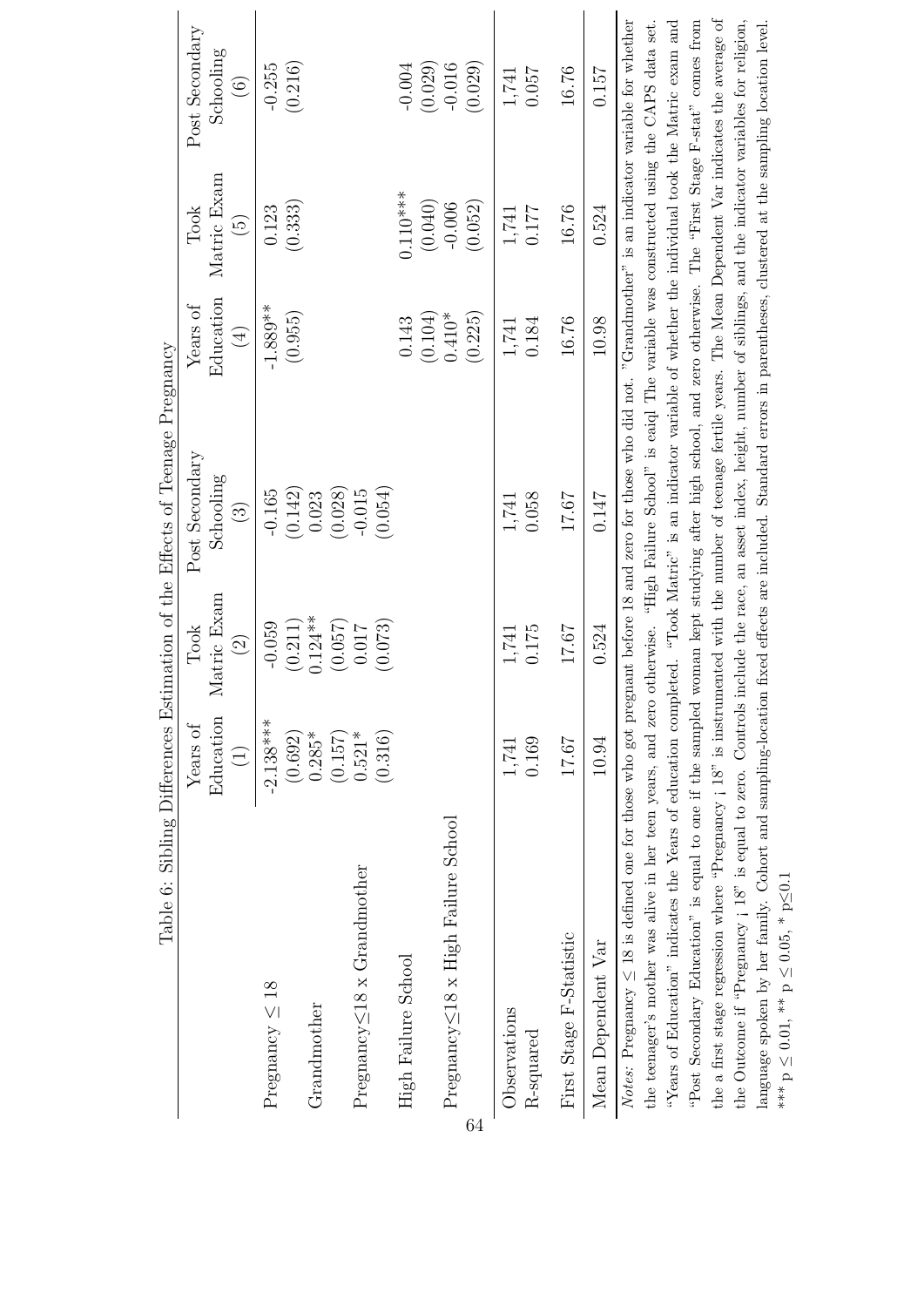Table 6: Sibling Differences Estimation of the Effects of Teenage Pregnancy

| | Years of Education (1) | Took Matric Exam (2) | Post Secondary Schooling (3) | Years of Education (4) | Took Matric Exam (5) | Post Secondary Schooling (6) |
|---|---|---|---|---|---|---|
| Pregnancy ≤ 18 | -2.138*** | -0.059 | -0.165 | -1.889** | 0.123 | -0.255 |
| | (0.692) | (0.211) | (0.142) | (0.955) | (0.333) | (0.216) |
| Grandmother | 0.285* | 0.124** | 0.023 | | | |
| | (0.157) | (0.057) | (0.028) | | | |
| Pregnancy≤18 x Grandmother | 0.521* | 0.017 | -0.015 | | | |
| | (0.316) | (0.073) | (0.054) | | | |
| High Failure School | | | | 0.143 | 0.110*** | -0.004 |
| | | | | (0.104) | (0.040) | (0.029) |
| Pregnancy≤18 x High Failure School | | | | 0.410* | -0.006 | -0.016 |
| | | | | (0.225) | (0.052) | (0.029) |
| Observations | 1,741 | 1,741 | 1,741 | 1,741 | 1,741 | 1,741 |
| R-squared | 0.169 | 0.175 | 0.058 | 0.184 | 0.177 | 0.057 |
| First Stage F-Statistic | 17.67 | 17.67 | 17.67 | 16.76 | 16.76 | 16.76 |
| Mean Dependent Var | 10.94 | 0.524 | 0.147 | 10.98 | 0.524 | 0.157 |

*Notes:* Pregnancy ≤ 18 is defined one for those who got pregnant before 18 and zero for those who did not. "Grandmother" is an indicator variable for whether the teenager's mother was alive in her teen years, and zero otherwise. "High Failure School" is eaiql The variable was constructed using the CAPS data set. "Years of Education" indicates the Years of education completed. "Took Matric" is an indicator variable of whether the individual took the Matric exam and "Post Secondary Education" is equal to one if the sampled woman kept studying after high school, and zero otherwise. The "First Stage F-stat" comes from the a first stage regression where "Pregnancy ¡ 18" is instrumented with the number of teenage fertile years. The Mean Dependent Var indicates the average of the Outcome if "Pregnancy ¡ 18" is equal to zero. Controls include the race, an asset index, height, number of siblings, and the indicator variables for religion, language spoken by her family. Cohort and sampling-location fixed effects are included. Standard errors in parentheses, clustered at the sampling location level.
*** p ≤ 0.01, ** p ≤ 0.05, * p≤0.1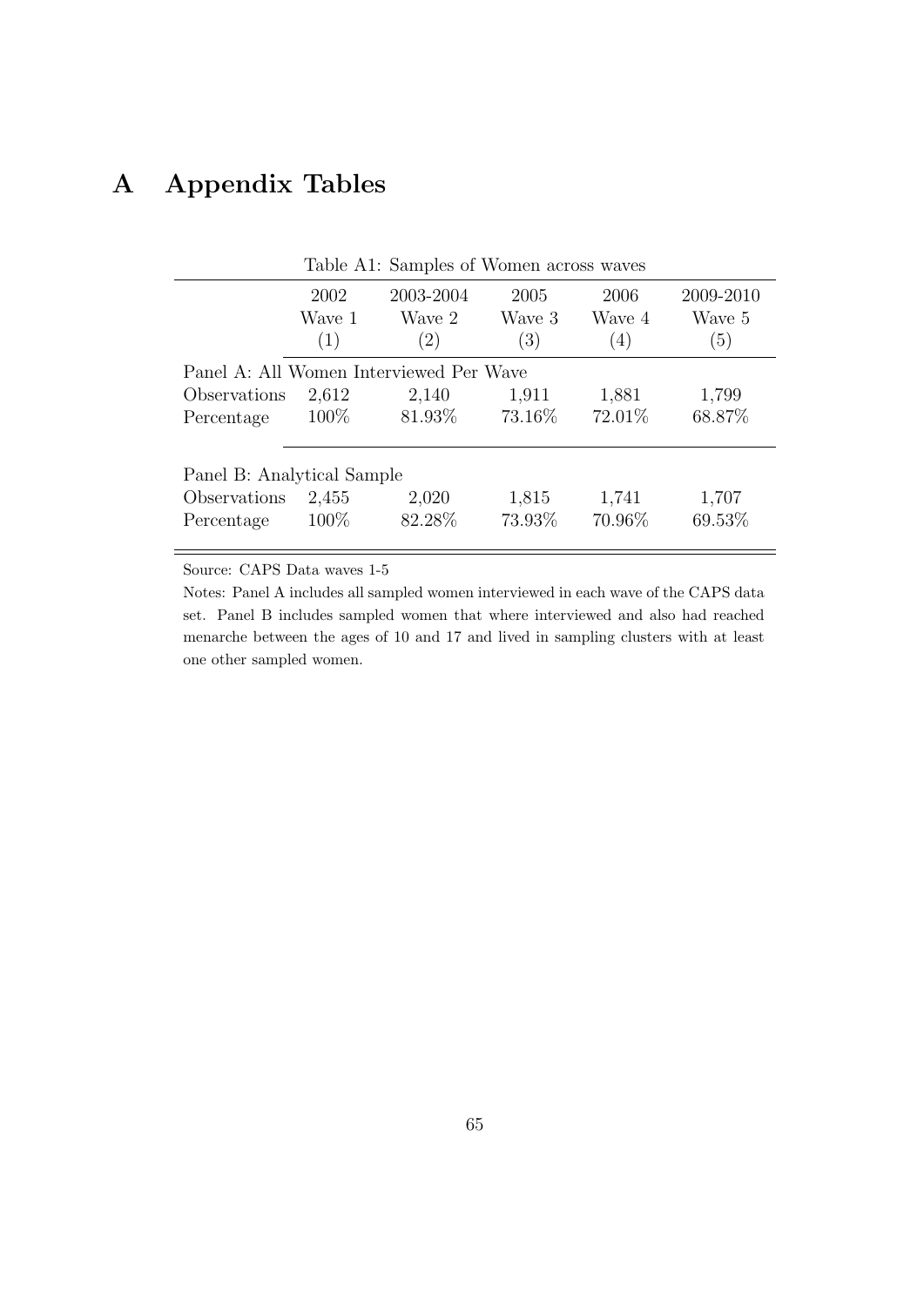# A Appendix Tables

Table A1: Samples of Women across waves

| | 2002<br>Wave 1<br>(1) | 2003-2004<br>Wave 2<br>(2) | 2005<br>Wave 3<br>(3) | 2006<br>Wave 4<br>(4) | 2009-2010<br>Wave 5<br>(5) |
|---|---|---|---|---|---|
| Panel A: All Women Interviewed Per Wave | | | | | |
| Observations | 2,612 | 2,140 | 1,911 | 1,881 | 1,799 |
| Percentage | 100% | 81.93% | 73.16% | 72.01% | 68.87% |
| Panel B: Analytical Sample | | | | | |
| Observations | 2,455 | 2,020 | 1,815 | 1,741 | 1,707 |
| Percentage | 100% | 82.28% | 73.93% | 70.96% | 69.53% |

Source: CAPS Data waves 1-5

Notes: Panel A includes all sampled women interviewed in each wave of the CAPS data set. Panel B includes sampled women that where interviewed and also had reached menarche between the ages of 10 and 17 and lived in sampling clusters with at least one other sampled women.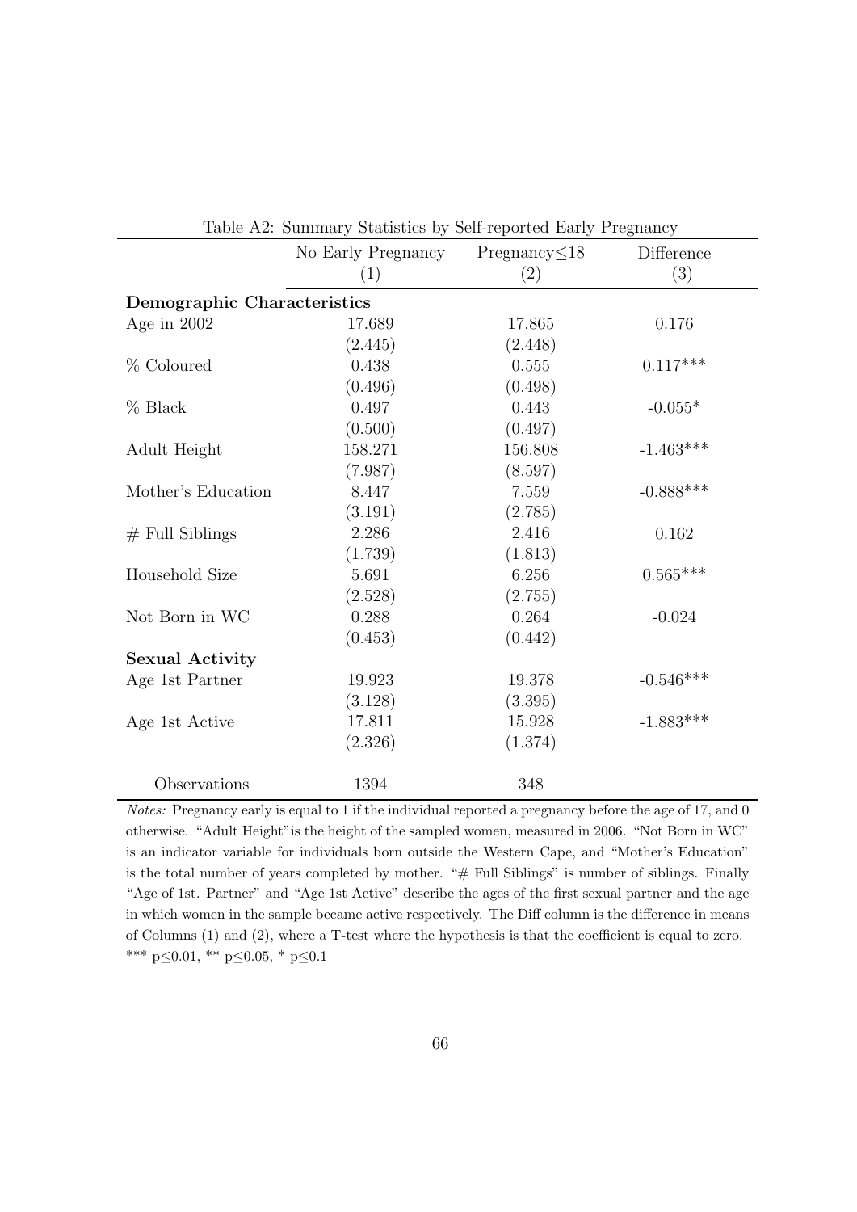Table A2: Summary Statistics by Self-reported Early Pregnancy

| | No Early Pregnancy | Pregnancy≤18 | Difference |
|---|---|---|---|
| | (1) | (2) | (3) |
| **Demographic Characteristics** | | | |
| Age in 2002 | 17.689 | 17.865 | 0.176 |
| | (2.445) | (2.448) | |
| % Coloured | 0.438 | 0.555 | 0.117*** |
| | (0.496) | (0.498) | |
| % Black | 0.497 | 0.443 | -0.055* |
| | (0.500) | (0.497) | |
| Adult Height | 158.271 | 156.808 | -1.463*** |
| | (7.987) | (8.597) | |
| Mother's Education | 8.447 | 7.559 | -0.888*** |
| | (3.191) | (2.785) | |
| # Full Siblings | 2.286 | 2.416 | 0.162 |
| | (1.739) | (1.813) | |
| Household Size | 5.691 | 6.256 | 0.565*** |
| | (2.528) | (2.755) | |
| Not Born in WC | 0.288 | 0.264 | -0.024 |
| | (0.453) | (0.442) | |
| **Sexual Activity** | | | |
| Age 1st Partner | 19.923 | 19.378 | -0.546*** |
| | (3.128) | (3.395) | |
| Age 1st Active | 17.811 | 15.928 | -1.883*** |
| | (2.326) | (1.374) | |
| Observations | 1394 | 348 | |

*Notes:* Pregnancy early is equal to 1 if the individual reported a pregnancy before the age of 17, and 0 otherwise. "Adult Height"is the height of the sampled women, measured in 2006. "Not Born in WC" is an indicator variable for individuals born outside the Western Cape, and "Mother's Education" is the total number of years completed by mother. "# Full Siblings" is number of siblings. Finally "Age of 1st. Partner" and "Age 1st Active" describe the ages of the first sexual partner and the age in which women in the sample became active respectively. The Diff column is the difference in means of Columns (1) and (2), where a T-test where the hypothesis is that the coefficient is equal to zero. *** $p \leq 0.01$, ** $p \leq 0.05$, * $p \leq 0.1$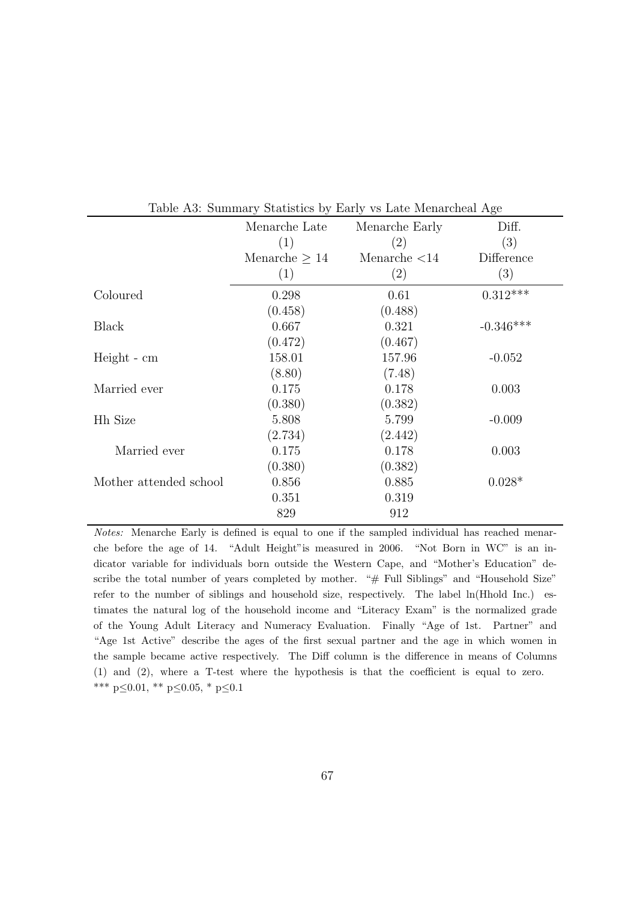Table A3: Summary Statistics by Early vs Late Menarcheal Age

| | Menarche Late | Menarche Early | Diff. |
|---|---|---|---|
| | (1) | (2) | (3) |
| | Menarche $\geq$ 14 | Menarche <14 | Difference |
| | (1) | (2) | (3) |
| Coloured | 0.298 | 0.61 | 0.312*** |
| | (0.458) | (0.488) | |
| Black | 0.667 | 0.321 | -0.346*** |
| | (0.472) | (0.467) | |
| Height - cm | 158.01 | 157.96 | -0.052 |
| | (8.80) | (7.48) | |
| Married ever | 0.175 | 0.178 | 0.003 |
| | (0.380) | (0.382) | |
| Hh Size | 5.808 | 5.799 | -0.009 |
| | (2.734) | (2.442) | |
| Married ever | 0.175 | 0.178 | 0.003 |
| | (0.380) | (0.382) | |
| Mother attended school | 0.856 | 0.885 | 0.028* |
| | 0.351 | 0.319 | |
| | 829 | 912 | |

*Notes:* Menarche Early is defined is equal to one if the sampled individual has reached menarche before the age of 14. "Adult Height"is measured in 2006. "Not Born in WC" is an indicator variable for individuals born outside the Western Cape, and "Mother's Education" describe the total number of years completed by mother. "# Full Siblings" and "Household Size" refer to the number of siblings and household size, respectively. The label ln(Hhold Inc.) estimates the natural log of the household income and "Literacy Exam" is the normalized grade of the Young Adult Literacy and Numeracy Evaluation. Finally "Age of 1st. Partner" and "Age 1st Active" describe the ages of the first sexual partner and the age in which women in the sample became active respectively. The Diff column is the difference in means of Columns (1) and (2), where a T-test where the hypothesis is that the coefficient is equal to zero.
*** p≤0.01, ** p≤0.05, * p≤0.1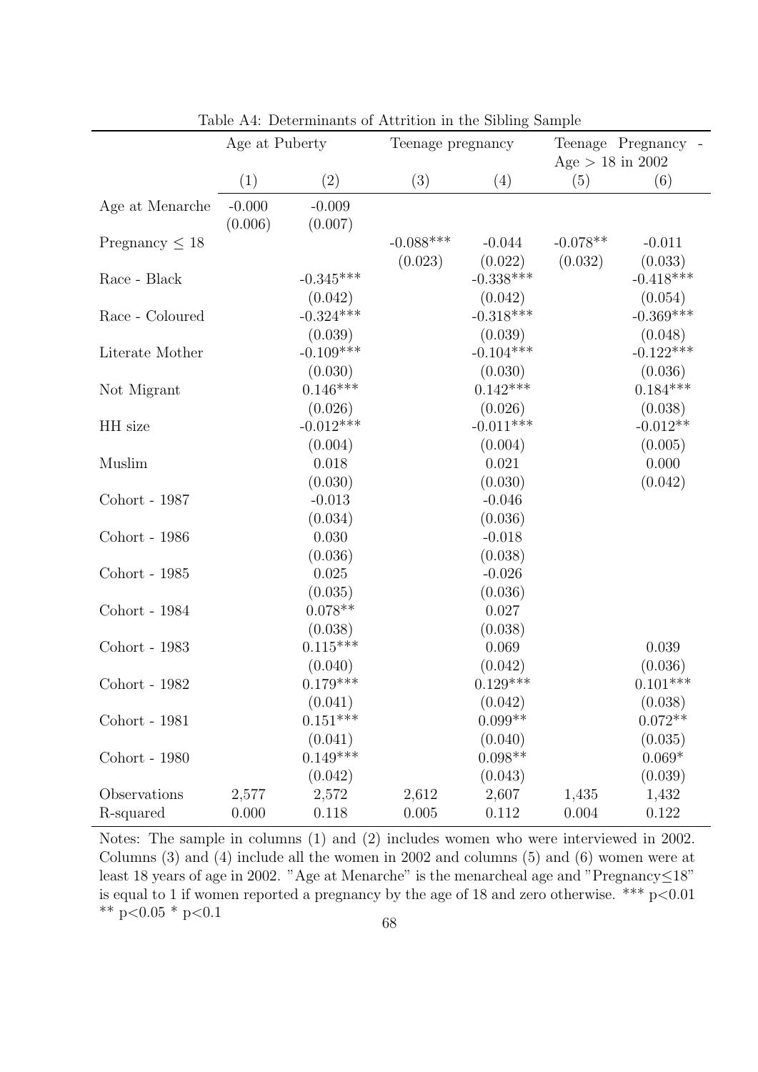Table A4: Determinants of Attrition in the Sibling Sample

| | Age at Puberty | | Teenage pregnancy | | Teenage Pregnancy - Age > 18 in 2002 | |
|---|---|---|---|---|---|---|
| | (1) | (2) | (3) | (4) | (5) | (6) |
| Age at Menarche | -0.000 | -0.009 | | | | |
| | (0.006) | (0.007) | | | | |
| Pregnancy ≤ 18 | | | -0.088*** | -0.044 | -0.078** | -0.011 |
| | | | (0.023) | (0.022) | (0.032) | (0.033) |
| Race - Black | | -0.345*** | | -0.338*** | | -0.418*** |
| | | (0.042) | | (0.042) | | (0.054) |
| Race - Coloured | | -0.324*** | | -0.318*** | | -0.369*** |
| | | (0.039) | | (0.039) | | (0.048) |
| Literate Mother | | -0.109*** | | -0.104*** | | -0.122*** |
| | | (0.030) | | (0.030) | | (0.036) |
| Not Migrant | | 0.146*** | | 0.142*** | | 0.184*** |
| | | (0.026) | | (0.026) | | (0.038) |
| HH size | | -0.012*** | | -0.011*** | | -0.012** |
| | | (0.004) | | (0.004) | | (0.005) |
| Muslim | | 0.018 | | 0.021 | | 0.000 |
| | | (0.030) | | (0.030) | | (0.042) |
| Cohort - 1987 | | -0.013 | | -0.046 | | |
| | | (0.034) | | (0.036) | | |
| Cohort - 1986 | | 0.030 | | -0.018 | | |
| | | (0.036) | | (0.038) | | |
| Cohort - 1985 | | 0.025 | | -0.026 | | |
| | | (0.035) | | (0.036) | | |
| Cohort - 1984 | | 0.078** | | 0.027 | | |
| | | (0.038) | | (0.038) | | |
| Cohort - 1983 | | 0.115*** | | 0.069 | | 0.039 |
| | | (0.040) | | (0.042) | | (0.036) |
| Cohort - 1982 | | 0.179*** | | 0.129*** | | 0.101*** |
| | | (0.041) | | (0.042) | | (0.038) |
| Cohort - 1981 | | 0.151*** | | 0.099** | | 0.072** |
| | | (0.041) | | (0.040) | | (0.035) |
| Cohort - 1980 | | 0.149*** | | 0.098** | | 0.069* |
| | | (0.042) | | (0.043) | | (0.039) |
| Observations | 2,577 | 2,572 | 2,612 | 2,607 | 1,435 | 1,432 |
| R-squared | 0.000 | 0.118 | 0.005 | 0.112 | 0.004 | 0.122 |

Notes: The sample in columns (1) and (2) includes women who were interviewed in 2002. Columns (3) and (4) include all the women in 2002 and columns (5) and (6) women were at least 18 years of age in 2002. "Age at Menarche" is the menarcheal age and "Pregnancy≤18" is equal to 1 if women reported a pregnancy by the age of 18 and zero otherwise. *** p<0.01 ** p<0.05 * p<0.1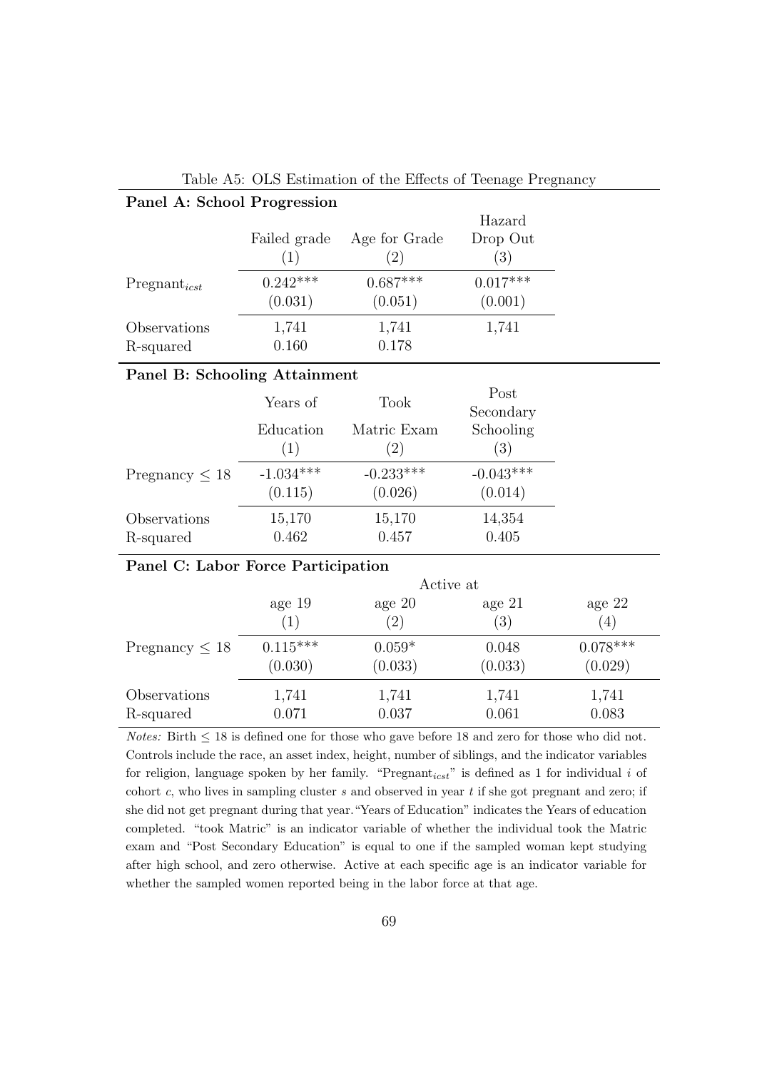Table A5: OLS Estimation of the Effects of Teenage Pregnancy

**Panel A: School Progression**

| | Failed grade | Age for Grade | Hazard Drop Out |
|---|---|---|---|
| | (1) | (2) | (3) |
| $\text{Pregnant}_{icst}$ | 0.242*** | 0.687*** | 0.017*** |
| | (0.031) | (0.051) | (0.001) |
| Observations | 1,741 | 1,741 | 1,741 |
| R-squared | 0.160 | 0.178 | |

**Panel B: Schooling Attainment**

| | Years of Education | Took Matric Exam | Post Secondary Schooling |
|---|---|---|---|
| | (1) | (2) | (3) |
| Pregnancy $\leq 18$ | -1.034*** | -0.233*** | -0.043*** |
| | (0.115) | (0.026) | (0.014) |
| Observations | 15,170 | 15,170 | 14,354 |
| R-squared | 0.462 | 0.457 | 0.405 |

**Panel C: Labor Force Participation**

| | Active at | | | |
|---|---|---|---|---|
| | age 19 | age 20 | age 21 | age 22 |
| | (1) | (2) | (3) | (4) |
| Pregnancy $\leq 18$ | 0.115*** | 0.059* | 0.048 | 0.078*** |
| | (0.030) | (0.033) | (0.033) | (0.029) |
| Observations | 1,741 | 1,741 | 1,741 | 1,741 |
| R-squared | 0.071 | 0.037 | 0.061 | 0.083 |

*Notes:* Birth $\leq 18$ is defined one for those who gave before 18 and zero for those who did not. Controls include the race, an asset index, height, number of siblings, and the indicator variables for religion, language spoken by her family. "$\text{Pregnant}_{icst}$" is defined as 1 for individual $i$ of cohort $c$, who lives in sampling cluster $s$ and observed in year $t$ if she got pregnant and zero; if she did not get pregnant during that year. "Years of Education" indicates the Years of education completed. "took Matric" is an indicator variable of whether the individual took the Matric exam and "Post Secondary Education" is equal to one if the sampled woman kept studying after high school, and zero otherwise. Active at each specific age is an indicator variable for whether the sampled women reported being in the labor force at that age.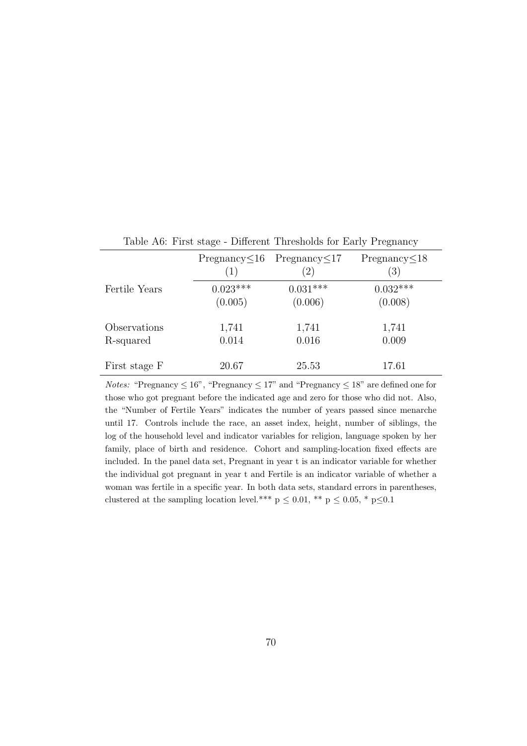Table A6: First stage - Different Thresholds for Early Pregnancy

| | Pregnancy≤16 | Pregnancy≤17 | Pregnancy≤18 |
|---|---|---|---|
| | (1) | (2) | (3) |
| Fertile Years | 0.023*** | 0.031*** | 0.032*** |
| | (0.005) | (0.006) | (0.008) |
| Observations | 1,741 | 1,741 | 1,741 |
| R-squared | 0.014 | 0.016 | 0.009 |
| First stage F | 20.67 | 25.53 | 17.61 |

*Notes:* "Pregnancy ≤ 16", "Pregnancy ≤ 17" and "Pregnancy ≤ 18" are defined one for those who got pregnant before the indicated age and zero for those who did not. Also, the "Number of Fertile Years" indicates the number of years passed since menarche until 17. Controls include the race, an asset index, height, number of siblings, the log of the household level and indicator variables for religion, language spoken by her family, place of birth and residence. Cohort and sampling-location fixed effects are included. In the panel data set, Pregnant in year t is an indicator variable for whether the individual got pregnant in year t and Fertile is an indicator variable of whether a woman was fertile in a specific year. In both data sets, standard errors in parentheses, clustered at the sampling location level.*** $p \leq 0.01$, ** $p \leq 0.05$, * $p \leq 0.1$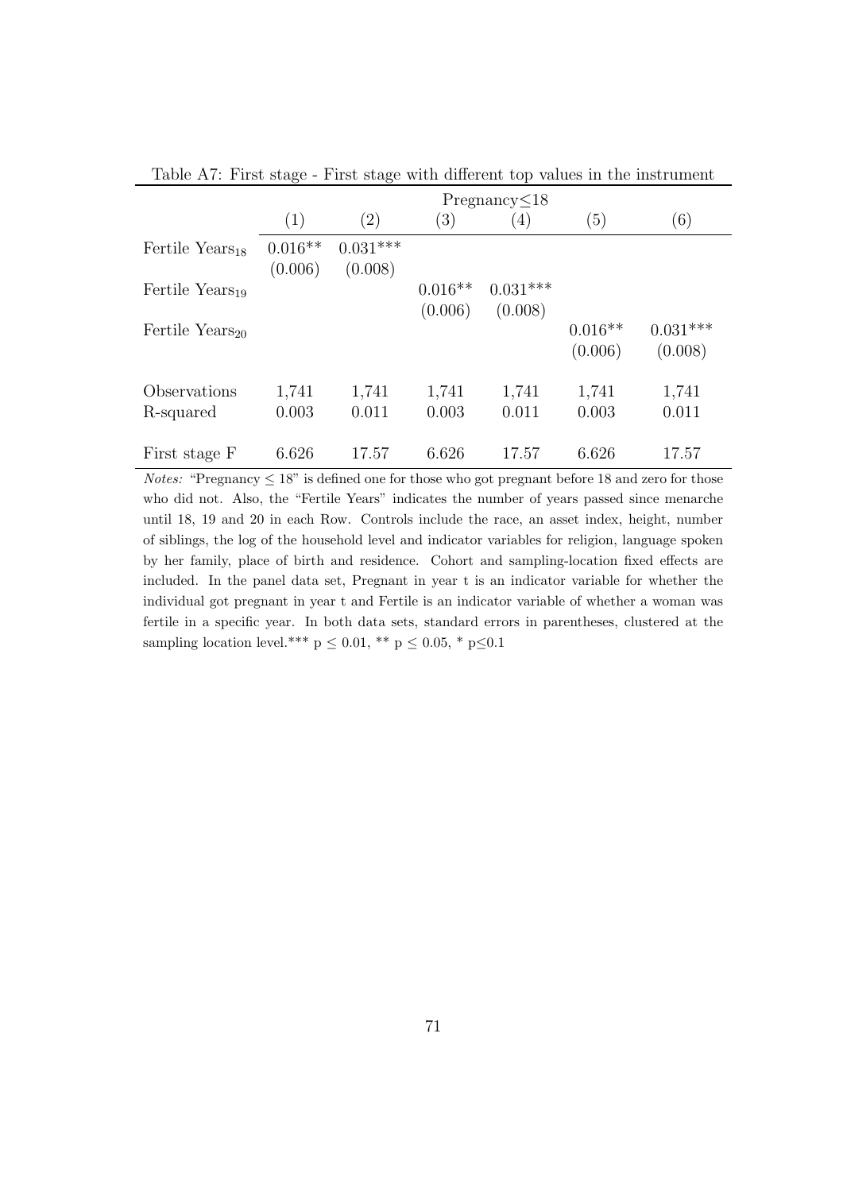Table A7: First stage - First stage with different top values in the instrument

| | Pregnancy≤18 | | | | | |
|---|---|---|---|---|---|---|
| | (1) | (2) | (3) | (4) | (5) | (6) |
| Fertile Years$_{18}$ | 0.016** | 0.031*** | | | | |
| | (0.006) | (0.008) | | | | |
| Fertile Years$_{19}$ | | | 0.016** | 0.031*** | | |
| | | | (0.006) | (0.008) | | |
| Fertile Years$_{20}$ | | | | | 0.016** | 0.031*** |
| | | | | | (0.006) | (0.008) |
| Observations | 1,741 | 1,741 | 1,741 | 1,741 | 1,741 | 1,741 |
| R-squared | 0.003 | 0.011 | 0.003 | 0.011 | 0.003 | 0.011 |
| First stage F | 6.626 | 17.57 | 6.626 | 17.57 | 6.626 | 17.57 |

*Notes:* "Pregnancy ≤ 18" is defined one for those who got pregnant before 18 and zero for those who did not. Also, the "Fertile Years" indicates the number of years passed since menarche until 18, 19 and 20 in each Row. Controls include the race, an asset index, height, number of siblings, the log of the household level and indicator variables for religion, language spoken by her family, place of birth and residence. Cohort and sampling-location fixed effects are included. In the panel data set, Pregnant in year t is an indicator variable for whether the individual got pregnant in year t and Fertile is an indicator variable of whether a woman was fertile in a specific year. In both data sets, standard errors in parentheses, clustered at the sampling location level.*** p ≤ 0.01, ** p ≤ 0.05, * p≤0.1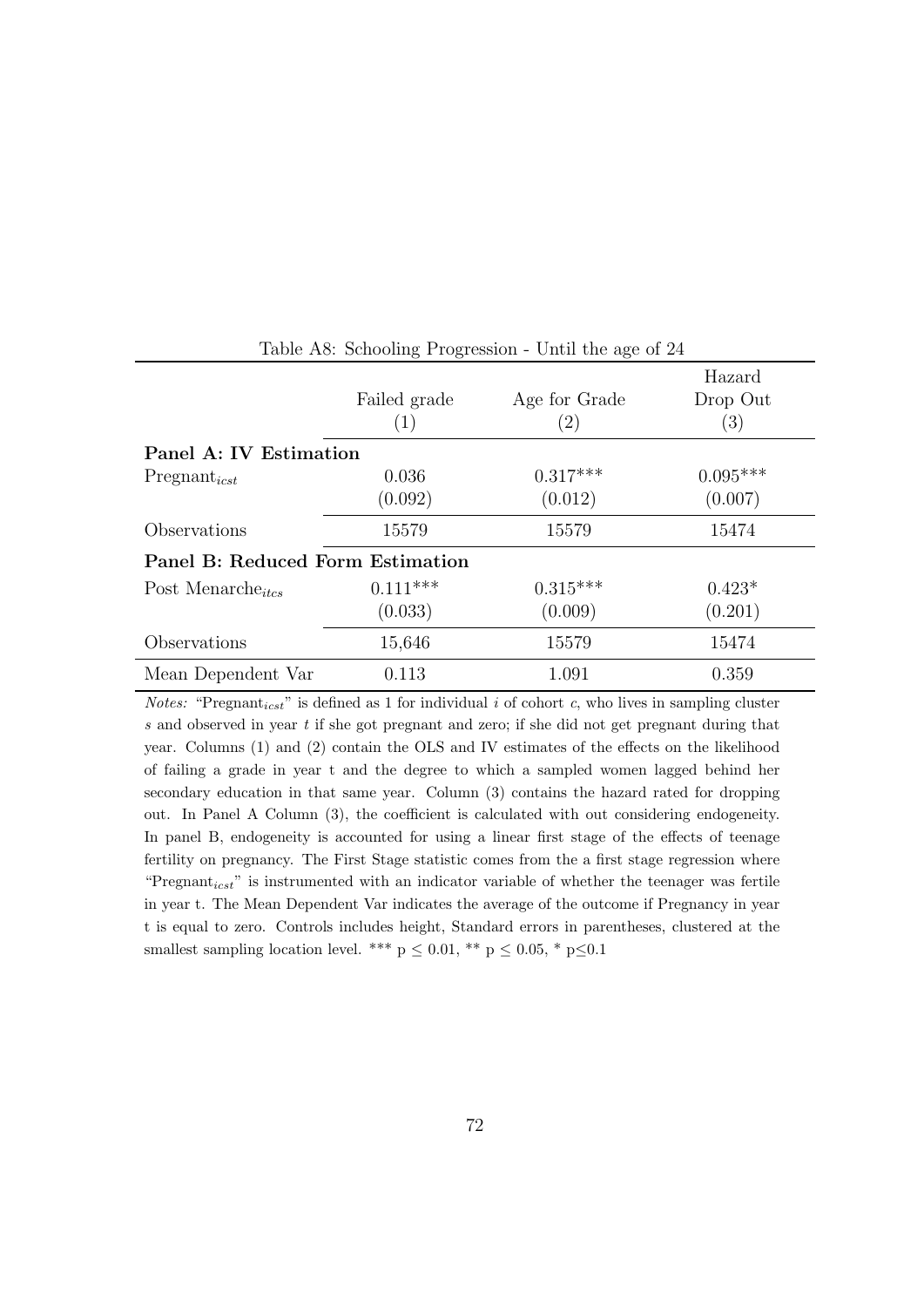Table A8: Schooling Progression - Until the age of 24

| | Failed grade | Age for Grade | Hazard Drop Out |
|---|---|---|---|
| | (1) | (2) | (3) |
| **Panel A: IV Estimation** | | | |
| $\text{Pregnant}_{icst}$ | 0.036 | 0.317*** | 0.095*** |
| | (0.092) | (0.012) | (0.007) |
| Observations | 15579 | 15579 | 15474 |
| **Panel B: Reduced Form Estimation** | | | |
| Post $\text{Menarche}_{itcs}$ | 0.111*** | 0.315*** | 0.423* |
| | (0.033) | (0.009) | (0.201) |
| Observations | 15,646 | 15579 | 15474 |
| Mean Dependent Var | 0.113 | 1.091 | 0.359 |

*Notes:* "$\text{Pregnant}_{icst}$" is defined as 1 for individual $i$ of cohort $c$, who lives in sampling cluster $s$ and observed in year $t$ if she got pregnant and zero; if she did not get pregnant during that year. Columns (1) and (2) contain the OLS and IV estimates of the effects on the likelihood of failing a grade in year t and the degree to which a sampled women lagged behind her secondary education in that same year. Column (3) contains the hazard rated for dropping out. In Panel A Column (3), the coefficient is calculated with out considering endogeneity. In panel B, endogeneity is accounted for using a linear first stage of the effects of teenage fertility on pregnancy. The First Stage statistic comes from the a first stage regression where "$\text{Pregnant}_{icst}$" is instrumented with an indicator variable of whether the teenager was fertile in year t. The Mean Dependent Var indicates the average of the outcome if Pregnancy in year t is equal to zero. Controls includes height, Standard errors in parentheses, clustered at the smallest sampling location level. *** $p \leq 0.01$, ** $p \leq 0.05$, * $p \leq 0.1$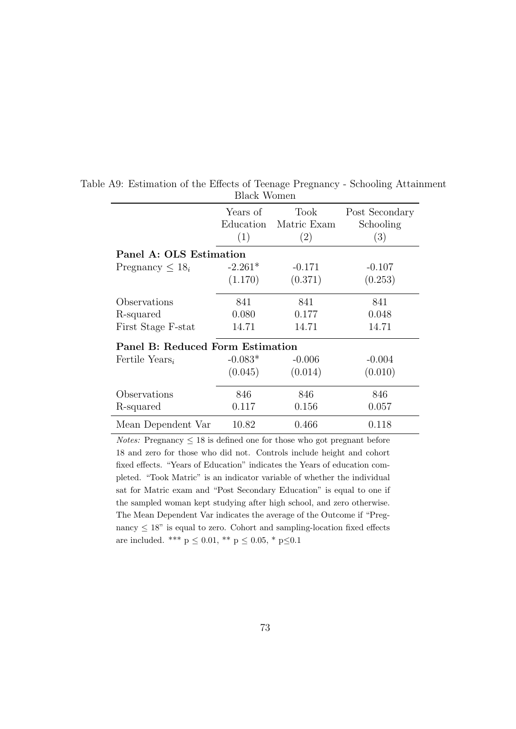Table A9: Estimation of the Effects of Teenage Pregnancy - Schooling Attainment
Black Women

| | Years of Education (1) | Took Matric Exam (2) | Post Secondary Schooling (3) |
|---|---|---|---|
| **Panel A: OLS Estimation** | | | |
| Pregnancy $\leq 18_i$ | -2.261* | -0.171 | -0.107 |
| | (1.170) | (0.371) | (0.253) |
| Observations | 841 | 841 | 841 |
| R-squared | 0.080 | 0.177 | 0.048 |
| First Stage F-stat | 14.71 | 14.71 | 14.71 |
| **Panel B: Reduced Form Estimation** | | | |
| Fertile Years$_i$ | -0.083* | -0.006 | -0.004 |
| | (0.045) | (0.014) | (0.010) |
| Observations | 846 | 846 | 846 |
| R-squared | 0.117 | 0.156 | 0.057 |
| Mean Dependent Var | 10.82 | 0.466 | 0.118 |

*Notes:* Pregnancy $\leq$ 18 is defined one for those who got pregnant before 18 and zero for those who did not. Controls include height and cohort fixed effects. "Years of Education" indicates the Years of education completed. "Took Matric" is an indicator variable of whether the individual sat for Matric exam and "Post Secondary Education" is equal to one if the sampled woman kept studying after high school, and zero otherwise. The Mean Dependent Var indicates the average of the Outcome if "Pregnancy $\leq$ 18" is equal to zero. Cohort and sampling-location fixed effects are included. *** p $\leq$ 0.01, ** p $\leq$ 0.05, * p$\leq$0.1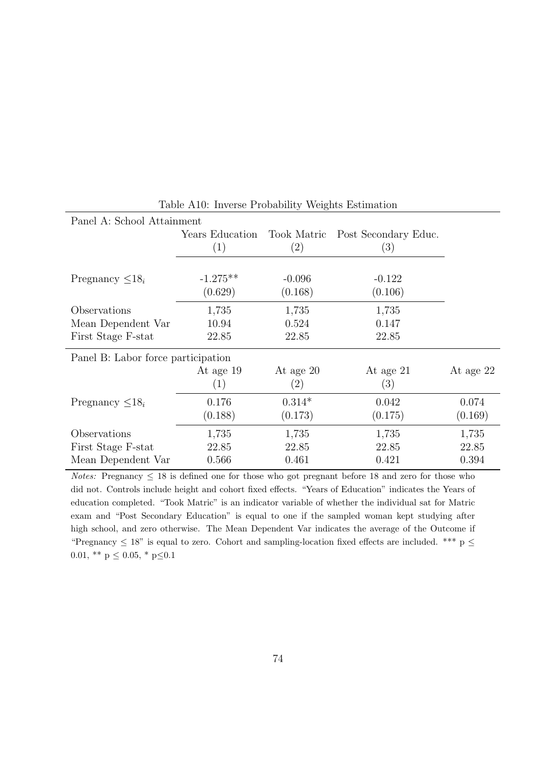Table A10: Inverse Probability Weights Estimation

| Panel A: School Attainment | | | | |
|---|---|---|---|---|
| | Years Education | Took Matric | Post Secondary Educ. | |
| | (1) | (2) | (3) | |
| Pregnancy $\leq 18_i$ | -1.275** | -0.096 | -0.122 | |
| | (0.629) | (0.168) | (0.106) | |
| Observations | 1,735 | 1,735 | 1,735 | |
| Mean Dependent Var | 10.94 | 0.524 | 0.147 | |
| First Stage F-stat | 22.85 | 22.85 | 22.85 | |
| **Panel B: Labor force participation** | | | | |
| | At age 19 | At age 20 | At age 21 | At age 22 |
| | (1) | (2) | (3) | |
| Pregnancy $\leq 18_i$ | 0.176 | 0.314* | 0.042 | 0.074 |
| | (0.188) | (0.173) | (0.175) | (0.169) |
| Observations | 1,735 | 1,735 | 1,735 | 1,735 |
| First Stage F-stat | 22.85 | 22.85 | 22.85 | 22.85 |
| Mean Dependent Var | 0.566 | 0.461 | 0.421 | 0.394 |

*Notes:* Pregnancy $\leq$ 18 is defined one for those who got pregnant before 18 and zero for those who did not. Controls include height and cohort fixed effects. "Years of Education" indicates the Years of education completed. "Took Matric" is an indicator variable of whether the individual sat for Matric exam and "Post Secondary Education" is equal to one if the sampled woman kept studying after high school, and zero otherwise. The Mean Dependent Var indicates the average of the Outcome if "Pregnancy $\leq$ 18" is equal to zero. Cohort and sampling-location fixed effects are included. *** p $\leq$ 0.01, ** p $\leq$ 0.05, * p$\leq$0.1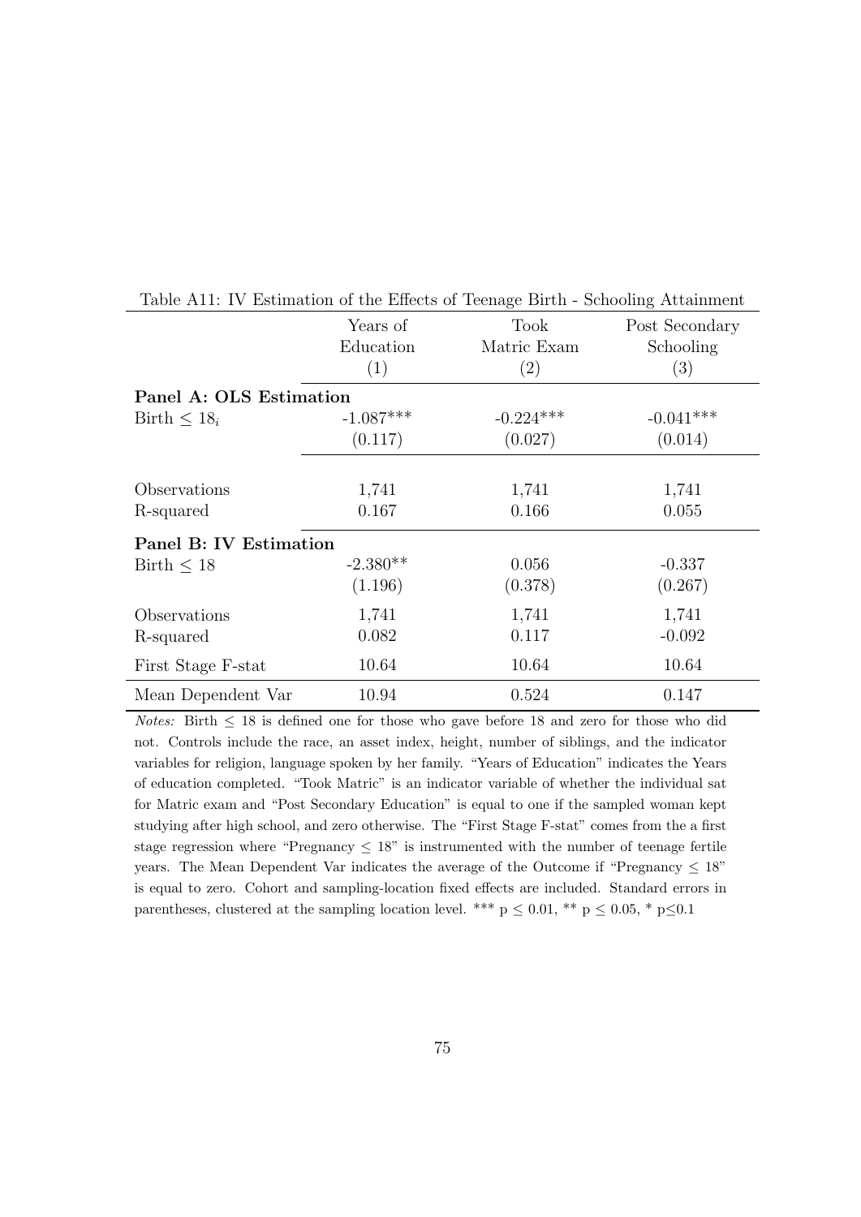Table A11: IV Estimation of the Effects of Teenage Birth - Schooling Attainment

| | Years of Education (1) | Took Matric Exam (2) | Post Secondary Schooling (3) |
|---|---|---|---|
| **Panel A: OLS Estimation** | | | |
| Birth $\leq 18_i$ | -1.087*** | -0.224*** | -0.041*** |
| | (0.117) | (0.027) | (0.014) |
| Observations | 1,741 | 1,741 | 1,741 |
| R-squared | 0.167 | 0.166 | 0.055 |
| **Panel B: IV Estimation** | | | |
| Birth $\leq 18$ | -2.380** | 0.056 | -0.337 |
| | (1.196) | (0.378) | (0.267) |
| Observations | 1,741 | 1,741 | 1,741 |
| R-squared | 0.082 | 0.117 | -0.092 |
| First Stage F-stat | 10.64 | 10.64 | 10.64 |
| Mean Dependent Var | 10.94 | 0.524 | 0.147 |

*Notes:* Birth $\leq$ 18 is defined one for those who gave before 18 and zero for those who did not. Controls include the race, an asset index, height, number of siblings, and the indicator variables for religion, language spoken by her family. "Years of Education" indicates the Years of education completed. "Took Matric" is an indicator variable of whether the individual sat for Matric exam and "Post Secondary Education" is equal to one if the sampled woman kept studying after high school, and zero otherwise. The "First Stage F-stat" comes from the a first stage regression where "Pregnancy $\leq$ 18" is instrumented with the number of teenage fertile years. The Mean Dependent Var indicates the average of the Outcome if "Pregnancy $\leq$ 18" is equal to zero. Cohort and sampling-location fixed effects are included. Standard errors in parentheses, clustered at the sampling location level. *** p $\leq$ 0.01, ** p $\leq$ 0.05, * p$\leq$0.1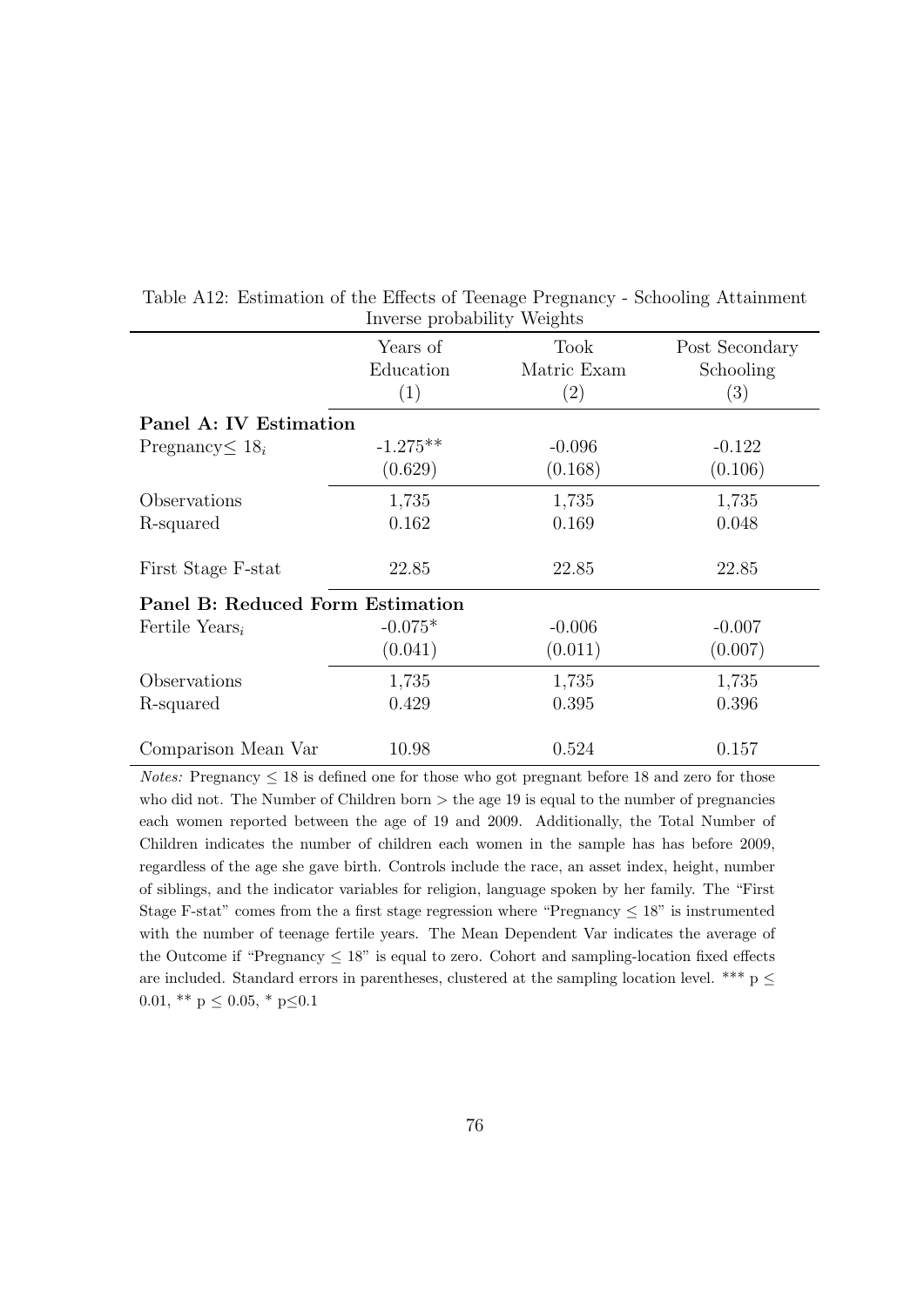Table A12: Estimation of the Effects of Teenage Pregnancy - Schooling Attainment
Inverse probability Weights

| | Years of Education (1) | Took Matric Exam (2) | Post Secondary Schooling (3) |
|---|---|---|---|
| **Panel A: IV Estimation** | | | |
| Pregnancy$\leq 18_i$ | -1.275** | -0.096 | -0.122 |
| | (0.629) | (0.168) | (0.106) |
| Observations | 1,735 | 1,735 | 1,735 |
| R-squared | 0.162 | 0.169 | 0.048 |
| First Stage F-stat | 22.85 | 22.85 | 22.85 |
| **Panel B: Reduced Form Estimation** | | | |
| Fertile Years$_i$ | -0.075* | -0.006 | -0.007 |
| | (0.041) | (0.011) | (0.007) |
| Observations | 1,735 | 1,735 | 1,735 |
| R-squared | 0.429 | 0.395 | 0.396 |
| Comparison Mean Var | 10.98 | 0.524 | 0.157 |

*Notes:* Pregnancy $\leq$ 18 is defined one for those who got pregnant before 18 and zero for those who did not. The Number of Children born > the age 19 is equal to the number of pregnancies each women reported between the age of 19 and 2009. Additionally, the Total Number of Children indicates the number of children each women in the sample has has before 2009, regardless of the age she gave birth. Controls include the race, an asset index, height, number of siblings, and the indicator variables for religion, language spoken by her family. The "First Stage F-stat" comes from a first stage regression where "Pregnancy $\leq$ 18" is instrumented with the number of teenage fertile years. The Mean Dependent Var indicates the average of the Outcome if "Pregnancy $\leq$ 18" is equal to zero. Cohort and sampling-location fixed effects are included. Standard errors in parentheses, clustered at the sampling location level. *** $p \leq 0.01$, ** $p \leq 0.05$, * $p \leq 0.1$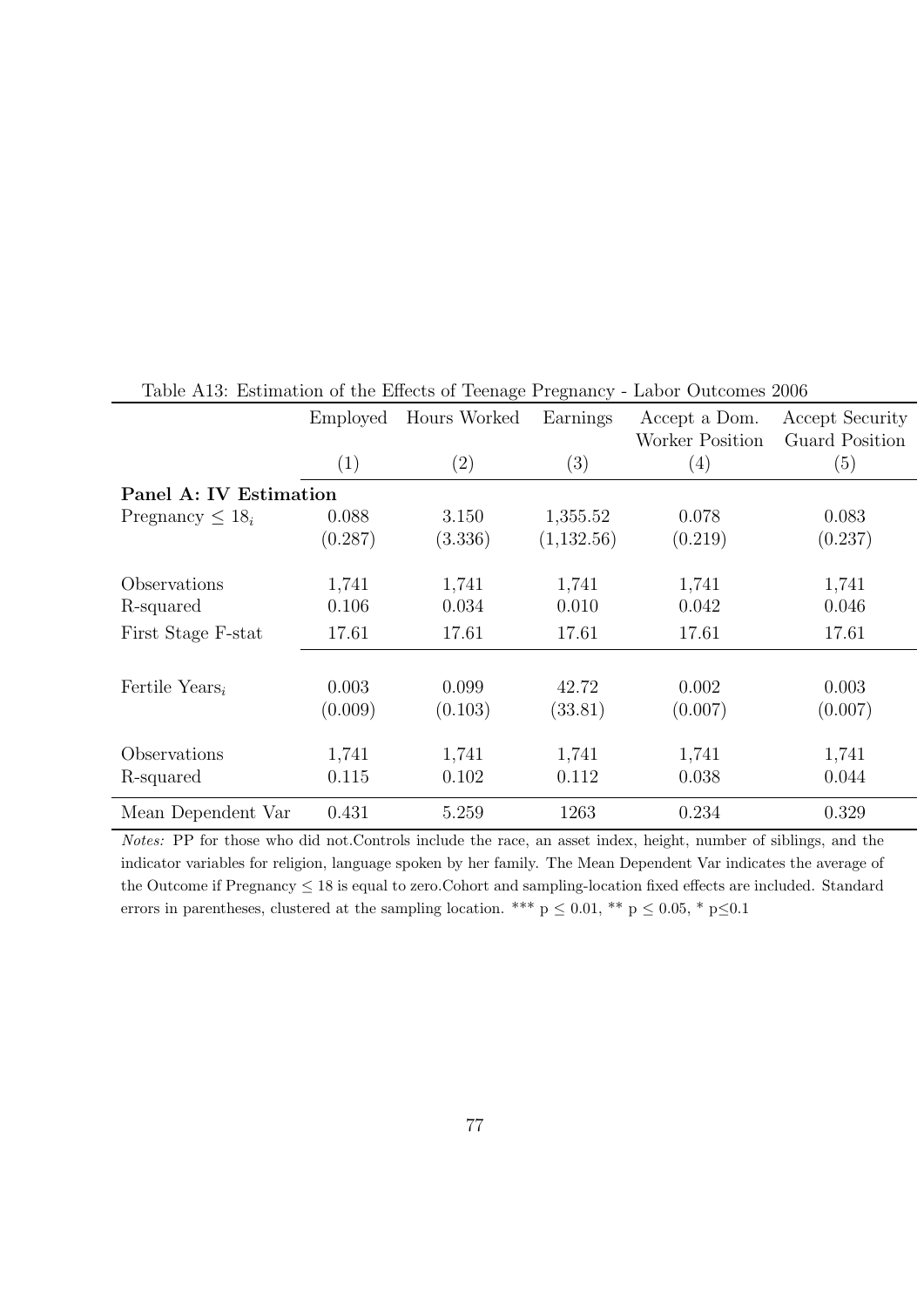Table A13: Estimation of the Effects of Teenage Pregnancy - Labor Outcomes 2006

| | Employed | Hours Worked | Earnings | Accept a Dom. Worker Position | Accept Security Guard Position |
|---|---|---|---|---|---|
| | (1) | (2) | (3) | (4) | (5) |
| **Panel A: IV Estimation** | | | | | |
| Pregnancy $\leq 18_i$ | 0.088 | 3.150 | 1,355.52 | 0.078 | 0.083 |
| | (0.287) | (3.336) | (1,132.56) | (0.219) | (0.237) |
| Observations | 1,741 | 1,741 | 1,741 | 1,741 | 1,741 |
| R-squared | 0.106 | 0.034 | 0.010 | 0.042 | 0.046 |
| First Stage F-stat | 17.61 | 17.61 | 17.61 | 17.61 | 17.61 |
| Fertile Years$_i$ | 0.003 | 0.099 | 42.72 | 0.002 | 0.003 |
| | (0.009) | (0.103) | (33.81) | (0.007) | (0.007) |
| Observations | 1,741 | 1,741 | 1,741 | 1,741 | 1,741 |
| R-squared | 0.115 | 0.102 | 0.112 | 0.038 | 0.044 |
| Mean Dependent Var | 0.431 | 5.259 | 1263 | 0.234 | 0.329 |

*Notes:* PP for those who did not.Controls include the race, an asset index, height, number of siblings, and the indicator variables for religion, language spoken by her family. The Mean Dependent Var indicates the average of the Outcome if Pregnancy $\leq 18$ is equal to zero.Cohort and sampling-location fixed effects are included. Standard errors in parentheses, clustered at the sampling location. *** $p \leq 0.01$, ** $p \leq 0.05$, * $p \leq 0.1$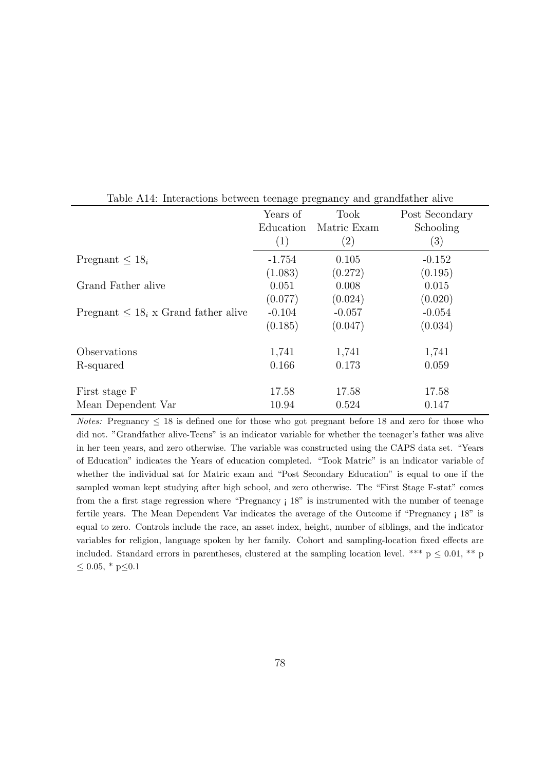Table A14: Interactions between teenage pregnancy and grandfather alive

| | Years of Education (1) | Took Matric Exam (2) | Post Secondary Schooling (3) |
|---|---|---|---|
| Pregnant $\leq 18_i$ | -1.754 | 0.105 | -0.152 |
| | (1.083) | (0.272) | (0.195) |
| Grand Father alive | 0.051 | 0.008 | 0.015 |
| | (0.077) | (0.024) | (0.020) |
| Pregnant $\leq 18_i$ x Grand father alive | -0.104 | -0.057 | -0.054 |
| | (0.185) | (0.047) | (0.034) |
| Observations | 1,741 | 1,741 | 1,741 |
| R-squared | 0.166 | 0.173 | 0.059 |
| First stage F | 17.58 | 17.58 | 17.58 |
| Mean Dependent Var | 10.94 | 0.524 | 0.147 |

*Notes:* Pregnancy $\leq$ 18 is defined one for those who got pregnant before 18 and zero for those who did not. "Grandfather alive-Teens" is an indicator variable for whether the teenager's father was alive in her teen years, and zero otherwise. The variable was constructed using the CAPS data set. "Years of Education" indicates the Years of education completed. "Took Matric" is an indicator variable of whether the individual sat for Matric exam and "Post Secondary Education" is equal to one if the sampled woman kept studying after high school, and zero otherwise. The "First Stage F-stat" comes from the a first stage regression where "Pregnancy ¡ 18" is instrumented with the number of teenage fertile years. The Mean Dependent Var indicates the average of the Outcome if "Pregnancy ¡ 18" is equal to zero. Controls include the race, an asset index, height, number of siblings, and the indicator variables for religion, language spoken by her family. Cohort and sampling-location fixed effects are included. Standard errors in parentheses, clustered at the sampling location level. *** $p \leq 0.01$, ** $p \leq 0.05$, * $p \leq 0.1$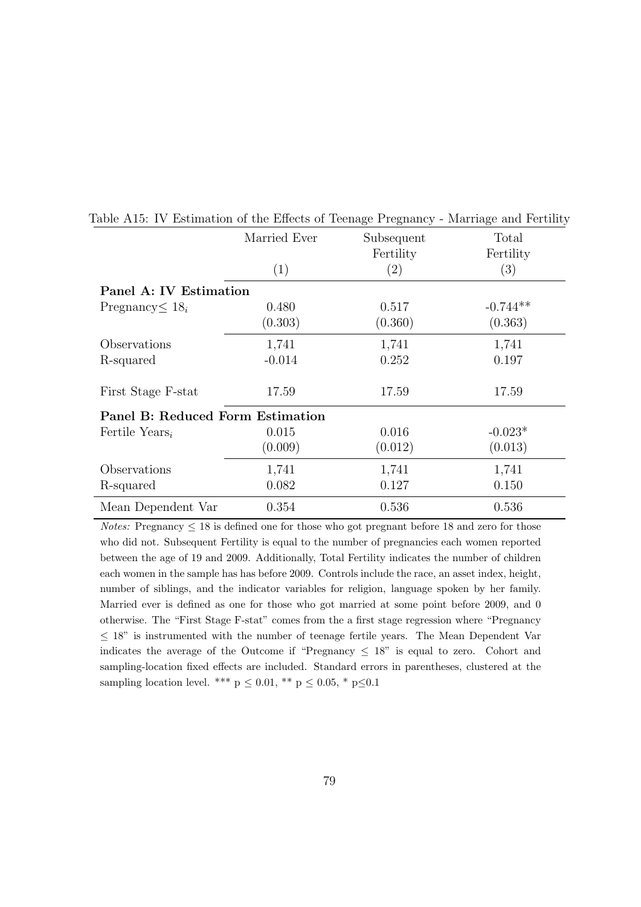Table A15: IV Estimation of the Effects of Teenage Pregnancy - Marriage and Fertility

| | Married Ever | Subsequent Fertility | Total Fertility |
|---|---|---|---|
| | (1) | (2) | (3) |
| **Panel A: IV Estimation** | | | |
| Pregnancy$\leq 18_i$ | 0.480 | 0.517 | -0.744** |
| | (0.303) | (0.360) | (0.363) |
| Observations | 1,741 | 1,741 | 1,741 |
| R-squared | -0.014 | 0.252 | 0.197 |
| First Stage F-stat | 17.59 | 17.59 | 17.59 |
| **Panel B: Reduced Form Estimation** | | | |
| Fertile Years$_i$ | 0.015 | 0.016 | -0.023* |
| | (0.009) | (0.012) | (0.013) |
| Observations | 1,741 | 1,741 | 1,741 |
| R-squared | 0.082 | 0.127 | 0.150 |
| Mean Dependent Var | 0.354 | 0.536 | 0.536 |

*Notes:* Pregnancy $\leq$ 18 is defined one for those who got pregnant before 18 and zero for those who did not. Subsequent Fertility is equal to the number of pregnancies each women reported between the age of 19 and 2009. Additionally, Total Fertility indicates the number of children each women in the sample has has before 2009. Controls include the race, an asset index, height, number of siblings, and the indicator variables for religion, language spoken by her family. Married ever is defined as one for those who got married at some point before 2009, and 0 otherwise. The "First Stage F-stat" comes from the a first stage regression where "Pregnancy $\leq$ 18" is instrumented with the number of teenage fertile years. The Mean Dependent Var indicates the average of the Outcome if "Pregnancy $\leq$ 18" is equal to zero. Cohort and sampling-location fixed effects are included. Standard errors in parentheses, clustered at the sampling location level. *** $p \leq 0.01$, ** $p \leq 0.05$, * $p \leq 0.1$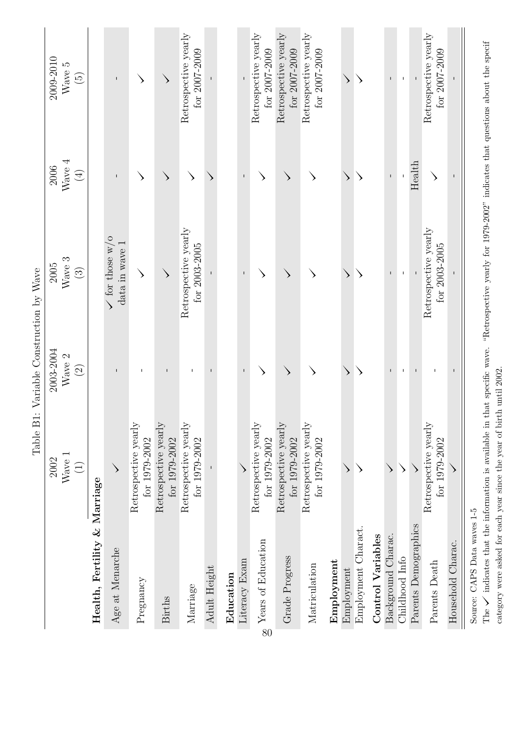Table B1: Variable Construction by Wave

| | 2002 Wave 1 (1) | 2003-2004 Wave 2 (2) | 2005 Wave 3 (3) | 2006 Wave 4 (4) | 2009-2010 Wave 5 (5) |
|---|---|---|---|---|---|
| **Health, Fertility & Marriage** | | | | | |
| Age at Menarche | ✓ | - | ✓ for those w/o data in wave 1 | - | - |
| Pregnancy | Retrospective yearly for 1979-2002 | - | ✓ | ✓ | ✓ |
| Births | Retrospective yearly for 1979-2002 | - | ✓ | ✓ | ✓ |
| Marriage | Retrospective yearly for 1979-2002 | - | Retrospective yearly for 2003-2005 | ✓ | Retrospective yearly for 2007-2009 |
| Adult Height | - | - | - | ✓ | - |
| **Education** | | | | | |
| Literacy Exam | ✓ | - | - | - | - |
| Years of Education | Retrospective yearly for 1979-2002 | ✓ | ✓ | ✓ | Retrospective yearly for 2007-2009 |
| Grade Progress | Retrospective yearly for 1979-2002 | ✓ | ✓ | ✓ | Retrospective yearly for 2007-2009 |
| Matriculation | Retrospective yearly for 1979-2002 | ✓ | ✓ | ✓ | Retrospective yearly for 2007-2009 |
| **Employment** | | | | | |
| Employment | ✓ | ✓ | ✓ | ✓ | ✓ |
| Employment Charact. | ✓ | ✓ | ✓ | ✓ | ✓ |
| **Control Variables** | | | | | |
| Background Charac. | ✓ | - | - | - | - |
| Childhood Info | ✓ | - | - | - | - |
| Parents Demographics | ✓ | - | - | Health | - |
| Parents Death | Retrospective yearly for 1979-2002 | - | Retrospective yearly for 2003-2005 | ✓ | Retrospective yearly for 2007-2009 |
| Household Charac. | ✓ | - | - | - | - |

Source: CAPS Data waves 1-5

The ✓ indicates that the information is available in that specific wave. "Retrospective yearly for 1979-2002" indicates that questions about the specif category were asked for each year since the year of birth until 2002.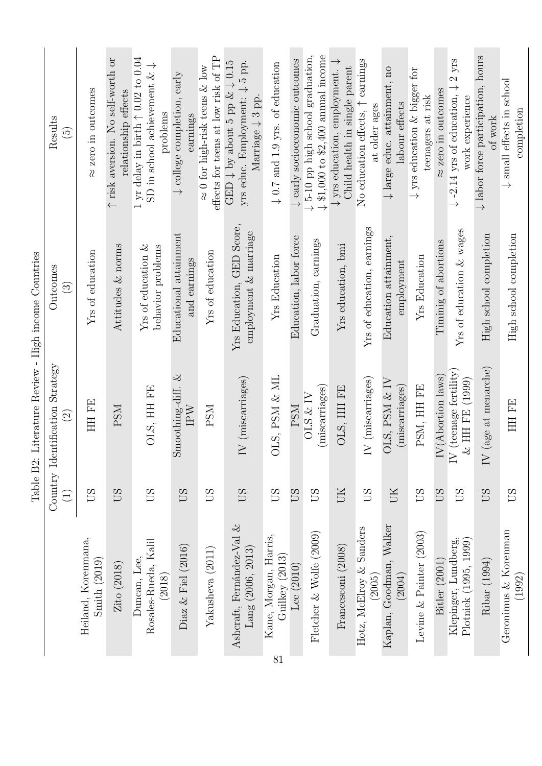Table B2: Literature Review - High income Countries

| | Country (1) | Identification Strategy (2) | Outcomes (3) | Results (5) |
|---|---|---|---|---|
| Heiland, Korenmana, Smith (2019) | US | HH FE | Yrs of education | ≈ zero in outcomes |
| Zito (2018) | US | PSM | Attitudes & norms | ↑ risk aversion. No self-worth or relationship effects |
| Duncan, Lee, Rosales-Rueda, Kalil (2018) | US | OLS, HH FE | Yrs of education & behavior problems | 1 yr delay in birth ↑ 0.02 to 0.04 SD in school achievement & ↓ problems |
| Diaz & Fiel (2016) | US | Smoothing-diff. & IPW | Educational attainment and earnings | ↓ college completion, early earnings |
| Yakusheva (2011) | US | PSM | Yrs of education | ≈ 0 for high-risk teens & low effects for teens at low risk of TP |
| Ashcraft, Fernández-Val & Lang (2006, 2013) | US | IV (miscarriages) | Yrs Education, GED Score, employment & marriage | GED ↓ by about 5 pp & ↓ 0.15 yrs educ. Employment: ↓ 5 pp. Marriage ↓ 3 pp. |
| Kane, Morgan, Harris, Guilkey (2013) | US | OLS, PSM & ML | Yrs Education | ↓ 0.7 and 1.9 yrs. of education |
| Lee (2010) | US | PSM | Education, labor force | ↓ early socioeconomic outcomes |
| Fletcher & Wolfe (2009) | US | OLS & IV (miscarriages) | Graduation, earnings | ↓ 5-10 pp high school graduation, ↓ \$1,000 to \$2,400 annual income |
| Francesconi (2008) | UK | OLS, HH FE | Yrs education, bmi | ↓ yrs education, employment. ↓ Child health in single parent |
| Hotz, McElroy & Sanders (2005) | US | IV (miscarriages) | Yrs of education, earnings | No education effects, ↑ earnings at older ages |
| Kaplan, Goodman, Walker (2004) | UK | OLS, PSM & IV (miscarriages) | Education attainment, employment | ↓ large educ. attainment, no labour effects |
| Levine & Painter (2003) | US | PSM, HH FE | Yrs Education | ↓ yrs education & bigger for teenagers at risk |
| Bitler (2001) | US | IV(Abortion laws) | Timinig of abortions | ≈ zero in outcomes |
| Klepinger, Lundberg, Plotniek (1995, 1999) | US | IV (teenage fertility) & HH FE (1999) | Yrs of education & wages | ↓ -2.14 yrs of education, ↓ 2 yrs work experience |
| Ribar (1994) | US | IV (age at menarche) | High school completion | ↓ labor force participation, hours of work |
| Geronimus & Korenman (1992) | US | HH FE | High school completion | ↓ small effects in school completion |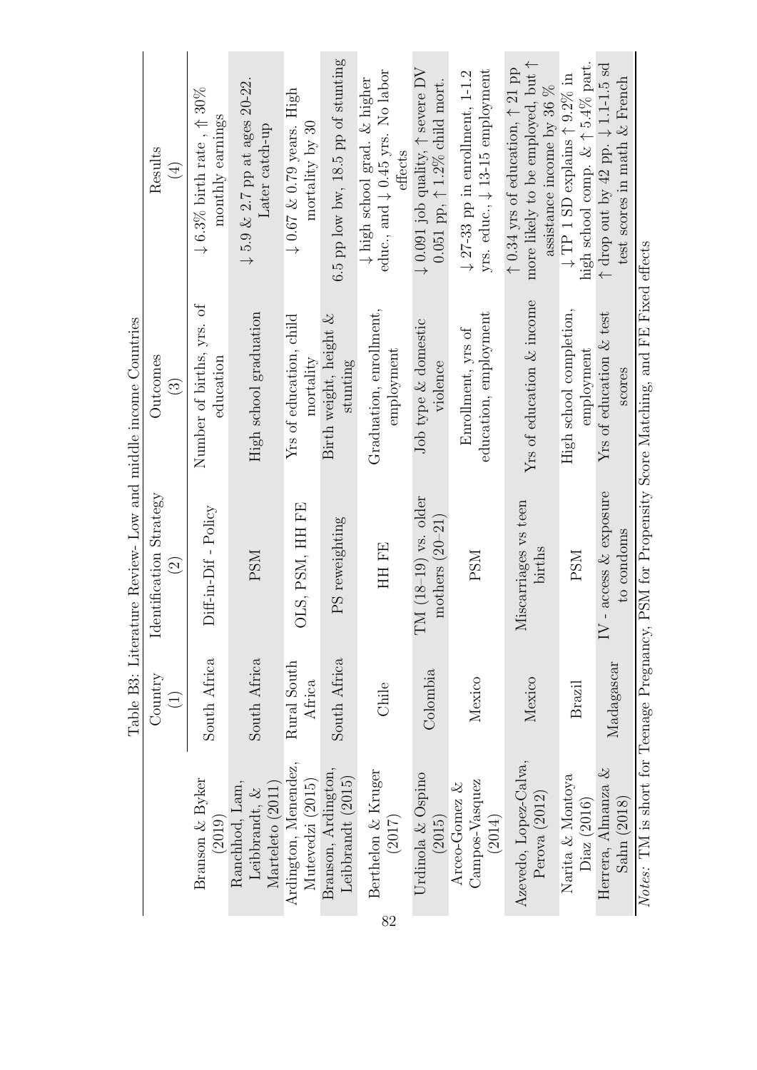Table B3: Literature Review- Low and middle income Countries

| | Country (1) | Identification Strategy (2) | Outcomes (3) | Results (4) |
|---|---|---|---|---|
| Branson & Byker (2019) | South Africa | Diff-in-Dif - Policy | Number of births, yrs. of education | ↓ 6.3% birth rate , ⇑ 30% monthly earnings |
| Ranchhod, Lam, Leibbrandt, & Marteleto (2011) | South Africa | PSM | High school graduation | ↓ 5.9 & 2.7 pp at ages 20-22. Later catch-up |
| Ardington, Menendez, Mutevedzi (2015) | Rural South Africa | OLS, PSM, HH FE | Yrs of education, child mortality | ↓ 0.67 & 0.79 years. High mortality by 30 |
| Branson, Ardington, Leibbrandt (2015) | South Africa | PS reweighting | Birth weight, height & stunting | 6.5 pp low bw, 18.5 pp of stunting |
| Berthelon & Kruger (2017) | Chile | HH FE | Graduation, enrollment, employment | ↓ high school grad. & higher educ., and ↓ 0.45 yrs. No labor effects |
| Urdinola & Ospino (2015) | Colombia | TM (18–19) vs. older mothers (20–21) | Job type & domestic violence | ↓ 0.091 job quality, ↑ severe DV 0.051 pp, ↑ 1.2% child mort. |
| Arceo-Gomez & Campos-Vasquez (2014) | Mexico | PSM | Enrollment, yrs of education, employment | ↓ 27-33 pp in enrollment, 1-1.2 yrs. educ., ↓ 13-15 employment |
| Azevedo, Lopez-Calva, Perova (2012) | Mexico | Miscarriages vs teen births | Yrs of education & income | ↑ 0.34 yrs of education, ↑ 21 pp more likely to be employed, but ↑ assistance income by 36 % |
| Narita & Montoya Diaz (2016) | Brazil | PSM | High school completion, employment | ↓ TP 1 SD explains ↑ 9.2% in high school comp. & ↑ 5.4% part. |
| Herrera, Almanza & Sahn (2018) | Madagascar | IV - access & exposure to condoms | Yrs of education & test scores | ↑ drop out by 42 pp. ↓ 1.1-1.5 sd test scores in math & French |

*Notes:* TM is short for Teenage Pregnancy, PSM for Propensity Score Matching, and FE Fixed effects